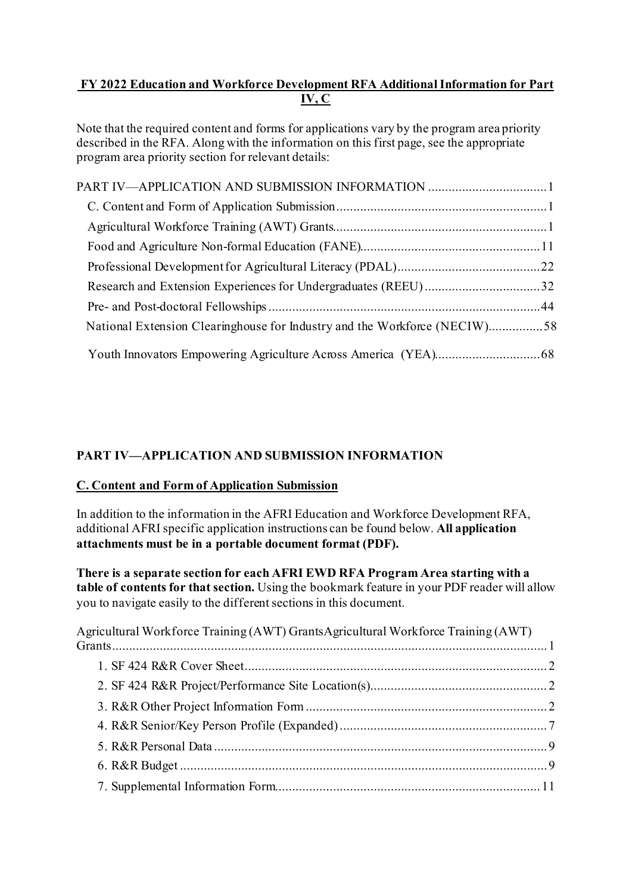**FY 2022 Education and Workforce Development RFA Additional Information for Part IV, C**

Note that the required content and forms for applications vary by the program area priority described in the RFA. Along with the information on this first page, see the appropriate program area priority section for relevant details:

PART IV—APPLICATION AND SUBMISSION INFORMATION ....................................1
- C. Content and Form of Application Submission ..............................................................1
- Agricultural Workforce Training (AWT) Grants...............................................................1
- Food and Agriculture Non-formal Education (FANE).....................................................11
- Professional Development for Agricultural Literacy (PDAL)...........................................22
- Research and Extension Experiences for Undergraduates (REEU) ...................................32
- Pre- and Post-doctoral Fellowships .................................................................................44
- National Extension Clearinghouse for Industry and the Workforce (NECIW)................58
- Youth Innovators Empowering Agriculture Across America (YEA)...............................68

## PART IV—APPLICATION AND SUBMISSION INFORMATION

### C. Content and Form of Application Submission

In addition to the information in the AFRI Education and Workforce Development RFA, additional AFRI specific application instructions can be found below. **All application attachments must be in a portable document format (PDF).**

**There is a separate section for each AFRI EWD RFA Program Area starting with a table of contents for that section.** Using the bookmark feature in your PDF reader will allow you to navigate easily to the different sections in this document.

Agricultural Workforce Training (AWT) GrantsAgricultural Workforce Training (AWT) Grants.................................................................................................................1
1. SF 424 R&R Cover Sheet..........................................................................................2
2. SF 424 R&R Project/Performance Site Location(s)....................................................2
3. R&R Other Project Information Form ........................................................................2
4. R&R Senior/Key Person Profile (Expanded) .............................................................7
5. R&R Personal Data ...................................................................................................9
6. R&R Budget ............................................................................................................9
7. Supplemental Information Form..............................................................................11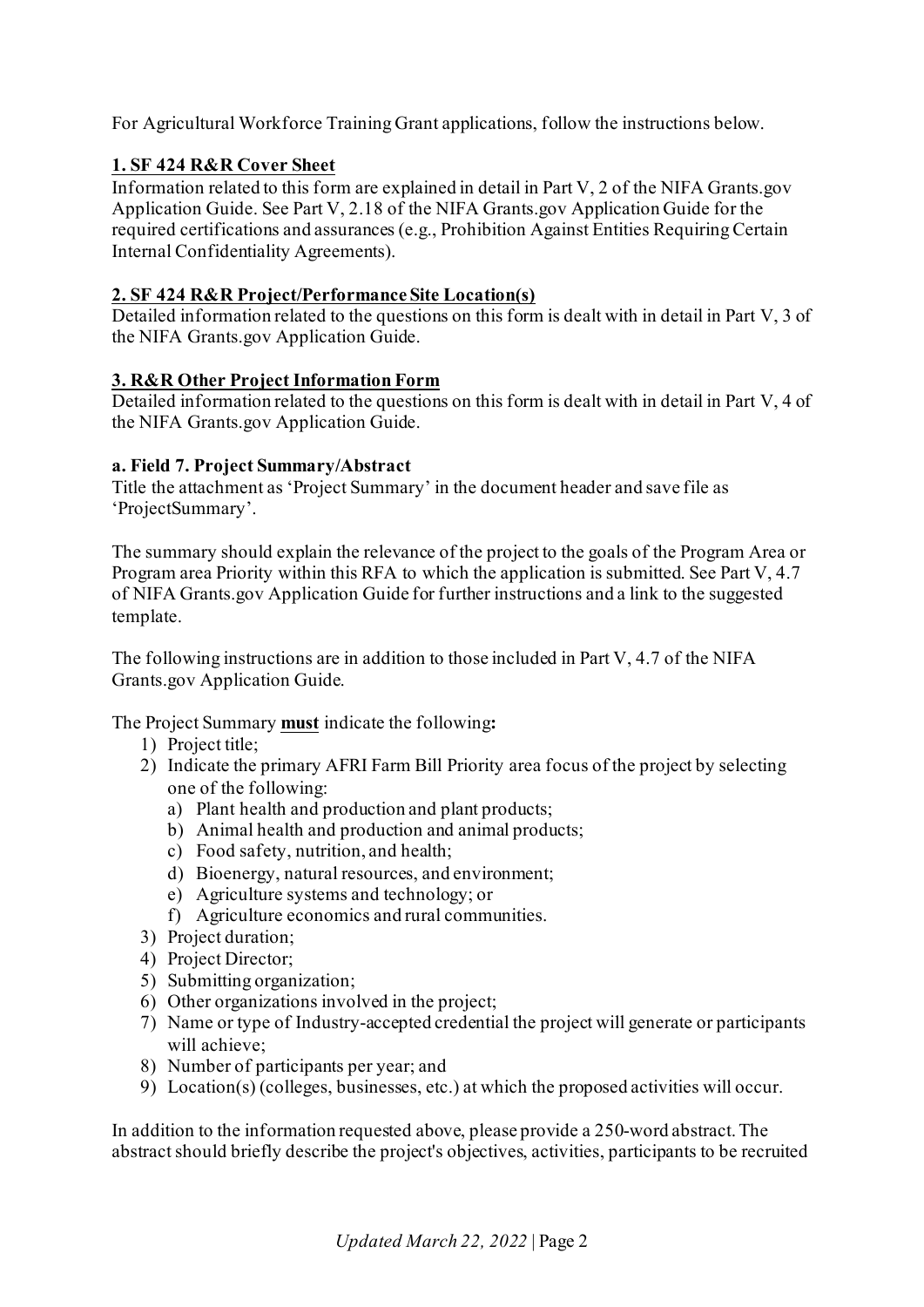For Agricultural Workforce Training Grant applications, follow the instructions below.

## 1. SF 424 R&R Cover Sheet

Information related to this form are explained in detail in Part V, 2 of the NIFA Grants.gov Application Guide. See Part V, 2.18 of the NIFA Grants.gov Application Guide for the required certifications and assurances (e.g., Prohibition Against Entities Requiring Certain Internal Confidentiality Agreements).

## 2. SF 424 R&R Project/Performance Site Location(s)

Detailed information related to the questions on this form is dealt with in detail in Part V, 3 of the NIFA Grants.gov Application Guide.

## 3. R&R Other Project Information Form

Detailed information related to the questions on this form is dealt with in detail in Part V, 4 of the NIFA Grants.gov Application Guide.

### a. Field 7. Project Summary/Abstract

Title the attachment as 'Project Summary' in the document header and save file as 'ProjectSummary'.

The summary should explain the relevance of the project to the goals of the Program Area or Program area Priority within this RFA to which the application is submitted. See Part V, 4.7 of NIFA Grants.gov Application Guide for further instructions and a link to the suggested template.

The following instructions are in addition to those included in Part V, 4.7 of the NIFA Grants.gov Application Guide.

The Project Summary **must** indicate the following**:**

1) Project title;
2) Indicate the primary AFRI Farm Bill Priority area focus of the project by selecting one of the following:
   a) Plant health and production and plant products;
   b) Animal health and production and animal products;
   c) Food safety, nutrition, and health;
   d) Bioenergy, natural resources, and environment;
   e) Agriculture systems and technology; or
   f) Agriculture economics and rural communities.
3) Project duration;
4) Project Director;
5) Submitting organization;
6) Other organizations involved in the project;
7) Name or type of Industry-accepted credential the project will generate or participants will achieve;
8) Number of participants per year; and
9) Location(s) (colleges, businesses, etc.) at which the proposed activities will occur.

In addition to the information requested above, please provide a 250-word abstract. The abstract should briefly describe the project's objectives, activities, participants to be recruited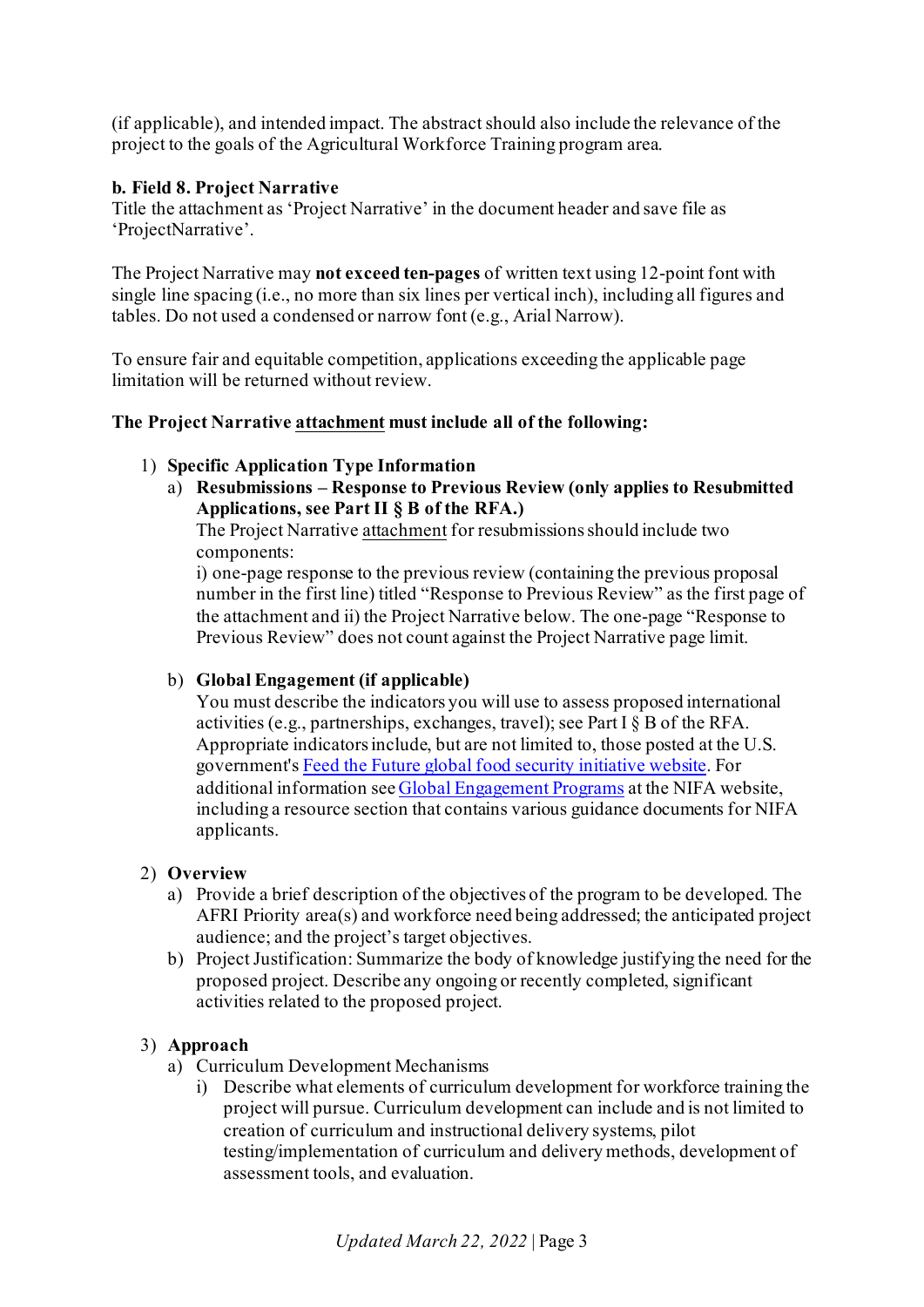(if applicable), and intended impact. The abstract should also include the relevance of the project to the goals of the Agricultural Workforce Training program area.

**b. Field 8. Project Narrative**

Title the attachment as 'Project Narrative' in the document header and save file as 'ProjectNarrative'.

The Project Narrative may **not exceed ten-pages** of written text using 12-point font with single line spacing (i.e., no more than six lines per vertical inch), including all figures and tables. Do not used a condensed or narrow font (e.g., Arial Narrow).

To ensure fair and equitable competition, applications exceeding the applicable page limitation will be returned without review.

**The Project Narrative attachment must include all of the following:**

1) **Specific Application Type Information**
   a) **Resubmissions – Response to Previous Review (only applies to Resubmitted Applications, see Part II § B of the RFA.)**
      The Project Narrative attachment for resubmissions should include two components:
      i) one-page response to the previous review (containing the previous proposal number in the first line) titled "Response to Previous Review" as the first page of the attachment and ii) the Project Narrative below. The one-page "Response to Previous Review" does not count against the Project Narrative page limit.

   b) **Global Engagement (if applicable)**
      You must describe the indicators you will use to assess proposed international activities (e.g., partnerships, exchanges, travel); see Part I § B of the RFA. Appropriate indicators include, but are not limited to, those posted at the U.S. government's Feed the Future global food security initiative website. For additional information see Global Engagement Programs at the NIFA website, including a resource section that contains various guidance documents for NIFA applicants.

2) **Overview**
   a) Provide a brief description of the objectives of the program to be developed. The AFRI Priority area(s) and workforce need being addressed; the anticipated project audience; and the project's target objectives.
   b) Project Justification: Summarize the body of knowledge justifying the need for the proposed project. Describe any ongoing or recently completed, significant activities related to the proposed project.

3) **Approach**
   a) Curriculum Development Mechanisms
      i) Describe what elements of curriculum development for workforce training the project will pursue. Curriculum development can include and is not limited to creation of curriculum and instructional delivery systems, pilot testing/implementation of curriculum and delivery methods, development of assessment tools, and evaluation.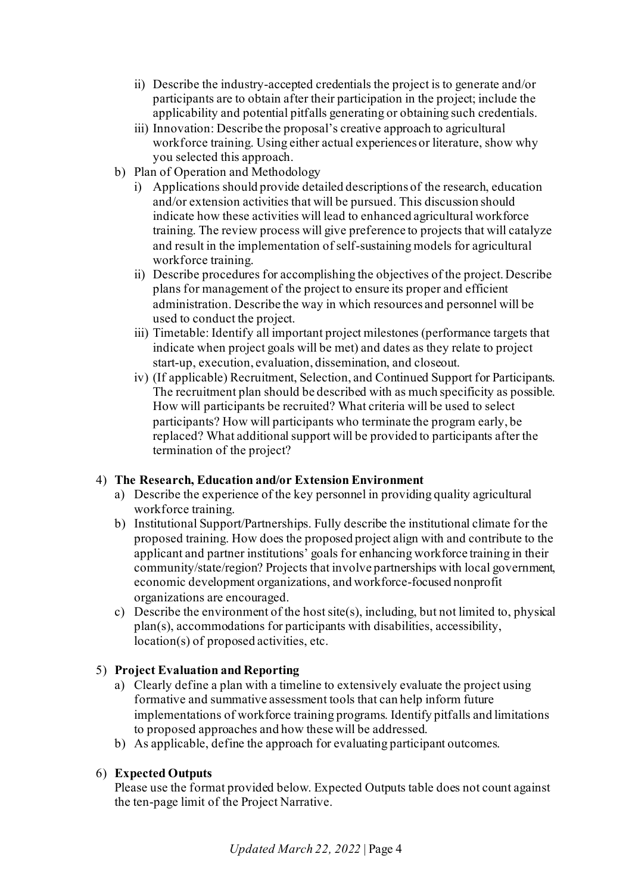ii) Describe the industry-accepted credentials the project is to generate and/or participants are to obtain after their participation in the project; include the applicability and potential pitfalls generating or obtaining such credentials.
   iii) Innovation: Describe the proposal's creative approach to agricultural workforce training. Using either actual experiences or literature, show why you selected this approach.

b) Plan of Operation and Methodology
   i) Applications should provide detailed descriptions of the research, education and/or extension activities that will be pursued. This discussion should indicate how these activities will lead to enhanced agricultural workforce training. The review process will give preference to projects that will catalyze and result in the implementation of self-sustaining models for agricultural workforce training.
   ii) Describe procedures for accomplishing the objectives of the project. Describe plans for management of the project to ensure its proper and efficient administration. Describe the way in which resources and personnel will be used to conduct the project.
   iii) Timetable: Identify all important project milestones (performance targets that indicate when project goals will be met) and dates as they relate to project start-up, execution, evaluation, dissemination, and closeout.
   iv) (If applicable) Recruitment, Selection, and Continued Support for Participants. The recruitment plan should be described with as much specificity as possible. How will participants be recruited? What criteria will be used to select participants? How will participants who terminate the program early, be replaced? What additional support will be provided to participants after the termination of the project?

4) **The Research, Education and/or Extension Environment**
   a) Describe the experience of the key personnel in providing quality agricultural workforce training.
   b) Institutional Support/Partnerships. Fully describe the institutional climate for the proposed training. How does the proposed project align with and contribute to the applicant and partner institutions' goals for enhancing workforce training in their community/state/region? Projects that involve partnerships with local government, economic development organizations, and workforce-focused nonprofit organizations are encouraged.
   c) Describe the environment of the host site(s), including, but not limited to, physical plan(s), accommodations for participants with disabilities, accessibility, location(s) of proposed activities, etc.

5) **Project Evaluation and Reporting**
   a) Clearly define a plan with a timeline to extensively evaluate the project using formative and summative assessment tools that can help inform future implementations of workforce training programs. Identify pitfalls and limitations to proposed approaches and how these will be addressed.
   b) As applicable, define the approach for evaluating participant outcomes.

6) **Expected Outputs**

   Please use the format provided below. Expected Outputs table does not count against the ten-page limit of the Project Narrative.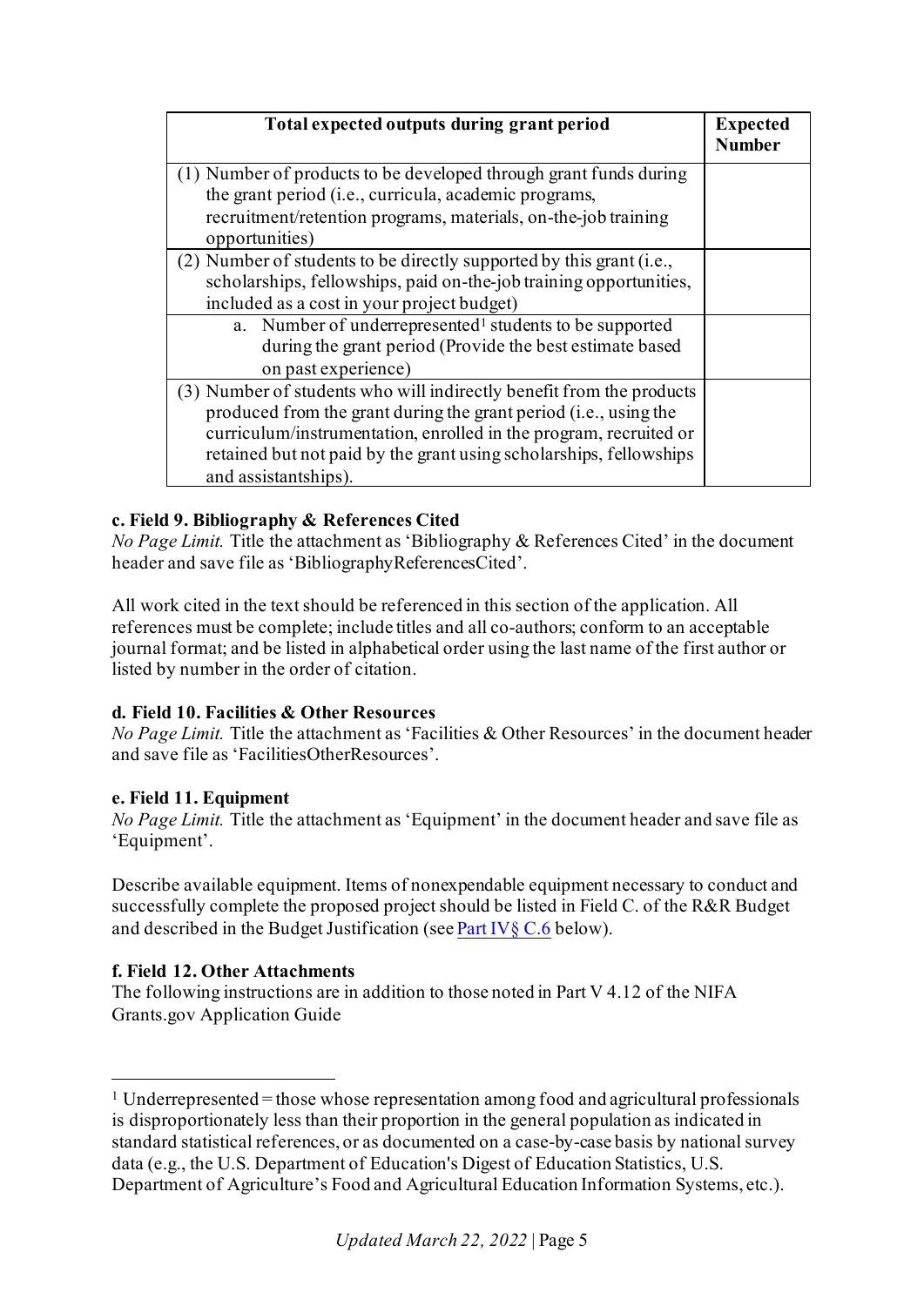| Total expected outputs during grant period | Expected Number |
|---|---|
| (1) Number of products to be developed through grant funds during the grant period (i.e., curricula, academic programs, recruitment/retention programs, materials, on-the-job training opportunities) | |
| (2) Number of students to be directly supported by this grant (i.e., scholarships, fellowships, paid on-the-job training opportunities, included as a cost in your project budget) | |
| a. Number of underrepresented[1] students to be supported during the grant period (Provide the best estimate based on past experience) | |
| (3) Number of students who will indirectly benefit from the products produced from the grant during the grant period (i.e., using the curriculum/instrumentation, enrolled in the program, recruited or retained but not paid by the grant using scholarships, fellowships and assistantships). | |

**c. Field 9. Bibliography & References Cited**

*No Page Limit.* Title the attachment as 'Bibliography & References Cited' in the document header and save file as 'BibliographyReferencesCited'.

All work cited in the text should be referenced in this section of the application. All references must be complete; include titles and all co-authors; conform to an acceptable journal format; and be listed in alphabetical order using the last name of the first author or listed by number in the order of citation.

**d. Field 10. Facilities & Other Resources**

*No Page Limit.* Title the attachment as 'Facilities & Other Resources' in the document header and save file as 'FacilitiesOtherResources'.

**e. Field 11. Equipment**

*No Page Limit.* Title the attachment as 'Equipment' in the document header and save file as 'Equipment'.

Describe available equipment. Items of nonexpendable equipment necessary to conduct and successfully complete the proposed project should be listed in Field C. of the R&R Budget and described in the Budget Justification (see Part IV§ C.6 below).

**f. Field 12. Other Attachments**

The following instructions are in addition to those noted in Part V 4.12 of the NIFA Grants.gov Application Guide

[1] Underrepresented = those whose representation among food and agricultural professionals is disproportionately less than their proportion in the general population as indicated in standard statistical references, or as documented on a case-by-case basis by national survey data (e.g., the U.S. Department of Education's Digest of Education Statistics, U.S. Department of Agriculture's Food and Agricultural Education Information Systems, etc.).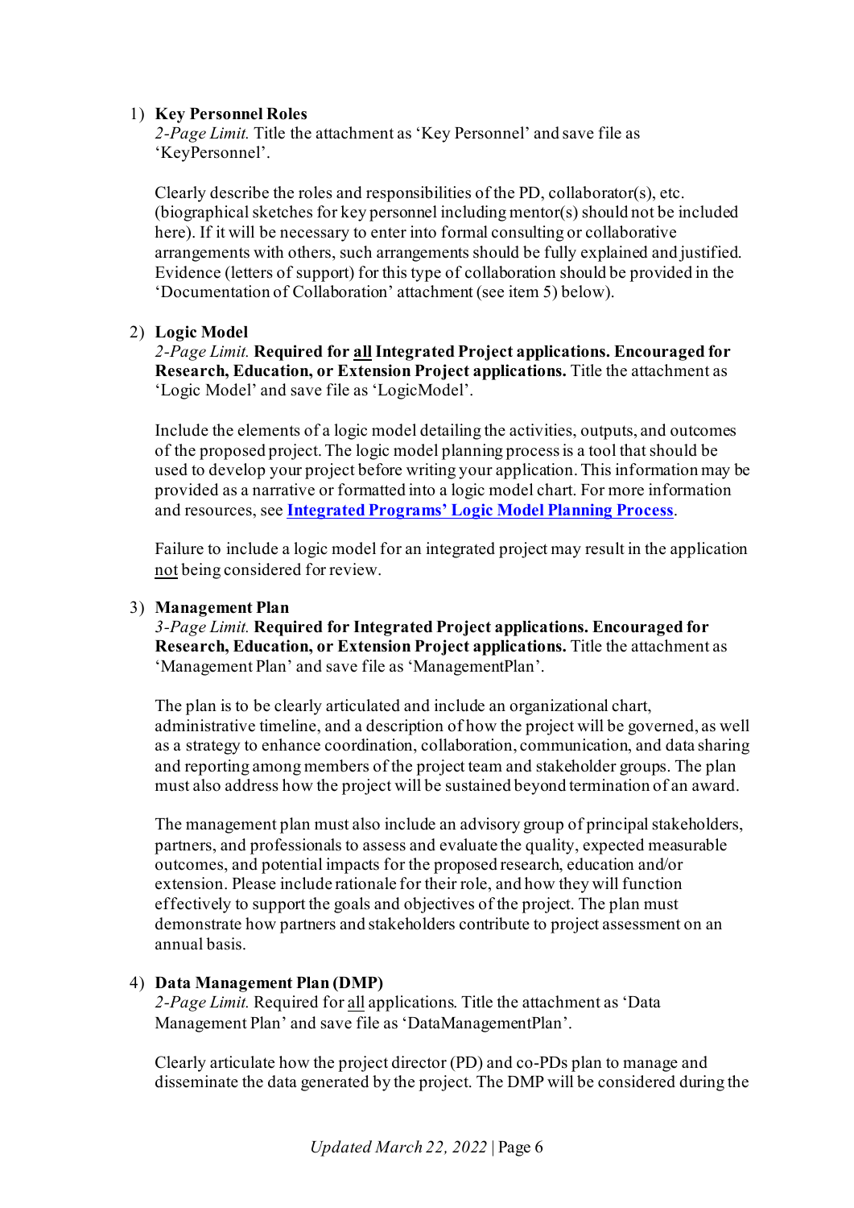1) **Key Personnel Roles**

   *2-Page Limit.* Title the attachment as 'Key Personnel' and save file as 'KeyPersonnel'.

   Clearly describe the roles and responsibilities of the PD, collaborator(s), etc. (biographical sketches for key personnel including mentor(s) should not be included here). If it will be necessary to enter into formal consulting or collaborative arrangements with others, such arrangements should be fully explained and justified. Evidence (letters of support) for this type of collaboration should be provided in the 'Documentation of Collaboration' attachment (see item 5) below).

2) **Logic Model**

   *2-Page Limit.* **Required for <u>all</u> Integrated Project applications. Encouraged for Research, Education, or Extension Project applications.** Title the attachment as 'Logic Model' and save file as 'LogicModel'.

   Include the elements of a logic model detailing the activities, outputs, and outcomes of the proposed project. The logic model planning process is a tool that should be used to develop your project before writing your application. This information may be provided as a narrative or formatted into a logic model chart. For more information and resources, see **[Integrated Programs' Logic Model Planning Process]()**.

   Failure to include a logic model for an integrated project may result in the application <u>not</u> being considered for review.

3) **Management Plan**

   *3-Page Limit.* **Required for Integrated Project applications. Encouraged for Research, Education, or Extension Project applications.** Title the attachment as 'Management Plan' and save file as 'ManagementPlan'.

   The plan is to be clearly articulated and include an organizational chart, administrative timeline, and a description of how the project will be governed, as well as a strategy to enhance coordination, collaboration, communication, and data sharing and reporting among members of the project team and stakeholder groups. The plan must also address how the project will be sustained beyond termination of an award.

   The management plan must also include an advisory group of principal stakeholders, partners, and professionals to assess and evaluate the quality, expected measurable outcomes, and potential impacts for the proposed research, education and/or extension. Please include rationale for their role, and how they will function effectively to support the goals and objectives of the project. The plan must demonstrate how partners and stakeholders contribute to project assessment on an annual basis.

4) **Data Management Plan (DMP)**

   *2-Page Limit.* Required for <u>all</u> applications. Title the attachment as 'Data Management Plan' and save file as 'DataManagementPlan'.

   Clearly articulate how the project director (PD) and co-PDs plan to manage and disseminate the data generated by the project. The DMP will be considered during the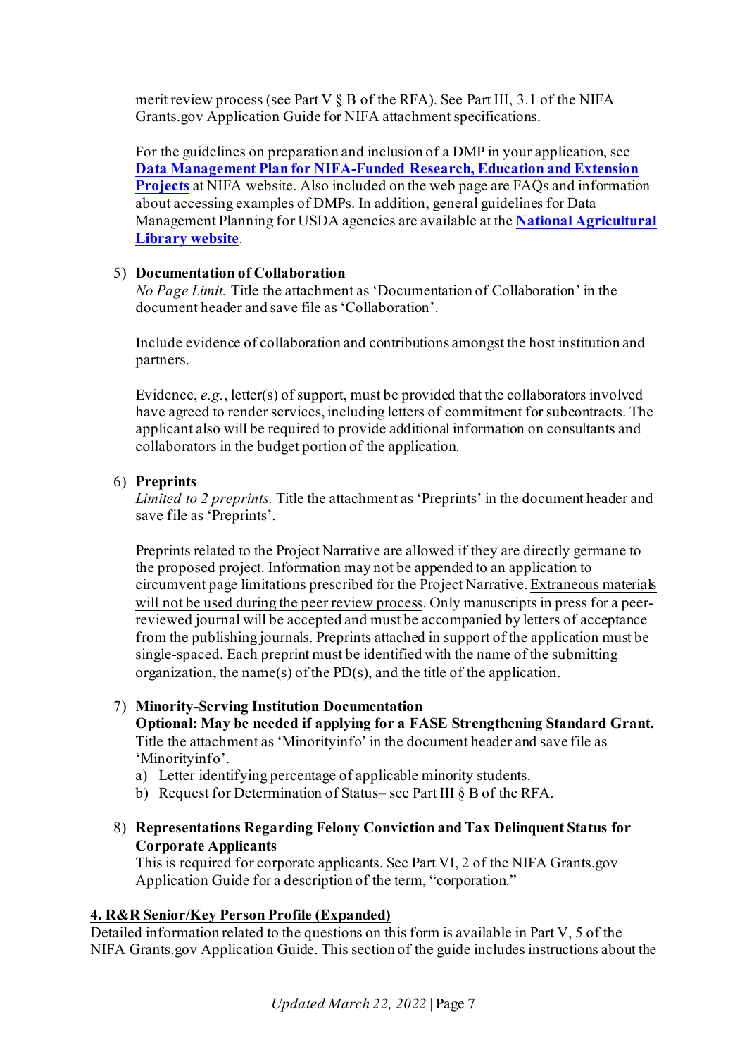merit review process (see Part V § B of the RFA). See Part III, 3.1 of the NIFA Grants.gov Application Guide for NIFA attachment specifications.

For the guidelines on preparation and inclusion of a DMP in your application, see **Data Management Plan for NIFA-Funded Research, Education and Extension Projects** at NIFA website. Also included on the web page are FAQs and information about accessing examples of DMPs. In addition, general guidelines for Data Management Planning for USDA agencies are available at the **National Agricultural Library website**.

5) **Documentation of Collaboration**
   *No Page Limit.* Title the attachment as 'Documentation of Collaboration' in the document header and save file as 'Collaboration'.

   Include evidence of collaboration and contributions amongst the host institution and partners.

   Evidence, *e.g.*, letter(s) of support, must be provided that the collaborators involved have agreed to render services, including letters of commitment for subcontracts. The applicant also will be required to provide additional information on consultants and collaborators in the budget portion of the application.

6) **Preprints**
   *Limited to 2 preprints.* Title the attachment as 'Preprints' in the document header and save file as 'Preprints'.

   Preprints related to the Project Narrative are allowed if they are directly germane to the proposed project. Information may not be appended to an application to circumvent page limitations prescribed for the Project Narrative. Extraneous materials will not be used during the peer review process. Only manuscripts in press for a peer-reviewed journal will be accepted and must be accompanied by letters of acceptance from the publishing journals. Preprints attached in support of the application must be single-spaced. Each preprint must be identified with the name of the submitting organization, the name(s) of the PD(s), and the title of the application.

7) **Minority-Serving Institution Documentation**
   **Optional: May be needed if applying for a FASE Strengthening Standard Grant.** Title the attachment as 'Minorityinfo' in the document header and save file as 'Minorityinfo'.
   a) Letter identifying percentage of applicable minority students.
   b) Request for Determination of Status– see Part III § B of the RFA.

8) **Representations Regarding Felony Conviction and Tax Delinquent Status for Corporate Applicants**
   This is required for corporate applicants. See Part VI, 2 of the NIFA Grants.gov Application Guide for a description of the term, "corporation."

## 4. R&R Senior/Key Person Profile (Expanded)

Detailed information related to the questions on this form is available in Part V, 5 of the NIFA Grants.gov Application Guide. This section of the guide includes instructions about the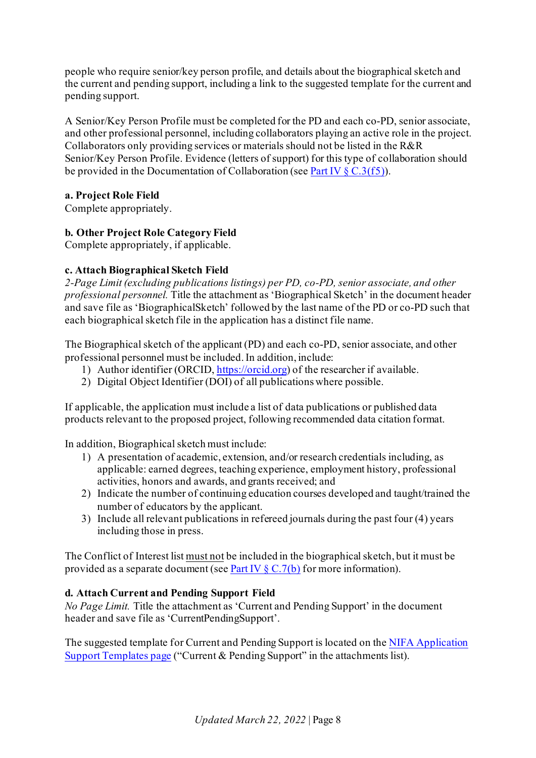people who require senior/key person profile, and details about the biographical sketch and the current and pending support, including a link to the suggested template for the current and pending support.

A Senior/Key Person Profile must be completed for the PD and each co-PD, senior associate, and other professional personnel, including collaborators playing an active role in the project. Collaborators only providing services or materials should not be listed in the R&R Senior/Key Person Profile. Evidence (letters of support) for this type of collaboration should be provided in the Documentation of Collaboration (see [Part IV § C.3(f5)](#)).

**a. Project Role Field**
Complete appropriately.

**b. Other Project Role Category Field**
Complete appropriately, if applicable.

**c. Attach Biographical Sketch Field**
*2-Page Limit (excluding publications listings) per PD, co-PD, senior associate, and other professional personnel.* Title the attachment as 'Biographical Sketch' in the document header and save file as 'BiographicalSketch' followed by the last name of the PD or co-PD such that each biographical sketch file in the application has a distinct file name.

The Biographical sketch of the applicant (PD) and each co-PD, senior associate, and other professional personnel must be included. In addition, include:

1) Author identifier (ORCID, [https://orcid.org](https://orcid.org)) of the researcher if available.
2) Digital Object Identifier (DOI) of all publications where possible.

If applicable, the application must include a list of data publications or published data products relevant to the proposed project, following recommended data citation format.

In addition, Biographical sketch must include:

1) A presentation of academic, extension, and/or research credentials including, as applicable: earned degrees, teaching experience, employment history, professional activities, honors and awards, and grants received; and
2) Indicate the number of continuing education courses developed and taught/trained the number of educators by the applicant.
3) Include all relevant publications in refereed journals during the past four (4) years including those in press.

The Conflict of Interest list <u>must not</u> be included in the biographical sketch, but it must be provided as a separate document (see [Part IV § C.7(b)](#) for more information).

**d. Attach Current and Pending Support Field**
*No Page Limit.* Title the attachment as 'Current and Pending Support' in the document header and save file as 'CurrentPendingSupport'.

The suggested template for Current and Pending Support is located on the [NIFA Application Support Templates page](#) ("Current & Pending Support" in the attachments list).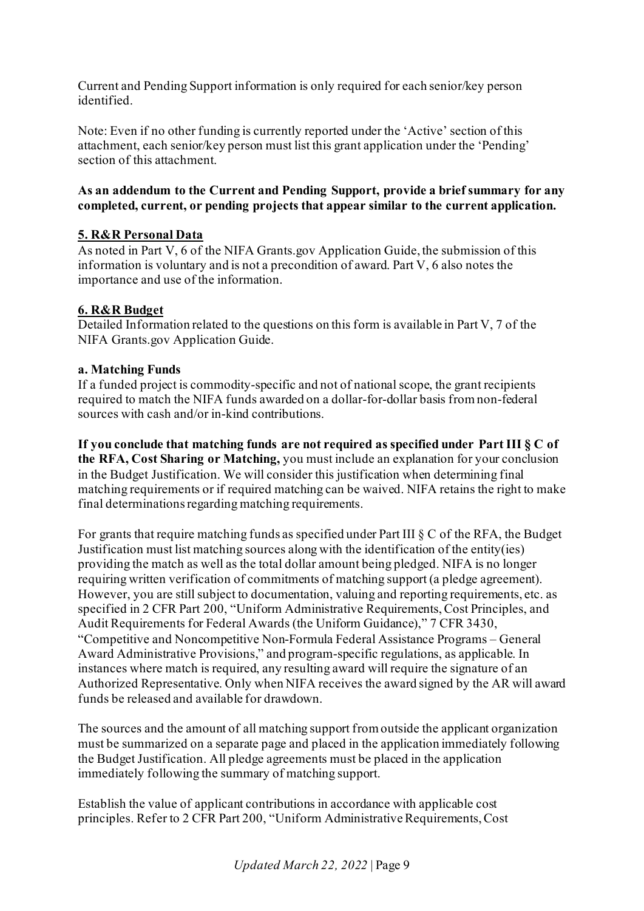Current and Pending Support information is only required for each senior/key person identified.

Note: Even if no other funding is currently reported under the 'Active' section of this attachment, each senior/key person must list this grant application under the 'Pending' section of this attachment.

**As an addendum to the Current and Pending Support, provide a brief summary for any completed, current, or pending projects that appear similar to the current application.**

### 5. R&R Personal Data

As noted in Part V, 6 of the NIFA Grants.gov Application Guide, the submission of this information is voluntary and is not a precondition of award. Part V, 6 also notes the importance and use of the information.

### 6. R&R Budget

Detailed Information related to the questions on this form is available in Part V, 7 of the NIFA Grants.gov Application Guide.

#### a. Matching Funds

If a funded project is commodity-specific and not of national scope, the grant recipients required to match the NIFA funds awarded on a dollar-for-dollar basis from non-federal sources with cash and/or in-kind contributions.

**If you conclude that matching funds are not required as specified under Part III § C of the RFA, Cost Sharing or Matching,** you must include an explanation for your conclusion in the Budget Justification. We will consider this justification when determining final matching requirements or if required matching can be waived. NIFA retains the right to make final determinations regarding matching requirements.

For grants that require matching funds as specified under Part III § C of the RFA, the Budget Justification must list matching sources along with the identification of the entity(ies) providing the match as well as the total dollar amount being pledged. NIFA is no longer requiring written verification of commitments of matching support (a pledge agreement). However, you are still subject to documentation, valuing and reporting requirements, etc. as specified in 2 CFR Part 200, "Uniform Administrative Requirements, Cost Principles, and Audit Requirements for Federal Awards (the Uniform Guidance)," 7 CFR 3430, "Competitive and Noncompetitive Non-Formula Federal Assistance Programs – General Award Administrative Provisions," and program-specific regulations, as applicable. In instances where match is required, any resulting award will require the signature of an Authorized Representative. Only when NIFA receives the award signed by the AR will award funds be released and available for drawdown.

The sources and the amount of all matching support from outside the applicant organization must be summarized on a separate page and placed in the application immediately following the Budget Justification. All pledge agreements must be placed in the application immediately following the summary of matching support.

Establish the value of applicant contributions in accordance with applicable cost principles. Refer to 2 CFR Part 200, "Uniform Administrative Requirements, Cost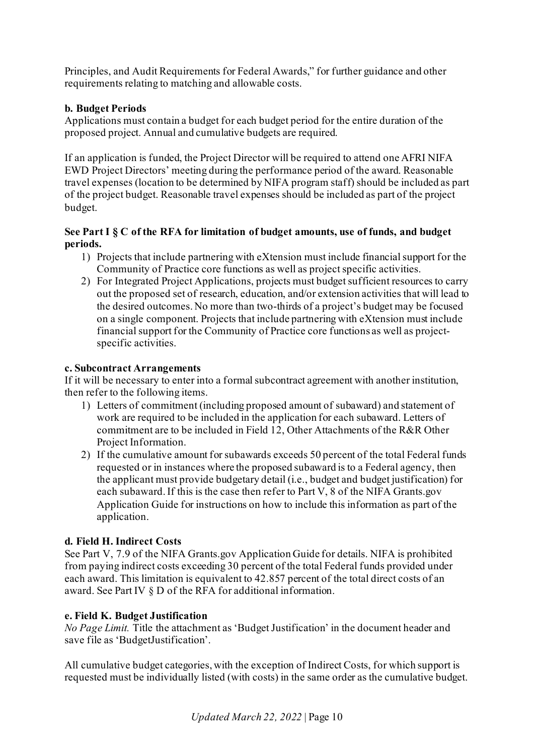Principles, and Audit Requirements for Federal Awards," for further guidance and other requirements relating to matching and allowable costs.

**b. Budget Periods**

Applications must contain a budget for each budget period for the entire duration of the proposed project. Annual and cumulative budgets are required.

If an application is funded, the Project Director will be required to attend one AFRI NIFA EWD Project Directors' meeting during the performance period of the award. Reasonable travel expenses (location to be determined by NIFA program staff) should be included as part of the project budget. Reasonable travel expenses should be included as part of the project budget.

**See Part I § C of the RFA for limitation of budget amounts, use of funds, and budget periods.**

1) Projects that include partnering with eXtension must include financial support for the Community of Practice core functions as well as project specific activities.
2) For Integrated Project Applications, projects must budget sufficient resources to carry out the proposed set of research, education, and/or extension activities that will lead to the desired outcomes. No more than two-thirds of a project's budget may be focused on a single component. Projects that include partnering with eXtension must include financial support for the Community of Practice core functions as well as project-specific activities.

**c. Subcontract Arrangements**

If it will be necessary to enter into a formal subcontract agreement with another institution, then refer to the following items.

1) Letters of commitment (including proposed amount of subaward) and statement of work are required to be included in the application for each subaward. Letters of commitment are to be included in Field 12, Other Attachments of the R&R Other Project Information.
2) If the cumulative amount for subawards exceeds 50 percent of the total Federal funds requested or in instances where the proposed subaward is to a Federal agency, then the applicant must provide budgetary detail (i.e., budget and budget justification) for each subaward. If this is the case then refer to Part V, 8 of the NIFA Grants.gov Application Guide for instructions on how to include this information as part of the application.

**d. Field H. Indirect Costs**

See Part V, 7.9 of the NIFA Grants.gov Application Guide for details. NIFA is prohibited from paying indirect costs exceeding 30 percent of the total Federal funds provided under each award. This limitation is equivalent to 42.857 percent of the total direct costs of an award. See Part IV § D of the RFA for additional information.

**e. Field K. Budget Justification**

*No Page Limit.* Title the attachment as 'Budget Justification' in the document header and save file as 'BudgetJustification'.

All cumulative budget categories, with the exception of Indirect Costs, for which support is requested must be individually listed (with costs) in the same order as the cumulative budget.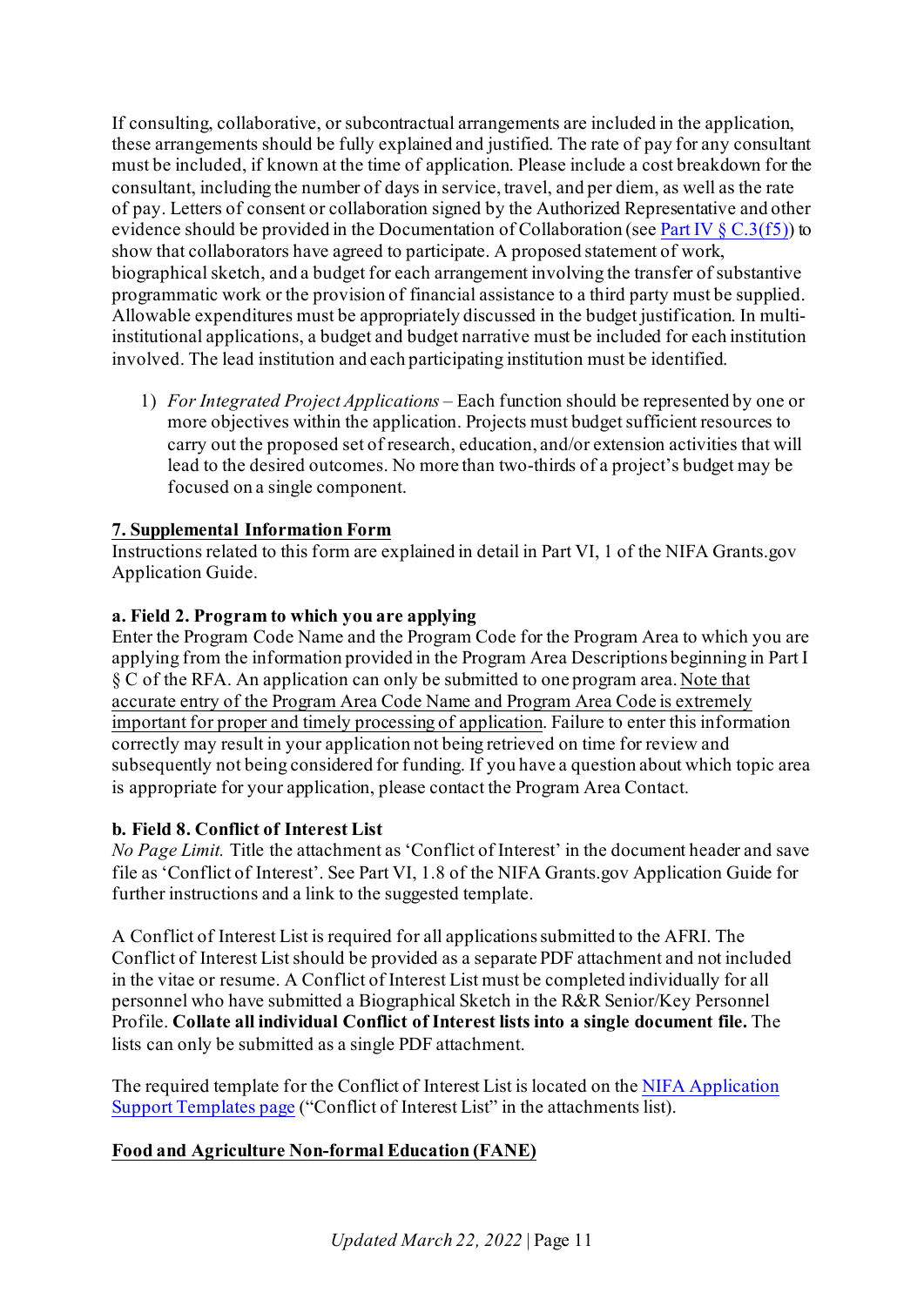If consulting, collaborative, or subcontractual arrangements are included in the application, these arrangements should be fully explained and justified. The rate of pay for any consultant must be included, if known at the time of application. Please include a cost breakdown for the consultant, including the number of days in service, travel, and per diem, as well as the rate of pay. Letters of consent or collaboration signed by the Authorized Representative and other evidence should be provided in the Documentation of Collaboration (see Part IV § C.3(f5)) to show that collaborators have agreed to participate. A proposed statement of work, biographical sketch, and a budget for each arrangement involving the transfer of substantive programmatic work or the provision of financial assistance to a third party must be supplied. Allowable expenditures must be appropriately discussed in the budget justification. In multi-institutional applications, a budget and budget narrative must be included for each institution involved. The lead institution and each participating institution must be identified.

1) *For Integrated Project Applications* – Each function should be represented by one or more objectives within the application. Projects must budget sufficient resources to carry out the proposed set of research, education, and/or extension activities that will lead to the desired outcomes. No more than two-thirds of a project's budget may be focused on a single component.

**7. Supplemental Information Form**

Instructions related to this form are explained in detail in Part VI, 1 of the NIFA Grants.gov Application Guide.

**a. Field 2. Program to which you are applying**

Enter the Program Code Name and the Program Code for the Program Area to which you are applying from the information provided in the Program Area Descriptions beginning in Part I § C of the RFA. An application can only be submitted to one program area. Note that accurate entry of the Program Area Code Name and Program Area Code is extremely important for proper and timely processing of application. Failure to enter this information correctly may result in your application not being retrieved on time for review and subsequently not being considered for funding. If you have a question about which topic area is appropriate for your application, please contact the Program Area Contact.

**b. Field 8. Conflict of Interest List**

*No Page Limit.* Title the attachment as 'Conflict of Interest' in the document header and save file as 'Conflict of Interest'. See Part VI, 1.8 of the NIFA Grants.gov Application Guide for further instructions and a link to the suggested template.

A Conflict of Interest List is required for all applications submitted to the AFRI. The Conflict of Interest List should be provided as a separate PDF attachment and not included in the vitae or resume. A Conflict of Interest List must be completed individually for all personnel who have submitted a Biographical Sketch in the R&R Senior/Key Personnel Profile. **Collate all individual Conflict of Interest lists into a single document file.** The lists can only be submitted as a single PDF attachment.

The required template for the Conflict of Interest List is located on the NIFA Application Support Templates page ("Conflict of Interest List" in the attachments list).

**Food and Agriculture Non-formal Education (FANE)**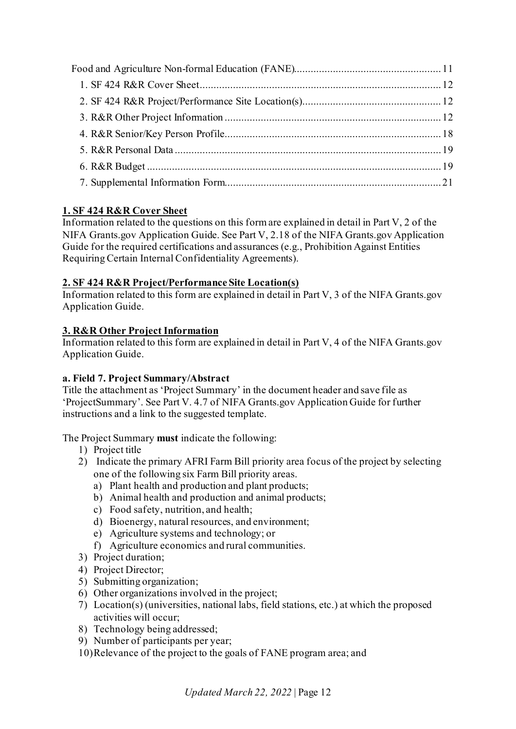Food and Agriculture Non-formal Education (FANE)........................................................11
1. SF 424 R&R Cover Sheet........................................................................................12
2. SF 424 R&R Project/Performance Site Location(s)..................................................12
3. R&R Other Project Information...............................................................................12
4. R&R Senior/Key Person Profile...............................................................................18
5. R&R Personal Data..................................................................................................19
6. R&R Budget............................................................................................................19
7. Supplemental Information Form..............................................................................21

### 1. SF 424 R&R Cover Sheet

Information related to the questions on this form are explained in detail in Part V, 2 of the NIFA Grants.gov Application Guide. See Part V, 2.18 of the NIFA Grants.gov Application Guide for the required certifications and assurances (e.g., Prohibition Against Entities Requiring Certain Internal Confidentiality Agreements).

### 2. SF 424 R&R Project/Performance Site Location(s)

Information related to this form are explained in detail in Part V, 3 of the NIFA Grants.gov Application Guide.

### 3. R&R Other Project Information

Information related to this form are explained in detail in Part V, 4 of the NIFA Grants.gov Application Guide.

#### a. Field 7. Project Summary/Abstract

Title the attachment as 'Project Summary' in the document header and save file as 'ProjectSummary'. See Part V. 4.7 of NIFA Grants.gov Application Guide for further instructions and a link to the suggested template.

The Project Summary **must** indicate the following:

1) Project title
2) Indicate the primary AFRI Farm Bill priority area focus of the project by selecting one of the following six Farm Bill priority areas.
   a) Plant health and production and plant products;
   b) Animal health and production and animal products;
   c) Food safety, nutrition, and health;
   d) Bioenergy, natural resources, and environment;
   e) Agriculture systems and technology; or
   f) Agriculture economics and rural communities.
3) Project duration;
4) Project Director;
5) Submitting organization;
6) Other organizations involved in the project;
7) Location(s) (universities, national labs, field stations, etc.) at which the proposed activities will occur;
8) Technology being addressed;
9) Number of participants per year;
10) Relevance of the project to the goals of FANE program area; and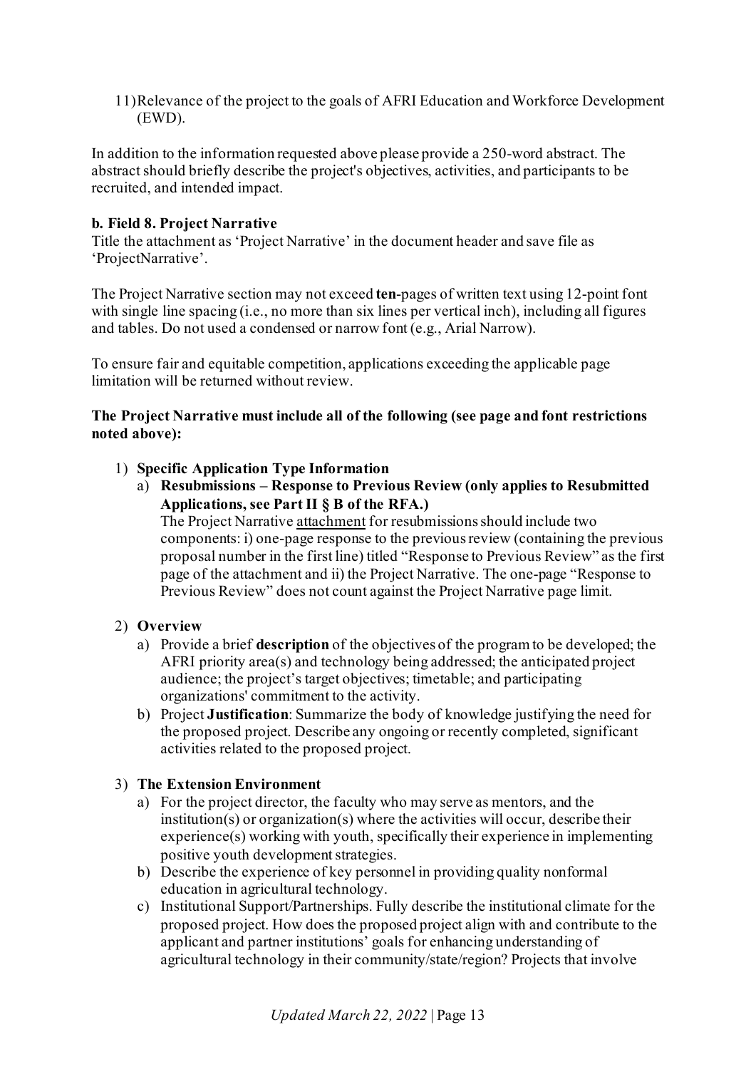11) Relevance of the project to the goals of AFRI Education and Workforce Development (EWD).

In addition to the information requested above please provide a 250-word abstract. The abstract should briefly describe the project's objectives, activities, and participants to be recruited, and intended impact.

**b. Field 8. Project Narrative**

Title the attachment as 'Project Narrative' in the document header and save file as 'ProjectNarrative'.

The Project Narrative section may not exceed **ten**-pages of written text using 12-point font with single line spacing (i.e., no more than six lines per vertical inch), including all figures and tables. Do not used a condensed or narrow font (e.g., Arial Narrow).

To ensure fair and equitable competition, applications exceeding the applicable page limitation will be returned without review.

**The Project Narrative must include all of the following (see page and font restrictions noted above):**

1) **Specific Application Type Information**
   a) **Resubmissions – Response to Previous Review (only applies to Resubmitted Applications, see Part II § B of the RFA.)**
   The Project Narrative attachment for resubmissions should include two components: i) one-page response to the previous review (containing the previous proposal number in the first line) titled "Response to Previous Review" as the first page of the attachment and ii) the Project Narrative. The one-page "Response to Previous Review" does not count against the Project Narrative page limit.

2) **Overview**
   a) Provide a brief **description** of the objectives of the program to be developed; the AFRI priority area(s) and technology being addressed; the anticipated project audience; the project's target objectives; timetable; and participating organizations' commitment to the activity.
   b) Project **Justification**: Summarize the body of knowledge justifying the need for the proposed project. Describe any ongoing or recently completed, significant activities related to the proposed project.

3) **The Extension Environment**
   a) For the project director, the faculty who may serve as mentors, and the institution(s) or organization(s) where the activities will occur, describe their experience(s) working with youth, specifically their experience in implementing positive youth development strategies.
   b) Describe the experience of key personnel in providing quality nonformal education in agricultural technology.
   c) Institutional Support/Partnerships. Fully describe the institutional climate for the proposed project. How does the proposed project align with and contribute to the applicant and partner institutions' goals for enhancing understanding of agricultural technology in their community/state/region? Projects that involve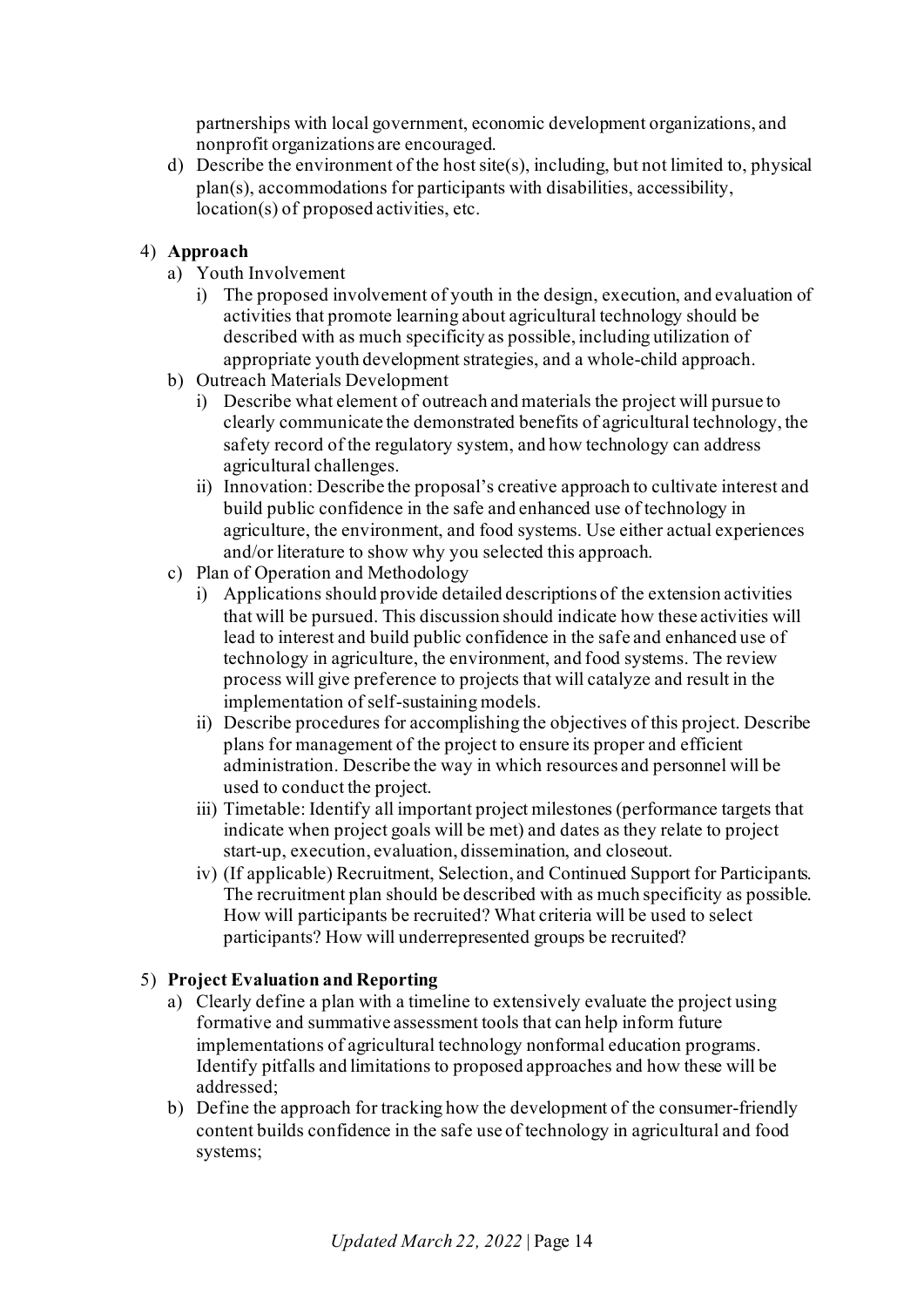partnerships with local government, economic development organizations, and nonprofit organizations are encouraged.

d) Describe the environment of the host site(s), including, but not limited to, physical plan(s), accommodations for participants with disabilities, accessibility, location(s) of proposed activities, etc.

4) **Approach**

a) Youth Involvement

i) The proposed involvement of youth in the design, execution, and evaluation of activities that promote learning about agricultural technology should be described with as much specificity as possible, including utilization of appropriate youth development strategies, and a whole-child approach.

b) Outreach Materials Development

i) Describe what element of outreach and materials the project will pursue to clearly communicate the demonstrated benefits of agricultural technology, the safety record of the regulatory system, and how technology can address agricultural challenges.

ii) Innovation: Describe the proposal's creative approach to cultivate interest and build public confidence in the safe and enhanced use of technology in agriculture, the environment, and food systems. Use either actual experiences and/or literature to show why you selected this approach.

c) Plan of Operation and Methodology

i) Applications should provide detailed descriptions of the extension activities that will be pursued. This discussion should indicate how these activities will lead to interest and build public confidence in the safe and enhanced use of technology in agriculture, the environment, and food systems. The review process will give preference to projects that will catalyze and result in the implementation of self-sustaining models.

ii) Describe procedures for accomplishing the objectives of this project. Describe plans for management of the project to ensure its proper and efficient administration. Describe the way in which resources and personnel will be used to conduct the project.

iii) Timetable: Identify all important project milestones (performance targets that indicate when project goals will be met) and dates as they relate to project start-up, execution, evaluation, dissemination, and closeout.

iv) (If applicable) Recruitment, Selection, and Continued Support for Participants. The recruitment plan should be described with as much specificity as possible. How will participants be recruited? What criteria will be used to select participants? How will underrepresented groups be recruited?

5) **Project Evaluation and Reporting**

a) Clearly define a plan with a timeline to extensively evaluate the project using formative and summative assessment tools that can help inform future implementations of agricultural technology nonformal education programs. Identify pitfalls and limitations to proposed approaches and how these will be addressed;

b) Define the approach for tracking how the development of the consumer-friendly content builds confidence in the safe use of technology in agricultural and food systems;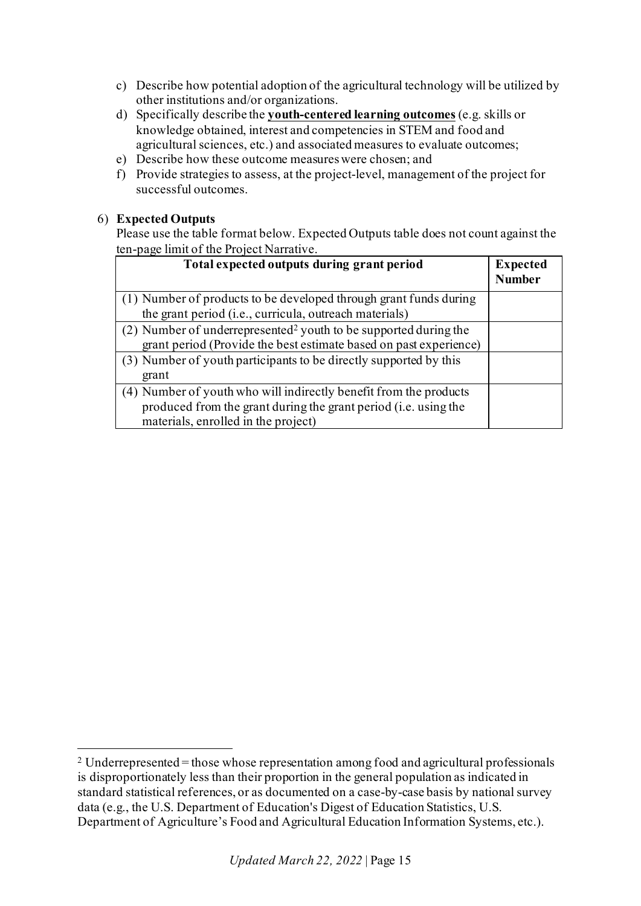c) Describe how potential adoption of the agricultural technology will be utilized by other institutions and/or organizations.
d) Specifically describe the **youth-centered learning outcomes** (e.g. skills or knowledge obtained, interest and competencies in STEM and food and agricultural sciences, etc.) and associated measures to evaluate outcomes;
e) Describe how these outcome measures were chosen; and
f) Provide strategies to assess, at the project-level, management of the project for successful outcomes.

6) **Expected Outputs**
Please use the table format below. Expected Outputs table does not count against the ten-page limit of the Project Narrative.

| Total expected outputs during grant period | Expected Number |
|---|---|
| (1) Number of products to be developed through grant funds during the grant period (i.e., curricula, outreach materials) | |
| (2) Number of underrepresented[2] youth to be supported during the grant period (Provide the best estimate based on past experience) | |
| (3) Number of youth participants to be directly supported by this grant | |
| (4) Number of youth who will indirectly benefit from the products produced from the grant during the grant period (i.e. using the materials, enrolled in the project) | |

[2] Underrepresented = those whose representation among food and agricultural professionals is disproportionately less than their proportion in the general population as indicated in standard statistical references, or as documented on a case-by-case basis by national survey data (e.g., the U.S. Department of Education's Digest of Education Statistics, U.S. Department of Agriculture's Food and Agricultural Education Information Systems, etc.).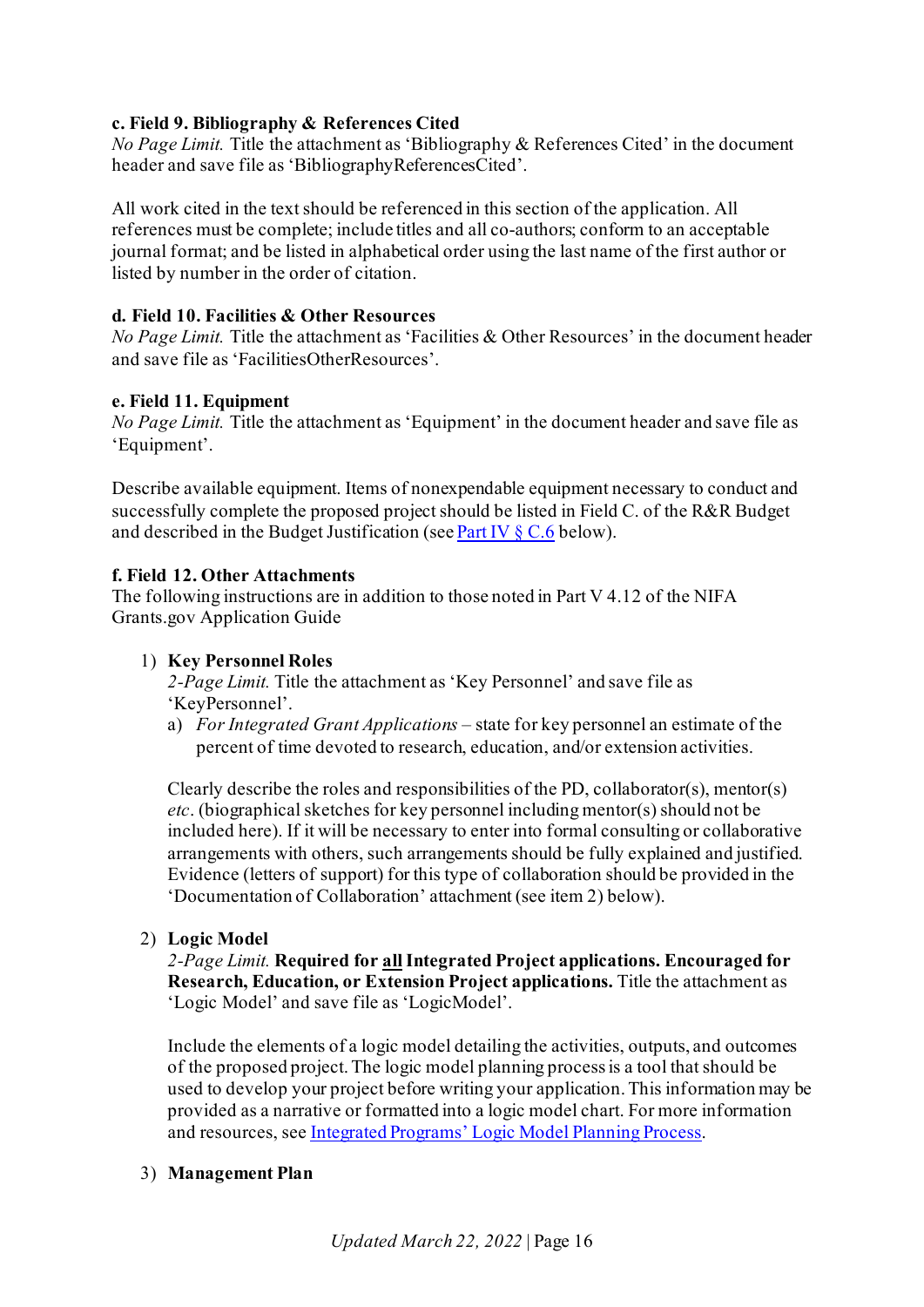**c. Field 9. Bibliography & References Cited**

*No Page Limit.* Title the attachment as 'Bibliography & References Cited' in the document header and save file as 'BibliographyReferencesCited'.

All work cited in the text should be referenced in this section of the application. All references must be complete; include titles and all co-authors; conform to an acceptable journal format; and be listed in alphabetical order using the last name of the first author or listed by number in the order of citation.

**d. Field 10. Facilities & Other Resources**

*No Page Limit.* Title the attachment as 'Facilities & Other Resources' in the document header and save file as 'FacilitiesOtherResources'.

**e. Field 11. Equipment**

*No Page Limit.* Title the attachment as 'Equipment' in the document header and save file as 'Equipment'.

Describe available equipment. Items of nonexpendable equipment necessary to conduct and successfully complete the proposed project should be listed in Field C. of the R&R Budget and described in the Budget Justification (see Part IV § C.6 below).

**f. Field 12. Other Attachments**

The following instructions are in addition to those noted in Part V 4.12 of the NIFA Grants.gov Application Guide

1) **Key Personnel Roles**

   *2-Page Limit.* Title the attachment as 'Key Personnel' and save file as 'KeyPersonnel'.

   a) *For Integrated Grant Applications* – state for key personnel an estimate of the percent of time devoted to research, education, and/or extension activities.

   Clearly describe the roles and responsibilities of the PD, collaborator(s), mentor(s) *etc*. (biographical sketches for key personnel including mentor(s) should not be included here). If it will be necessary to enter into formal consulting or collaborative arrangements with others, such arrangements should be fully explained and justified. Evidence (letters of support) for this type of collaboration should be provided in the 'Documentation of Collaboration' attachment (see item 2) below).

2) **Logic Model**

   *2-Page Limit.* **Required for <u>all</u> Integrated Project applications. Encouraged for Research, Education, or Extension Project applications.** Title the attachment as 'Logic Model' and save file as 'LogicModel'.

   Include the elements of a logic model detailing the activities, outputs, and outcomes of the proposed project. The logic model planning process is a tool that should be used to develop your project before writing your application. This information may be provided as a narrative or formatted into a logic model chart. For more information and resources, see Integrated Programs' Logic Model Planning Process.

3) **Management Plan**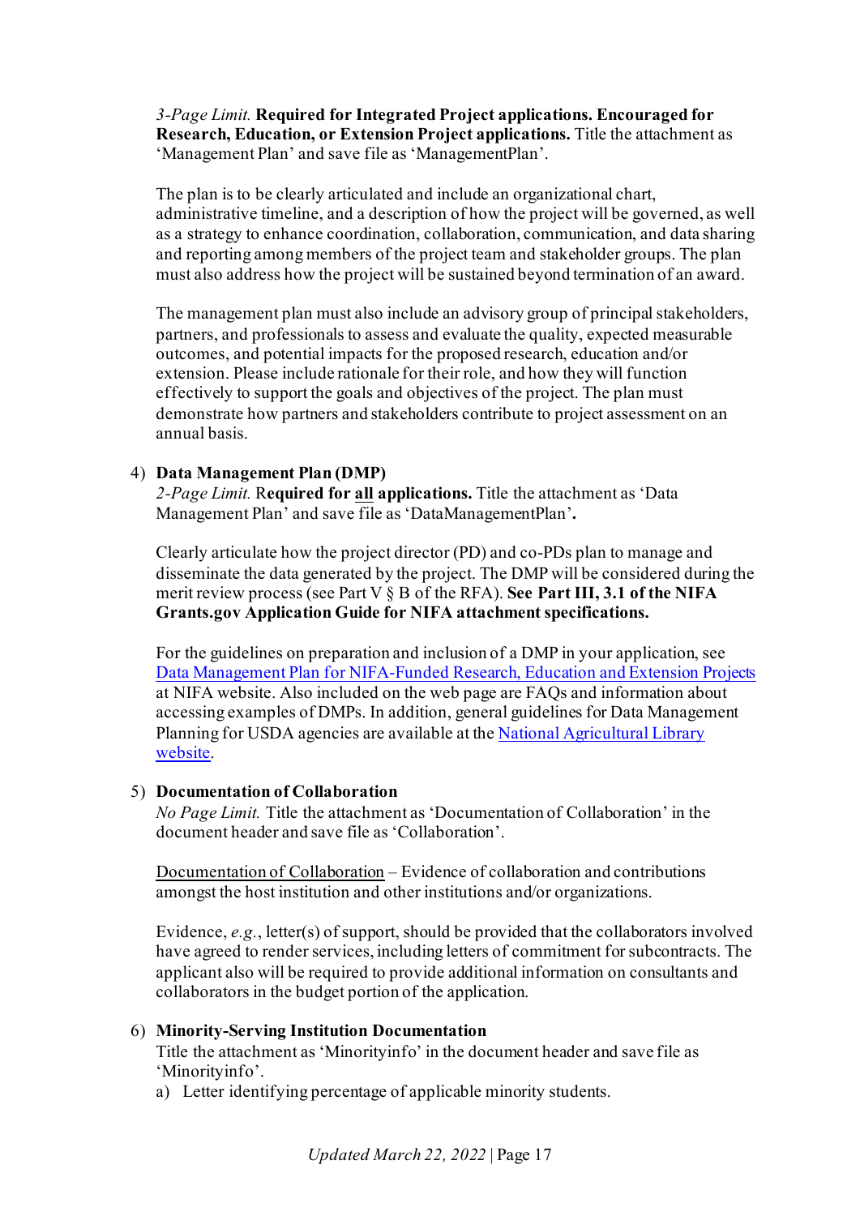*3-Page Limit.* **Required for Integrated Project applications. Encouraged for Research, Education, or Extension Project applications.** Title the attachment as 'Management Plan' and save file as 'ManagementPlan'.

The plan is to be clearly articulated and include an organizational chart, administrative timeline, and a description of how the project will be governed, as well as a strategy to enhance coordination, collaboration, communication, and data sharing and reporting among members of the project team and stakeholder groups. The plan must also address how the project will be sustained beyond termination of an award.

The management plan must also include an advisory group of principal stakeholders, partners, and professionals to assess and evaluate the quality, expected measurable outcomes, and potential impacts for the proposed research, education and/or extension. Please include rationale for their role, and how they will function effectively to support the goals and objectives of the project. The plan must demonstrate how partners and stakeholders contribute to project assessment on an annual basis.

4) **Data Management Plan (DMP)**
*2-Page Limit.* **Required for <u>all</u> applications.** Title the attachment as 'Data Management Plan' and save file as 'DataManagementPlan'**.**

Clearly articulate how the project director (PD) and co-PDs plan to manage and disseminate the data generated by the project. The DMP will be considered during the merit review process (see Part V § B of the RFA). **See Part III, 3.1 of the NIFA Grants.gov Application Guide for NIFA attachment specifications.**

For the guidelines on preparation and inclusion of a DMP in your application, see [Data Management Plan for NIFA-Funded Research, Education and Extension Projects]() at NIFA website. Also included on the web page are FAQs and information about accessing examples of DMPs. In addition, general guidelines for Data Management Planning for USDA agencies are available at the [National Agricultural Library website]().

5) **Documentation of Collaboration**
*No Page Limit.* Title the attachment as 'Documentation of Collaboration' in the document header and save file as 'Collaboration'.

<u>Documentation of Collaboration</u> – Evidence of collaboration and contributions amongst the host institution and other institutions and/or organizations.

Evidence, *e.g.*, letter(s) of support, should be provided that the collaborators involved have agreed to render services, including letters of commitment for subcontracts. The applicant also will be required to provide additional information on consultants and collaborators in the budget portion of the application.

6) **Minority-Serving Institution Documentation**
Title the attachment as 'Minorityinfo' in the document header and save file as 'Minorityinfo'.
   a) Letter identifying percentage of applicable minority students.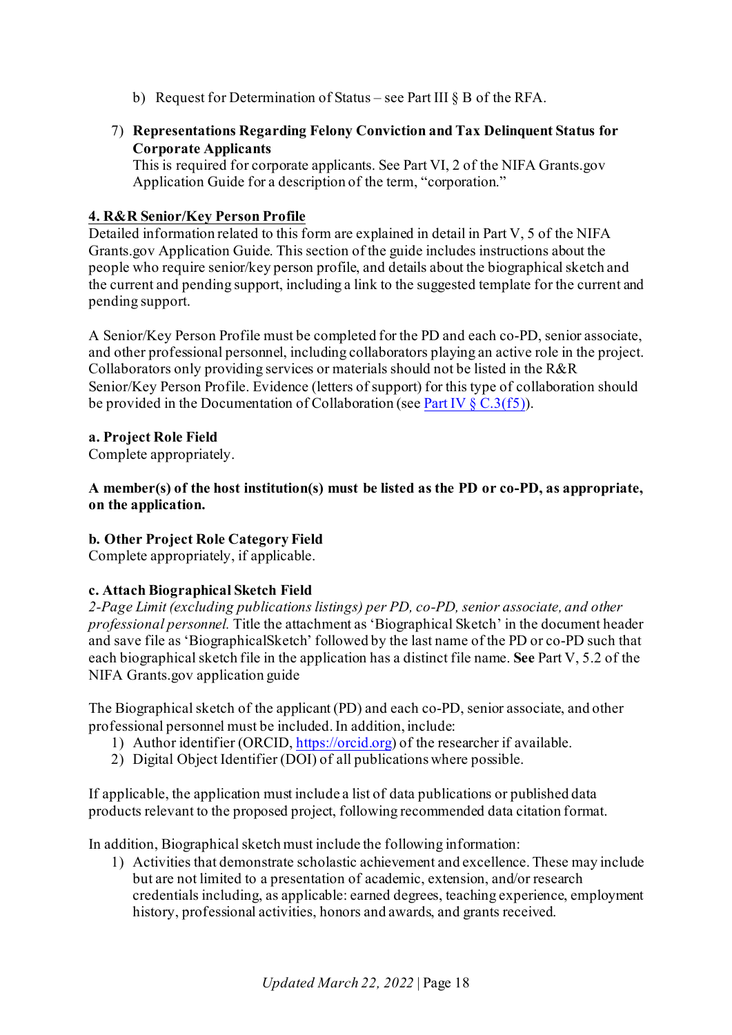b) Request for Determination of Status – see Part III § B of the RFA.

7) **Representations Regarding Felony Conviction and Tax Delinquent Status for Corporate Applicants**
   This is required for corporate applicants. See Part VI, 2 of the NIFA Grants.gov Application Guide for a description of the term, "corporation."

**4. R&R Senior/Key Person Profile**

Detailed information related to this form are explained in detail in Part V, 5 of the NIFA Grants.gov Application Guide. This section of the guide includes instructions about the people who require senior/key person profile, and details about the biographical sketch and the current and pending support, including a link to the suggested template for the current and pending support.

A Senior/Key Person Profile must be completed for the PD and each co-PD, senior associate, and other professional personnel, including collaborators playing an active role in the project. Collaborators only providing services or materials should not be listed in the R&R Senior/Key Person Profile. Evidence (letters of support) for this type of collaboration should be provided in the Documentation of Collaboration (see Part IV § C.3(f5)).

**a. Project Role Field**

Complete appropriately.

**A member(s) of the host institution(s) must be listed as the PD or co-PD, as appropriate, on the application.**

**b. Other Project Role Category Field**

Complete appropriately, if applicable.

**c. Attach Biographical Sketch Field**

*2-Page Limit (excluding publications listings) per PD, co-PD, senior associate, and other professional personnel.* Title the attachment as 'Biographical Sketch' in the document header and save file as 'BiographicalSketch' followed by the last name of the PD or co-PD such that each biographical sketch file in the application has a distinct file name. **See** Part V, 5.2 of the NIFA Grants.gov application guide

The Biographical sketch of the applicant (PD) and each co-PD, senior associate, and other professional personnel must be included. In addition, include:

1) Author identifier (ORCID, https://orcid.org) of the researcher if available.
2) Digital Object Identifier (DOI) of all publications where possible.

If applicable, the application must include a list of data publications or published data products relevant to the proposed project, following recommended data citation format.

In addition, Biographical sketch must include the following information:

1) Activities that demonstrate scholastic achievement and excellence. These may include but are not limited to a presentation of academic, extension, and/or research credentials including, as applicable: earned degrees, teaching experience, employment history, professional activities, honors and awards, and grants received.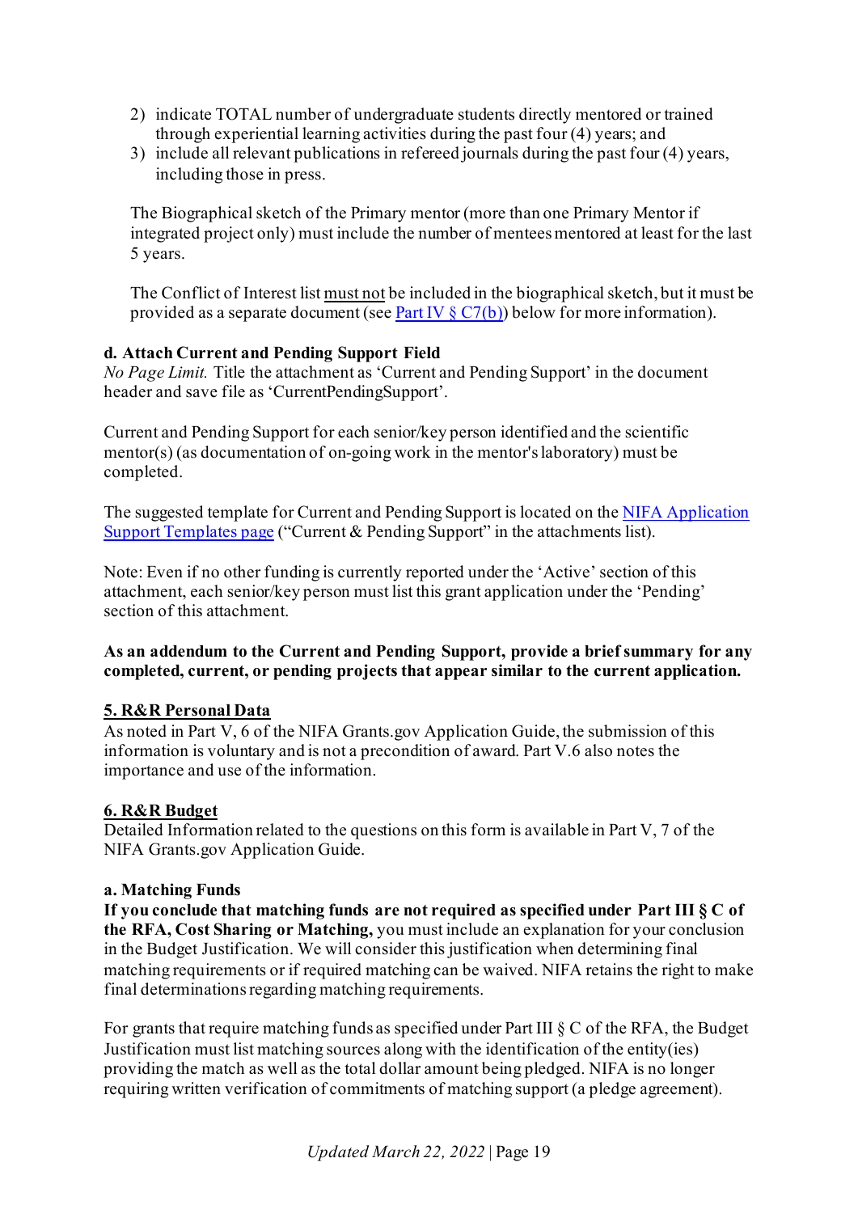2) indicate TOTAL number of undergraduate students directly mentored or trained through experiential learning activities during the past four (4) years; and
3) include all relevant publications in refereed journals during the past four (4) years, including those in press.

The Biographical sketch of the Primary mentor (more than one Primary Mentor if integrated project only) must include the number of mentees mentored at least for the last 5 years.

The Conflict of Interest list must not be included in the biographical sketch, but it must be provided as a separate document (see [Part IV § C7(b)](#)) below for more information).

**d. Attach Current and Pending Support Field**
*No Page Limit.* Title the attachment as 'Current and Pending Support' in the document header and save file as 'CurrentPendingSupport'.

Current and Pending Support for each senior/key person identified and the scientific mentor(s) (as documentation of on-going work in the mentor's laboratory) must be completed.

The suggested template for Current and Pending Support is located on the [NIFA Application Support Templates page](#) ("Current & Pending Support" in the attachments list).

Note: Even if no other funding is currently reported under the 'Active' section of this attachment, each senior/key person must list this grant application under the 'Pending' section of this attachment.

**As an addendum to the Current and Pending Support, provide a brief summary for any completed, current, or pending projects that appear similar to the current application.**

**5. R&R Personal Data**
As noted in Part V, 6 of the NIFA Grants.gov Application Guide, the submission of this information is voluntary and is not a precondition of award. Part V.6 also notes the importance and use of the information.

**6. R&R Budget**
Detailed Information related to the questions on this form is available in Part V, 7 of the NIFA Grants.gov Application Guide.

**a. Matching Funds**
**If you conclude that matching funds are not required as specified under Part III § C of the RFA, Cost Sharing or Matching,** you must include an explanation for your conclusion in the Budget Justification. We will consider this justification when determining final matching requirements or if required matching can be waived. NIFA retains the right to make final determinations regarding matching requirements.

For grants that require matching funds as specified under Part III § C of the RFA, the Budget Justification must list matching sources along with the identification of the entity(ies) providing the match as well as the total dollar amount being pledged. NIFA is no longer requiring written verification of commitments of matching support (a pledge agreement).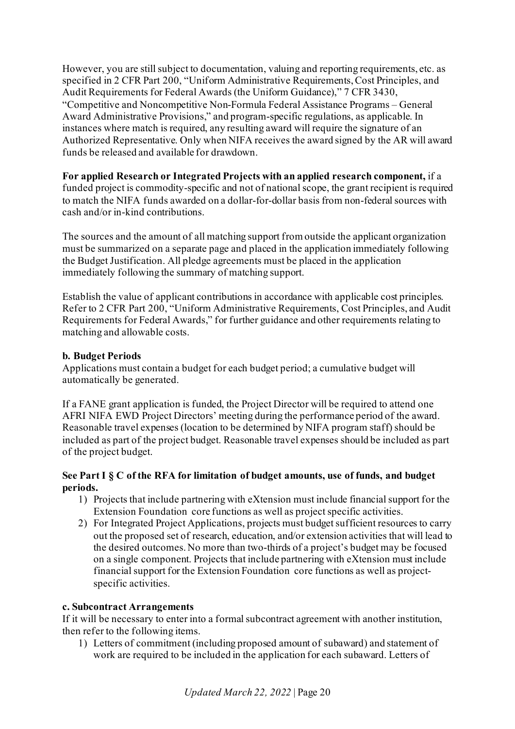However, you are still subject to documentation, valuing and reporting requirements, etc. as specified in 2 CFR Part 200, "Uniform Administrative Requirements, Cost Principles, and Audit Requirements for Federal Awards (the Uniform Guidance)," 7 CFR 3430, "Competitive and Noncompetitive Non-Formula Federal Assistance Programs – General Award Administrative Provisions," and program-specific regulations, as applicable. In instances where match is required, any resulting award will require the signature of an Authorized Representative. Only when NIFA receives the award signed by the AR will award funds be released and available for drawdown.

**For applied Research or Integrated Projects with an applied research component,** if a funded project is commodity-specific and not of national scope, the grant recipient is required to match the NIFA funds awarded on a dollar-for-dollar basis from non-federal sources with cash and/or in-kind contributions.

The sources and the amount of all matching support from outside the applicant organization must be summarized on a separate page and placed in the application immediately following the Budget Justification. All pledge agreements must be placed in the application immediately following the summary of matching support.

Establish the value of applicant contributions in accordance with applicable cost principles. Refer to 2 CFR Part 200, "Uniform Administrative Requirements, Cost Principles, and Audit Requirements for Federal Awards," for further guidance and other requirements relating to matching and allowable costs.

**b. Budget Periods**

Applications must contain a budget for each budget period; a cumulative budget will automatically be generated.

If a FANE grant application is funded, the Project Director will be required to attend one AFRI NIFA EWD Project Directors' meeting during the performance period of the award. Reasonable travel expenses (location to be determined by NIFA program staff) should be included as part of the project budget. Reasonable travel expenses should be included as part of the project budget.

**See Part I § C of the RFA for limitation of budget amounts, use of funds, and budget periods.**

1) Projects that include partnering with eXtension must include financial support for the Extension Foundation core functions as well as project specific activities.
2) For Integrated Project Applications, projects must budget sufficient resources to carry out the proposed set of research, education, and/or extension activities that will lead to the desired outcomes. No more than two-thirds of a project's budget may be focused on a single component. Projects that include partnering with eXtension must include financial support for the Extension Foundation core functions as well as project-specific activities.

**c. Subcontract Arrangements**

If it will be necessary to enter into a formal subcontract agreement with another institution, then refer to the following items.

1) Letters of commitment (including proposed amount of subaward) and statement of work are required to be included in the application for each subaward. Letters of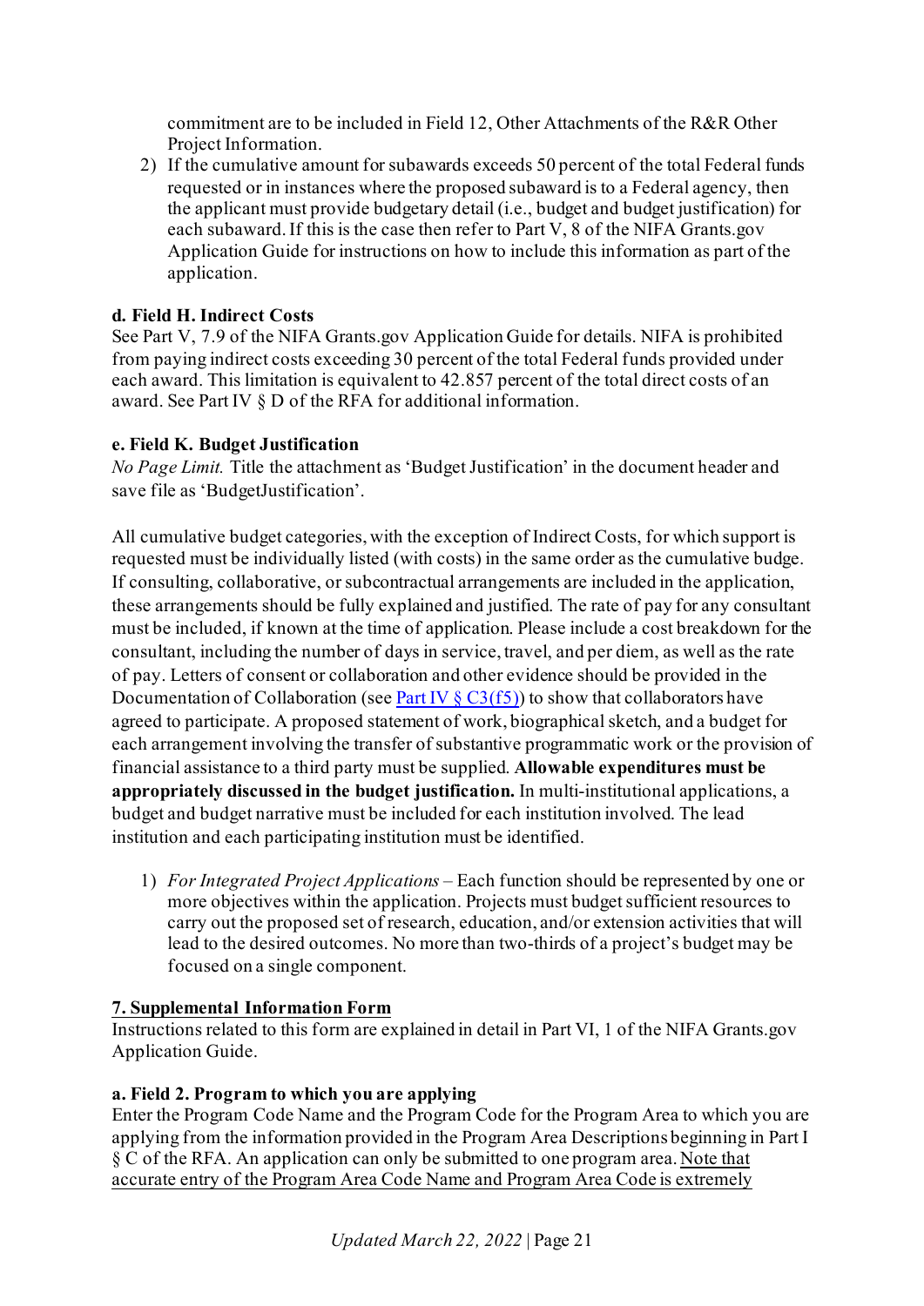commitment are to be included in Field 12, Other Attachments of the R&R Other Project Information.

2) If the cumulative amount for subawards exceeds 50 percent of the total Federal funds requested or in instances where the proposed subaward is to a Federal agency, then the applicant must provide budgetary detail (i.e., budget and budget justification) for each subaward. If this is the case then refer to Part V, 8 of the NIFA Grants.gov Application Guide for instructions on how to include this information as part of the application.

**d. Field H. Indirect Costs**

See Part V, 7.9 of the NIFA Grants.gov Application Guide for details. NIFA is prohibited from paying indirect costs exceeding 30 percent of the total Federal funds provided under each award. This limitation is equivalent to 42.857 percent of the total direct costs of an award. See Part IV § D of the RFA for additional information.

**e. Field K. Budget Justification**

*No Page Limit.* Title the attachment as 'Budget Justification' in the document header and save file as 'BudgetJustification'.

All cumulative budget categories, with the exception of Indirect Costs, for which support is requested must be individually listed (with costs) in the same order as the cumulative budge. If consulting, collaborative, or subcontractual arrangements are included in the application, these arrangements should be fully explained and justified. The rate of pay for any consultant must be included, if known at the time of application. Please include a cost breakdown for the consultant, including the number of days in service, travel, and per diem, as well as the rate of pay. Letters of consent or collaboration and other evidence should be provided in the Documentation of Collaboration (see Part IV § C3(f5)) to show that collaborators have agreed to participate. A proposed statement of work, biographical sketch, and a budget for each arrangement involving the transfer of substantive programmatic work or the provision of financial assistance to a third party must be supplied. **Allowable expenditures must be appropriately discussed in the budget justification.** In multi-institutional applications, a budget and budget narrative must be included for each institution involved. The lead institution and each participating institution must be identified.

1) *For Integrated Project Applications* – Each function should be represented by one or more objectives within the application. Projects must budget sufficient resources to carry out the proposed set of research, education, and/or extension activities that will lead to the desired outcomes. No more than two-thirds of a project's budget may be focused on a single component.

**7. Supplemental Information Form**

Instructions related to this form are explained in detail in Part VI, 1 of the NIFA Grants.gov Application Guide.

**a. Field 2. Program to which you are applying**

Enter the Program Code Name and the Program Code for the Program Area to which you are applying from the information provided in the Program Area Descriptions beginning in Part I § C of the RFA. An application can only be submitted to one program area. Note that accurate entry of the Program Area Code Name and Program Area Code is extremely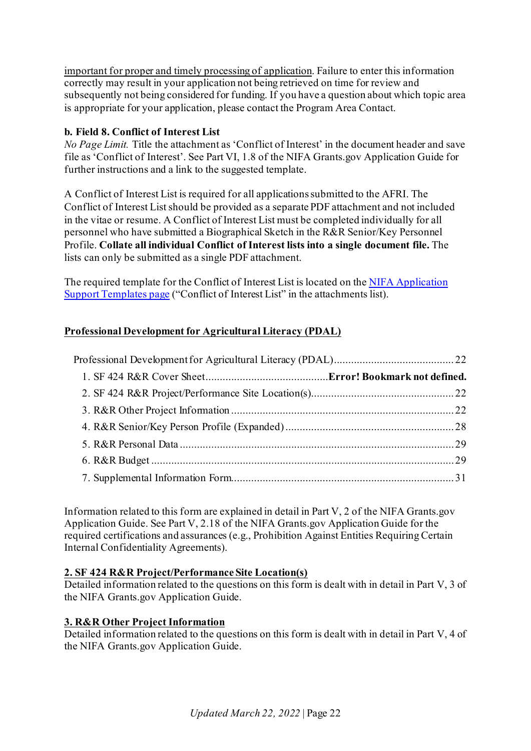important for proper and timely processing of application. Failure to enter this information correctly may result in your application not being retrieved on time for review and subsequently not being considered for funding. If you have a question about which topic area is appropriate for your application, please contact the Program Area Contact.

**b. Field 8. Conflict of Interest List**

*No Page Limit.* Title the attachment as 'Conflict of Interest' in the document header and save file as 'Conflict of Interest'. See Part VI, 1.8 of the NIFA Grants.gov Application Guide for further instructions and a link to the suggested template.

A Conflict of Interest List is required for all applications submitted to the AFRI. The Conflict of Interest List should be provided as a separate PDF attachment and not included in the vitae or resume. A Conflict of Interest List must be completed individually for all personnel who have submitted a Biographical Sketch in the R&R Senior/Key Personnel Profile. **Collate all individual Conflict of Interest lists into a single document file.** The lists can only be submitted as a single PDF attachment.

The required template for the Conflict of Interest List is located on the NIFA Application Support Templates page ("Conflict of Interest List" in the attachments list).

## Professional Development for Agricultural Literacy (PDAL)

Professional Development for Agricultural Literacy (PDAL) .......................................... 22
- 1. SF 424 R&R Cover Sheet .......................................... **Error! Bookmark not defined.**
- 2. SF 424 R&R Project/Performance Site Location(s) .......................................... 22
- 3. R&R Other Project Information .......................................... 22
- 4. R&R Senior/Key Person Profile (Expanded) .......................................... 28
- 5. R&R Personal Data .......................................... 29
- 6. R&R Budget .......................................... 29
- 7. Supplemental Information Form .......................................... 31

Information related to this form are explained in detail in Part V, 2 of the NIFA Grants.gov Application Guide. See Part V, 2.18 of the NIFA Grants.gov Application Guide for the required certifications and assurances (e.g., Prohibition Against Entities Requiring Certain Internal Confidentiality Agreements).

### 2. SF 424 R&R Project/Performance Site Location(s)

Detailed information related to the questions on this form is dealt with in detail in Part V, 3 of the NIFA Grants.gov Application Guide.

### 3. R&R Other Project Information

Detailed information related to the questions on this form is dealt with in detail in Part V, 4 of the NIFA Grants.gov Application Guide.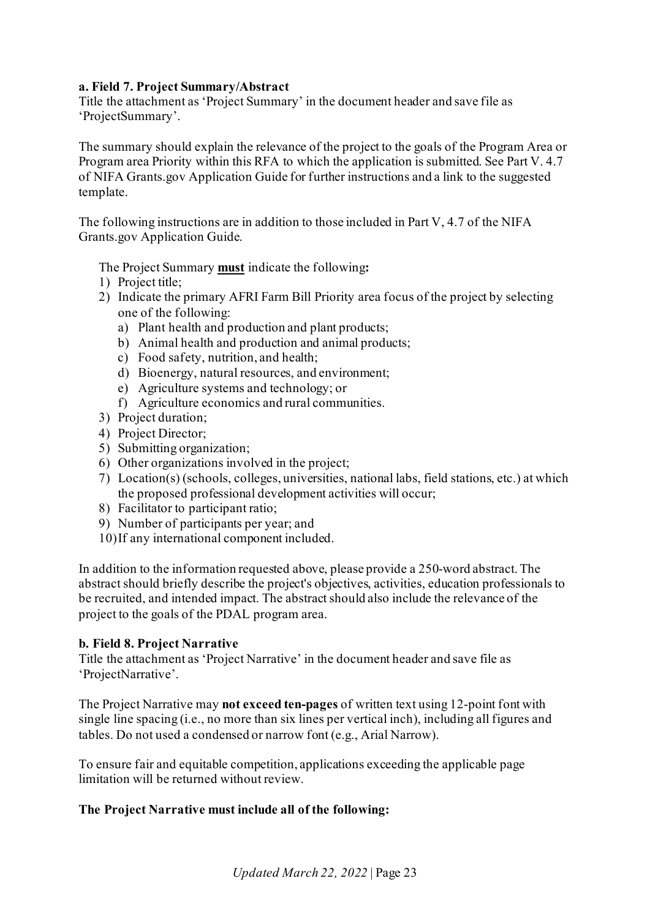**a. Field 7. Project Summary/Abstract**

Title the attachment as 'Project Summary' in the document header and save file as 'ProjectSummary'.

The summary should explain the relevance of the project to the goals of the Program Area or Program area Priority within this RFA to which the application is submitted. See Part V. 4.7 of NIFA Grants.gov Application Guide for further instructions and a link to the suggested template.

The following instructions are in addition to those included in Part V, 4.7 of the NIFA Grants.gov Application Guide.

The Project Summary **must** indicate the following**:**

1) Project title;
2) Indicate the primary AFRI Farm Bill Priority area focus of the project by selecting one of the following:
   a) Plant health and production and plant products;
   b) Animal health and production and animal products;
   c) Food safety, nutrition, and health;
   d) Bioenergy, natural resources, and environment;
   e) Agriculture systems and technology; or
   f) Agriculture economics and rural communities.
3) Project duration;
4) Project Director;
5) Submitting organization;
6) Other organizations involved in the project;
7) Location(s) (schools, colleges, universities, national labs, field stations, etc.) at which the proposed professional development activities will occur;
8) Facilitator to participant ratio;
9) Number of participants per year; and
10) If any international component included.

In addition to the information requested above, please provide a 250-word abstract. The abstract should briefly describe the project's objectives, activities, education professionals to be recruited, and intended impact. The abstract should also include the relevance of the project to the goals of the PDAL program area.

**b. Field 8. Project Narrative**

Title the attachment as 'Project Narrative' in the document header and save file as 'ProjectNarrative'.

The Project Narrative may **not exceed ten-pages** of written text using 12-point font with single line spacing (i.e., no more than six lines per vertical inch), including all figures and tables. Do not used a condensed or narrow font (e.g., Arial Narrow).

To ensure fair and equitable competition, applications exceeding the applicable page limitation will be returned without review.

**The Project Narrative must include all of the following:**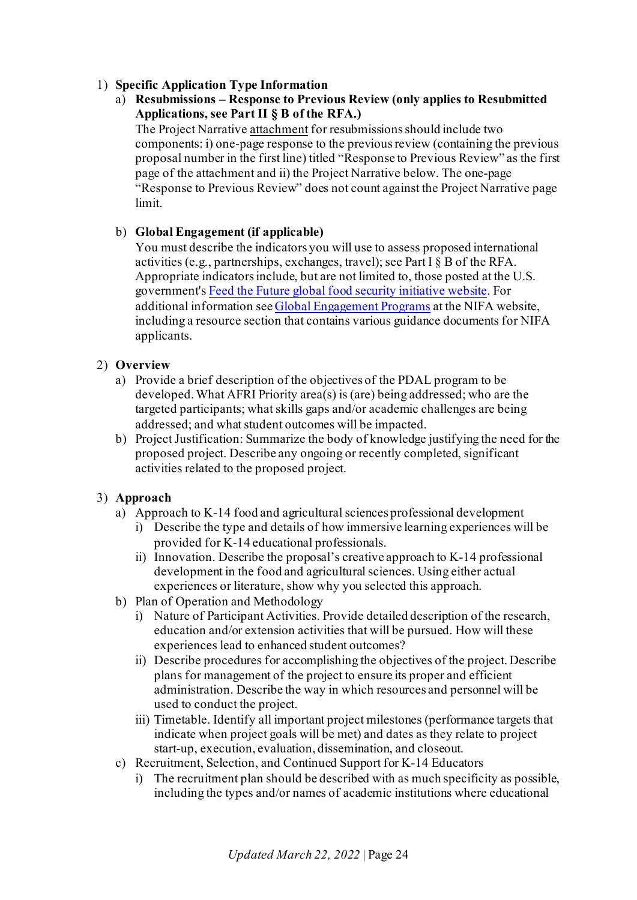1) **Specific Application Type Information**
   a) **Resubmissions – Response to Previous Review (only applies to Resubmitted Applications, see Part II § B of the RFA.)**
      The Project Narrative attachment for resubmissions should include two components: i) one-page response to the previous review (containing the previous proposal number in the first line) titled "Response to Previous Review" as the first page of the attachment and ii) the Project Narrative below. The one-page "Response to Previous Review" does not count against the Project Narrative page limit.

   b) **Global Engagement (if applicable)**
      You must describe the indicators you will use to assess proposed international activities (e.g., partnerships, exchanges, travel); see Part I § B of the RFA. Appropriate indicators include, but are not limited to, those posted at the U.S. government's Feed the Future global food security initiative website. For additional information see Global Engagement Programs at the NIFA website, including a resource section that contains various guidance documents for NIFA applicants.

2) **Overview**
   a) Provide a brief description of the objectives of the PDAL program to be developed. What AFRI Priority area(s) is (are) being addressed; who are the targeted participants; what skills gaps and/or academic challenges are being addressed; and what student outcomes will be impacted.
   b) Project Justification: Summarize the body of knowledge justifying the need for the proposed project. Describe any ongoing or recently completed, significant activities related to the proposed project.

3) **Approach**
   a) Approach to K-14 food and agricultural sciences professional development
      i) Describe the type and details of how immersive learning experiences will be provided for K-14 educational professionals.
      ii) Innovation. Describe the proposal's creative approach to K-14 professional development in the food and agricultural sciences. Using either actual experiences or literature, show why you selected this approach.
   b) Plan of Operation and Methodology
      i) Nature of Participant Activities. Provide detailed description of the research, education and/or extension activities that will be pursued. How will these experiences lead to enhanced student outcomes?
      ii) Describe procedures for accomplishing the objectives of the project. Describe plans for management of the project to ensure its proper and efficient administration. Describe the way in which resources and personnel will be used to conduct the project.
      iii) Timetable. Identify all important project milestones (performance targets that indicate when project goals will be met) and dates as they relate to project start-up, execution, evaluation, dissemination, and closeout.
   c) Recruitment, Selection, and Continued Support for K-14 Educators
      i) The recruitment plan should be described with as much specificity as possible, including the types and/or names of academic institutions where educational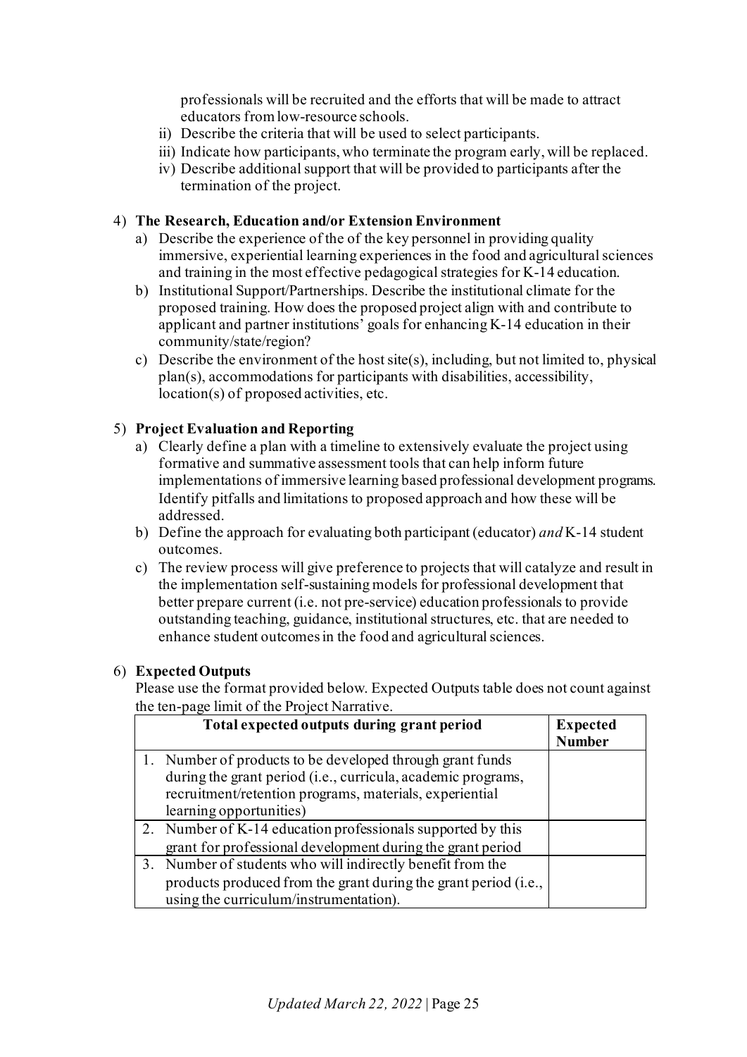professionals will be recruited and the efforts that will be made to attract educators from low-resource schools.

  ii) Describe the criteria that will be used to select participants.
  iii) Indicate how participants, who terminate the program early, will be replaced.
  iv) Describe additional support that will be provided to participants after the termination of the project.

4) **The Research, Education and/or Extension Environment**
   a) Describe the experience of the of the key personnel in providing quality immersive, experiential learning experiences in the food and agricultural sciences and training in the most effective pedagogical strategies for K-14 education.
   b) Institutional Support/Partnerships. Describe the institutional climate for the proposed training. How does the proposed project align with and contribute to applicant and partner institutions' goals for enhancing K-14 education in their community/state/region?
   c) Describe the environment of the host site(s), including, but not limited to, physical plan(s), accommodations for participants with disabilities, accessibility, location(s) of proposed activities, etc.

5) **Project Evaluation and Reporting**
   a) Clearly define a plan with a timeline to extensively evaluate the project using formative and summative assessment tools that can help inform future implementations of immersive learning based professional development programs. Identify pitfalls and limitations to proposed approach and how these will be addressed.
   b) Define the approach for evaluating both participant (educator) *and* K-14 student outcomes.
   c) The review process will give preference to projects that will catalyze and result in the implementation self-sustaining models for professional development that better prepare current (i.e. not pre-service) education professionals to provide outstanding teaching, guidance, institutional structures, etc. that are needed to enhance student outcomes in the food and agricultural sciences.

6) **Expected Outputs**

   Please use the format provided below. Expected Outputs table does not count against the ten-page limit of the Project Narrative.

| **Total expected outputs during grant period** | **Expected Number** |
|---|---|
| 1. Number of products to be developed through grant funds during the grant period (i.e., curricula, academic programs, recruitment/retention programs, materials, experiential learning opportunities) | |
| 2. Number of K-14 education professionals supported by this grant for professional development during the grant period | |
| 3. Number of students who will indirectly benefit from the products produced from the grant during the grant period (i.e., using the curriculum/instrumentation). | |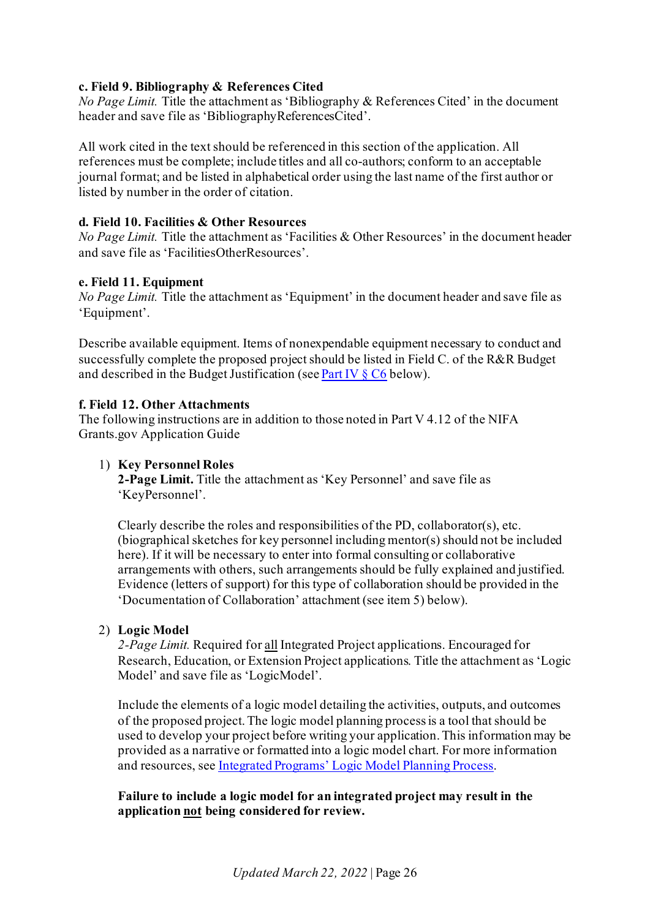**c. Field 9. Bibliography & References Cited**

*No Page Limit.* Title the attachment as 'Bibliography & References Cited' in the document header and save file as 'BibliographyReferencesCited'.

All work cited in the text should be referenced in this section of the application. All references must be complete; include titles and all co-authors; conform to an acceptable journal format; and be listed in alphabetical order using the last name of the first author or listed by number in the order of citation.

**d. Field 10. Facilities & Other Resources**

*No Page Limit.* Title the attachment as 'Facilities & Other Resources' in the document header and save file as 'FacilitiesOtherResources'.

**e. Field 11. Equipment**

*No Page Limit.* Title the attachment as 'Equipment' in the document header and save file as 'Equipment'.

Describe available equipment. Items of nonexpendable equipment necessary to conduct and successfully complete the proposed project should be listed in Field C. of the R&R Budget and described in the Budget Justification (see Part IV § C6 below).

**f. Field 12. Other Attachments**

The following instructions are in addition to those noted in Part V 4.12 of the NIFA Grants.gov Application Guide

1) **Key Personnel Roles**

   **2-Page Limit.** Title the attachment as 'Key Personnel' and save file as 'KeyPersonnel'.

   Clearly describe the roles and responsibilities of the PD, collaborator(s), etc. (biographical sketches for key personnel including mentor(s) should not be included here). If it will be necessary to enter into formal consulting or collaborative arrangements with others, such arrangements should be fully explained and justified. Evidence (letters of support) for this type of collaboration should be provided in the 'Documentation of Collaboration' attachment (see item 5) below).

2) **Logic Model**

   *2-Page Limit.* Required for all Integrated Project applications. Encouraged for Research, Education, or Extension Project applications. Title the attachment as 'Logic Model' and save file as 'LogicModel'.

   Include the elements of a logic model detailing the activities, outputs, and outcomes of the proposed project. The logic model planning process is a tool that should be used to develop your project before writing your application. This information may be provided as a narrative or formatted into a logic model chart. For more information and resources, see Integrated Programs' Logic Model Planning Process.

   **Failure to include a logic model for an integrated project may result in the application not being considered for review.**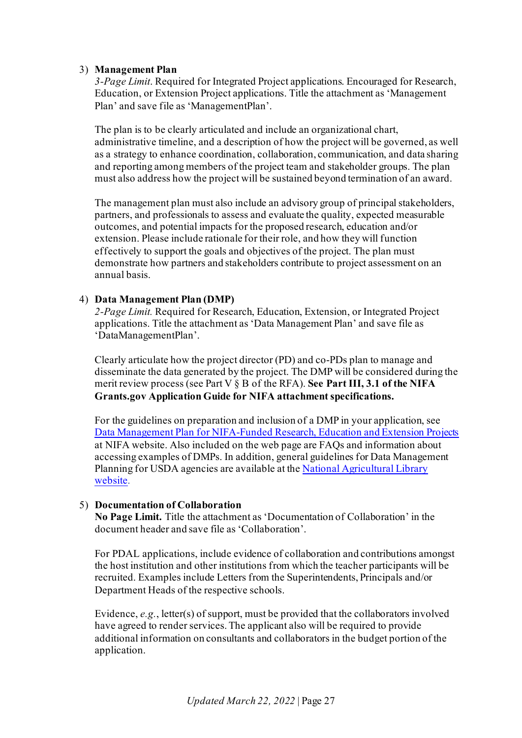3) **Management Plan**

   *3-Page Limit*. Required for Integrated Project applications. Encouraged for Research, Education, or Extension Project applications. Title the attachment as 'Management Plan' and save file as 'ManagementPlan'.

   The plan is to be clearly articulated and include an organizational chart, administrative timeline, and a description of how the project will be governed, as well as a strategy to enhance coordination, collaboration, communication, and data sharing and reporting among members of the project team and stakeholder groups. The plan must also address how the project will be sustained beyond termination of an award.

   The management plan must also include an advisory group of principal stakeholders, partners, and professionals to assess and evaluate the quality, expected measurable outcomes, and potential impacts for the proposed research, education and/or extension. Please include rationale for their role, and how they will function effectively to support the goals and objectives of the project. The plan must demonstrate how partners and stakeholders contribute to project assessment on an annual basis.

4) **Data Management Plan (DMP)**

   *2-Page Limit.* Required for Research, Education, Extension, or Integrated Project applications. Title the attachment as 'Data Management Plan' and save file as 'DataManagementPlan'.

   Clearly articulate how the project director (PD) and co-PDs plan to manage and disseminate the data generated by the project. The DMP will be considered during the merit review process (see Part V § B of the RFA). **See Part III, 3.1 of the NIFA Grants.gov Application Guide for NIFA attachment specifications.**

   For the guidelines on preparation and inclusion of a DMP in your application, see [Data Management Plan for NIFA-Funded Research, Education and Extension Projects] at NIFA website. Also included on the web page are FAQs and information about accessing examples of DMPs. In addition, general guidelines for Data Management Planning for USDA agencies are available at the [National Agricultural Library website].

5) **Documentation of Collaboration**

   **No Page Limit.** Title the attachment as 'Documentation of Collaboration' in the document header and save file as 'Collaboration'.

   For PDAL applications, include evidence of collaboration and contributions amongst the host institution and other institutions from which the teacher participants will be recruited. Examples include Letters from the Superintendents, Principals and/or Department Heads of the respective schools.

   Evidence, *e.g.*, letter(s) of support, must be provided that the collaborators involved have agreed to render services. The applicant also will be required to provide additional information on consultants and collaborators in the budget portion of the application.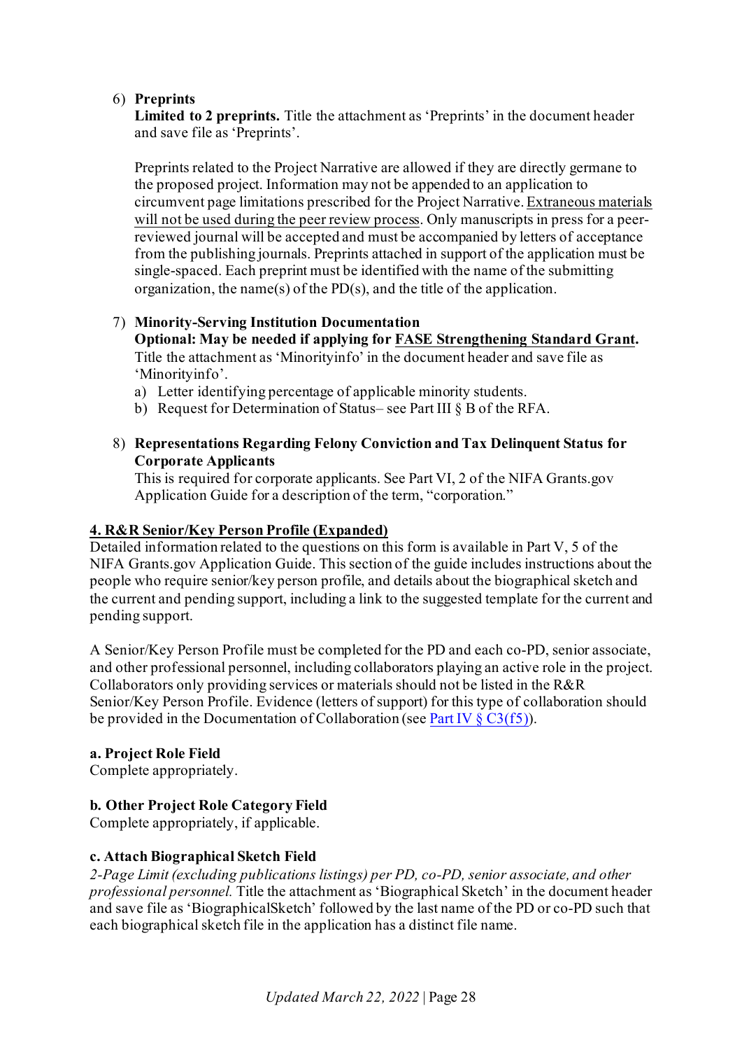6) **Preprints**
   **Limited to 2 preprints.** Title the attachment as 'Preprints' in the document header and save file as 'Preprints'.

   Preprints related to the Project Narrative are allowed if they are directly germane to the proposed project. Information may not be appended to an application to circumvent page limitations prescribed for the Project Narrative. Extraneous materials will not be used during the peer review process. Only manuscripts in press for a peer-reviewed journal will be accepted and must be accompanied by letters of acceptance from the publishing journals. Preprints attached in support of the application must be single-spaced. Each preprint must be identified with the name of the submitting organization, the name(s) of the PD(s), and the title of the application.

7) **Minority-Serving Institution Documentation**
   **Optional: May be needed if applying for FASE Strengthening Standard Grant.** Title the attachment as 'Minorityinfo' in the document header and save file as 'Minorityinfo'.
   a) Letter identifying percentage of applicable minority students.
   b) Request for Determination of Status– see Part III § B of the RFA.

8) **Representations Regarding Felony Conviction and Tax Delinquent Status for Corporate Applicants**
   This is required for corporate applicants. See Part VI, 2 of the NIFA Grants.gov Application Guide for a description of the term, "corporation."

## 4. R&R Senior/Key Person Profile (Expanded)

Detailed information related to the questions on this form is available in Part V, 5 of the NIFA Grants.gov Application Guide. This section of the guide includes instructions about the people who require senior/key person profile, and details about the biographical sketch and the current and pending support, including a link to the suggested template for the current and pending support.

A Senior/Key Person Profile must be completed for the PD and each co-PD, senior associate, and other professional personnel, including collaborators playing an active role in the project. Collaborators only providing services or materials should not be listed in the R&R Senior/Key Person Profile. Evidence (letters of support) for this type of collaboration should be provided in the Documentation of Collaboration (see Part IV § C3(f5)).

**a. Project Role Field**
Complete appropriately.

**b. Other Project Role Category Field**
Complete appropriately, if applicable.

**c. Attach Biographical Sketch Field**
*2-Page Limit (excluding publications listings) per PD, co-PD, senior associate, and other professional personnel.* Title the attachment as 'Biographical Sketch' in the document header and save file as 'BiographicalSketch' followed by the last name of the PD or co-PD such that each biographical sketch file in the application has a distinct file name.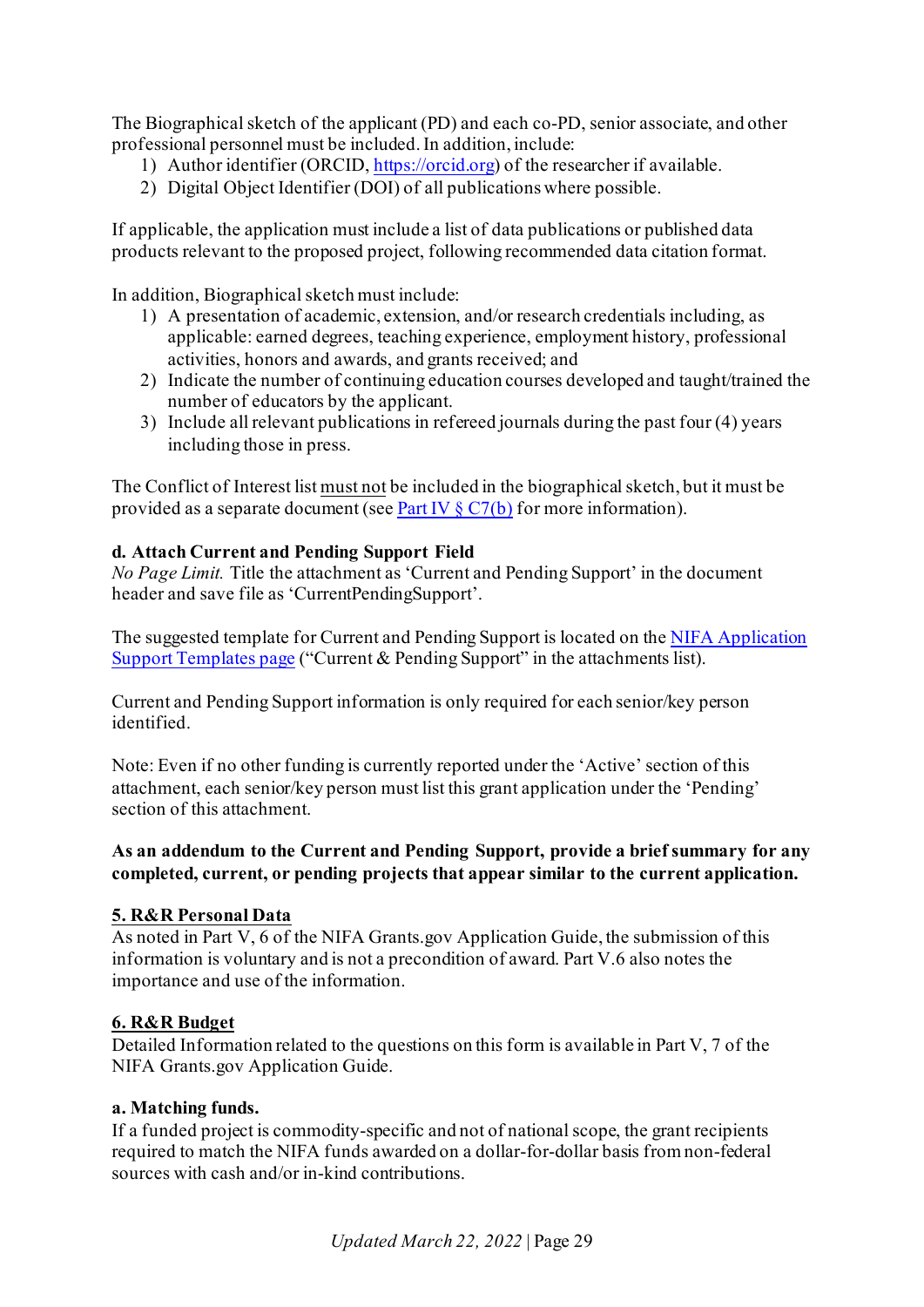The Biographical sketch of the applicant (PD) and each co-PD, senior associate, and other professional personnel must be included. In addition, include:

1) Author identifier (ORCID, [https://orcid.org](https://orcid.org)) of the researcher if available.
2) Digital Object Identifier (DOI) of all publications where possible.

If applicable, the application must include a list of data publications or published data products relevant to the proposed project, following recommended data citation format.

In addition, Biographical sketch must include:

1) A presentation of academic, extension, and/or research credentials including, as applicable: earned degrees, teaching experience, employment history, professional activities, honors and awards, and grants received; and
2) Indicate the number of continuing education courses developed and taught/trained the number of educators by the applicant.
3) Include all relevant publications in refereed journals during the past four (4) years including those in press.

The Conflict of Interest list <u>must not</u> be included in the biographical sketch, but it must be provided as a separate document (see Part IV § C7(b) for more information).

**d. Attach Current and Pending Support Field**

*No Page Limit.* Title the attachment as 'Current and Pending Support' in the document header and save file as 'CurrentPendingSupport'.

The suggested template for Current and Pending Support is located on the NIFA Application Support Templates page ("Current & Pending Support" in the attachments list).

Current and Pending Support information is only required for each senior/key person identified.

Note: Even if no other funding is currently reported under the 'Active' section of this attachment, each senior/key person must list this grant application under the 'Pending' section of this attachment.

**As an addendum to the Current and Pending Support, provide a brief summary for any completed, current, or pending projects that appear similar to the current application.**

**<u>5. R&R Personal Data</u>**

As noted in Part V, 6 of the NIFA Grants.gov Application Guide, the submission of this information is voluntary and is not a precondition of award. Part V.6 also notes the importance and use of the information.

**<u>6. R&R Budget</u>**

Detailed Information related to the questions on this form is available in Part V, 7 of the NIFA Grants.gov Application Guide.

**a. Matching funds.**

If a funded project is commodity-specific and not of national scope, the grant recipients required to match the NIFA funds awarded on a dollar-for-dollar basis from non-federal sources with cash and/or in-kind contributions.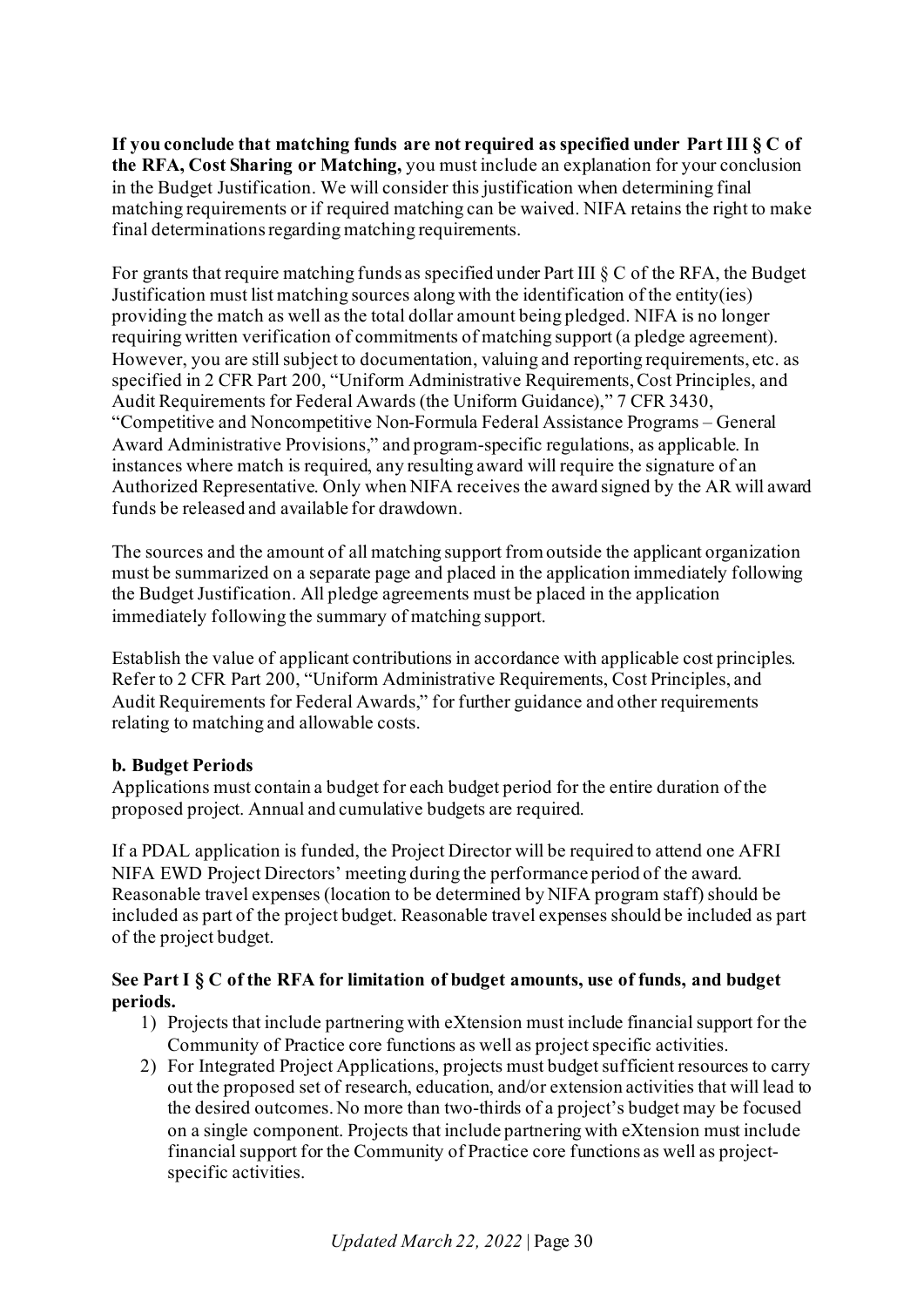**If you conclude that matching funds are not required as specified under Part III § C of the RFA, Cost Sharing or Matching,** you must include an explanation for your conclusion in the Budget Justification. We will consider this justification when determining final matching requirements or if required matching can be waived. NIFA retains the right to make final determinations regarding matching requirements.

For grants that require matching funds as specified under Part III § C of the RFA, the Budget Justification must list matching sources along with the identification of the entity(ies) providing the match as well as the total dollar amount being pledged. NIFA is no longer requiring written verification of commitments of matching support (a pledge agreement). However, you are still subject to documentation, valuing and reporting requirements, etc. as specified in 2 CFR Part 200, "Uniform Administrative Requirements, Cost Principles, and Audit Requirements for Federal Awards (the Uniform Guidance)," 7 CFR 3430, "Competitive and Noncompetitive Non-Formula Federal Assistance Programs – General Award Administrative Provisions," and program-specific regulations, as applicable. In instances where match is required, any resulting award will require the signature of an Authorized Representative. Only when NIFA receives the award signed by the AR will award funds be released and available for drawdown.

The sources and the amount of all matching support from outside the applicant organization must be summarized on a separate page and placed in the application immediately following the Budget Justification. All pledge agreements must be placed in the application immediately following the summary of matching support.

Establish the value of applicant contributions in accordance with applicable cost principles. Refer to 2 CFR Part 200, "Uniform Administrative Requirements, Cost Principles, and Audit Requirements for Federal Awards," for further guidance and other requirements relating to matching and allowable costs.

**b. Budget Periods**

Applications must contain a budget for each budget period for the entire duration of the proposed project. Annual and cumulative budgets are required.

If a PDAL application is funded, the Project Director will be required to attend one AFRI NIFA EWD Project Directors' meeting during the performance period of the award. Reasonable travel expenses (location to be determined by NIFA program staff) should be included as part of the project budget. Reasonable travel expenses should be included as part of the project budget.

**See Part I § C of the RFA for limitation of budget amounts, use of funds, and budget periods.**

1) Projects that include partnering with eXtension must include financial support for the Community of Practice core functions as well as project specific activities.
2) For Integrated Project Applications, projects must budget sufficient resources to carry out the proposed set of research, education, and/or extension activities that will lead to the desired outcomes. No more than two-thirds of a project's budget may be focused on a single component. Projects that include partnering with eXtension must include financial support for the Community of Practice core functions as well as project-specific activities.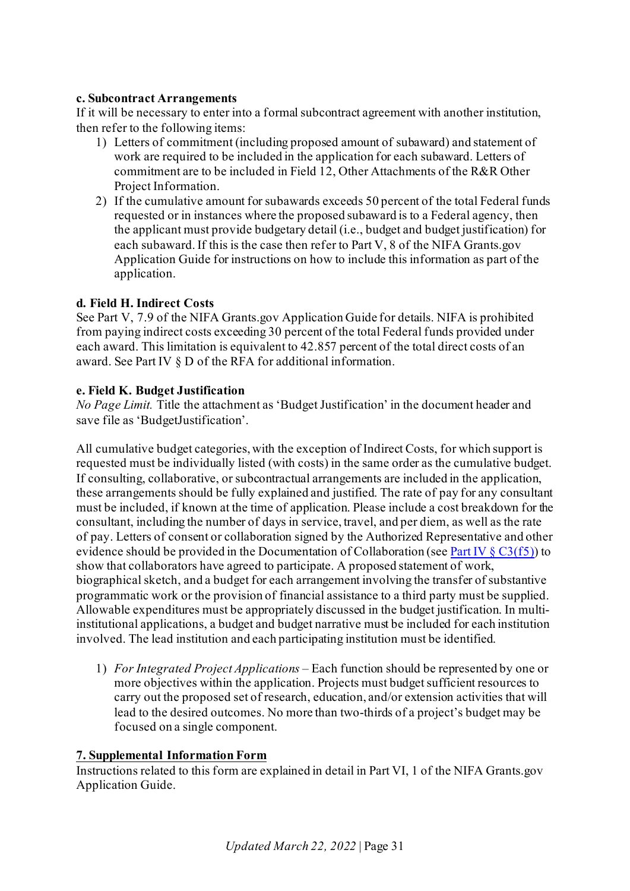**c. Subcontract Arrangements**

If it will be necessary to enter into a formal subcontract agreement with another institution, then refer to the following items:

1) Letters of commitment (including proposed amount of subaward) and statement of work are required to be included in the application for each subaward. Letters of commitment are to be included in Field 12, Other Attachments of the R&R Other Project Information.
2) If the cumulative amount for subawards exceeds 50 percent of the total Federal funds requested or in instances where the proposed subaward is to a Federal agency, then the applicant must provide budgetary detail (i.e., budget and budget justification) for each subaward. If this is the case then refer to Part V, 8 of the NIFA Grants.gov Application Guide for instructions on how to include this information as part of the application.

**d. Field H. Indirect Costs**

See Part V, 7.9 of the NIFA Grants.gov Application Guide for details. NIFA is prohibited from paying indirect costs exceeding 30 percent of the total Federal funds provided under each award. This limitation is equivalent to 42.857 percent of the total direct costs of an award. See Part IV § D of the RFA for additional information.

**e. Field K. Budget Justification**

*No Page Limit.* Title the attachment as 'Budget Justification' in the document header and save file as 'BudgetJustification'.

All cumulative budget categories, with the exception of Indirect Costs, for which support is requested must be individually listed (with costs) in the same order as the cumulative budget. If consulting, collaborative, or subcontractual arrangements are included in the application, these arrangements should be fully explained and justified. The rate of pay for any consultant must be included, if known at the time of application. Please include a cost breakdown for the consultant, including the number of days in service, travel, and per diem, as well as the rate of pay. Letters of consent or collaboration signed by the Authorized Representative and other evidence should be provided in the Documentation of Collaboration (see Part IV § C3(f5)) to show that collaborators have agreed to participate. A proposed statement of work, biographical sketch, and a budget for each arrangement involving the transfer of substantive programmatic work or the provision of financial assistance to a third party must be supplied. Allowable expenditures must be appropriately discussed in the budget justification. In multi-institutional applications, a budget and budget narrative must be included for each institution involved. The lead institution and each participating institution must be identified.

1) *For Integrated Project Applications* – Each function should be represented by one or more objectives within the application. Projects must budget sufficient resources to carry out the proposed set of research, education, and/or extension activities that will lead to the desired outcomes. No more than two-thirds of a project's budget may be focused on a single component.

**7. Supplemental Information Form**

Instructions related to this form are explained in detail in Part VI, 1 of the NIFA Grants.gov Application Guide.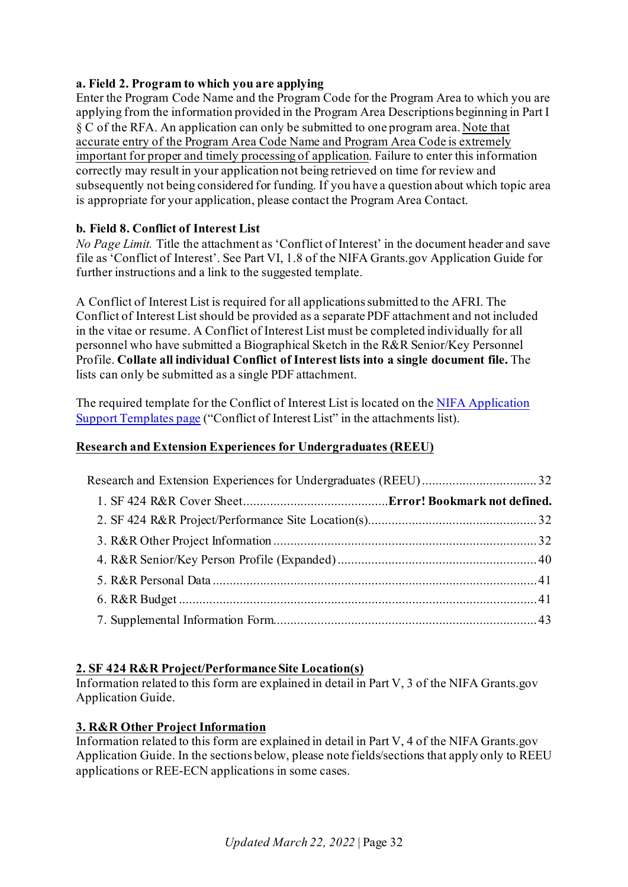**a. Field 2. Program to which you are applying**
Enter the Program Code Name and the Program Code for the Program Area to which you are applying from the information provided in the Program Area Descriptions beginning in Part I § C of the RFA. An application can only be submitted to one program area. Note that accurate entry of the Program Area Code Name and Program Area Code is extremely important for proper and timely processing of application. Failure to enter this information correctly may result in your application not being retrieved on time for review and subsequently not being considered for funding. If you have a question about which topic area is appropriate for your application, please contact the Program Area Contact.

**b. Field 8. Conflict of Interest List**
*No Page Limit.* Title the attachment as 'Conflict of Interest' in the document header and save file as 'Conflict of Interest'. See Part VI, 1.8 of the NIFA Grants.gov Application Guide for further instructions and a link to the suggested template.

A Conflict of Interest List is required for all applications submitted to the AFRI. The Conflict of Interest List should be provided as a separate PDF attachment and not included in the vitae or resume. A Conflict of Interest List must be completed individually for all personnel who have submitted a Biographical Sketch in the R&R Senior/Key Personnel Profile. **Collate all individual Conflict of Interest lists into a single document file.** The lists can only be submitted as a single PDF attachment.

The required template for the Conflict of Interest List is located on the NIFA Application Support Templates page ("Conflict of Interest List" in the attachments list).

## Research and Extension Experiences for Undergraduates (REEU)

Research and Extension Experiences for Undergraduates (REEU) .................................. 32
- 1. SF 424 R&R Cover Sheet........................................... **Error! Bookmark not defined.**
- 2. SF 424 R&R Project/Performance Site Location(s)................................................. 32
- 3. R&R Other Project Information .............................................................................. 32
- 4. R&R Senior/Key Person Profile (Expanded) ........................................................... 40
- 5. R&R Personal Data ................................................................................................ 41
- 6. R&R Budget .......................................................................................................... 41
- 7. Supplemental Information Form............................................................................. 43

### 2. SF 424 R&R Project/Performance Site Location(s)
Information related to this form are explained in detail in Part V, 3 of the NIFA Grants.gov Application Guide.

### 3. R&R Other Project Information
Information related to this form are explained in detail in Part V, 4 of the NIFA Grants.gov Application Guide. In the sections below, please note fields/sections that apply only to REEU applications or REE-ECN applications in some cases.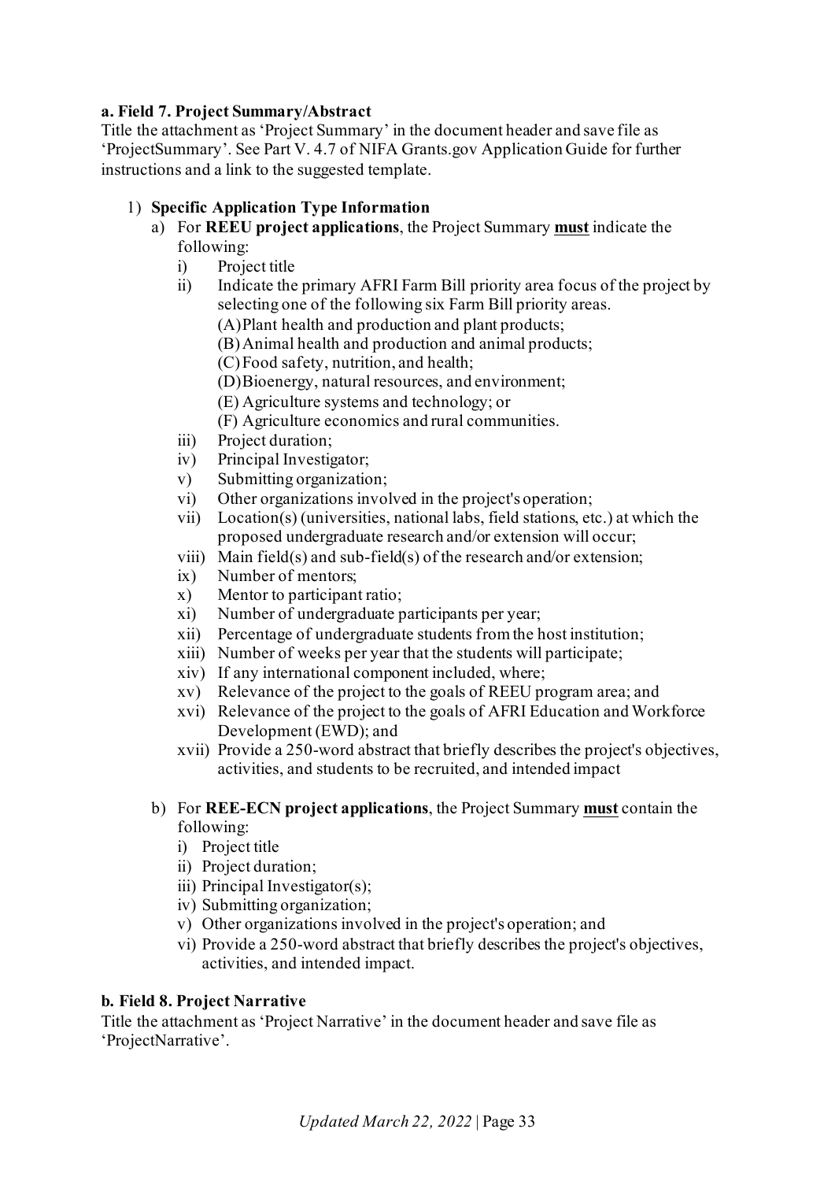**a. Field 7. Project Summary/Abstract**

Title the attachment as 'Project Summary' in the document header and save file as 'ProjectSummary'. See Part V. 4.7 of NIFA Grants.gov Application Guide for further instructions and a link to the suggested template.

1) **Specific Application Type Information**
   a) For **REEU project applications**, the Project Summary **must** indicate the following:
      i) Project title
      ii) Indicate the primary AFRI Farm Bill priority area focus of the project by selecting one of the following six Farm Bill priority areas.
         (A) Plant health and production and plant products;
         (B) Animal health and production and animal products;
         (C) Food safety, nutrition, and health;
         (D) Bioenergy, natural resources, and environment;
         (E) Agriculture systems and technology; or
         (F) Agriculture economics and rural communities.
      iii) Project duration;
      iv) Principal Investigator;
      v) Submitting organization;
      vi) Other organizations involved in the project's operation;
      vii) Location(s) (universities, national labs, field stations, etc.) at which the proposed undergraduate research and/or extension will occur;
      viii) Main field(s) and sub-field(s) of the research and/or extension;
      ix) Number of mentors;
      x) Mentor to participant ratio;
      xi) Number of undergraduate participants per year;
      xii) Percentage of undergraduate students from the host institution;
      xiii) Number of weeks per year that the students will participate;
      xiv) If any international component included, where;
      xv) Relevance of the project to the goals of REEU program area; and
      xvi) Relevance of the project to the goals of AFRI Education and Workforce Development (EWD); and
      xvii) Provide a 250-word abstract that briefly describes the project's objectives, activities, and students to be recruited, and intended impact

   b) For **REE-ECN project applications**, the Project Summary **must** contain the following:
      i) Project title
      ii) Project duration;
      iii) Principal Investigator(s);
      iv) Submitting organization;
      v) Other organizations involved in the project's operation; and
      vi) Provide a 250-word abstract that briefly describes the project's objectives, activities, and intended impact.

**b. Field 8. Project Narrative**

Title the attachment as 'Project Narrative' in the document header and save file as 'ProjectNarrative'.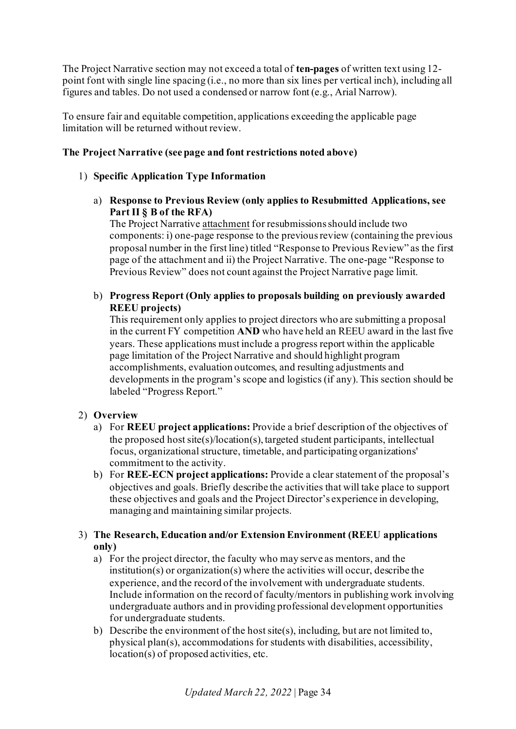The Project Narrative section may not exceed a total of **ten-pages** of written text using 12-point font with single line spacing (i.e., no more than six lines per vertical inch), including all figures and tables. Do not used a condensed or narrow font (e.g., Arial Narrow).

To ensure fair and equitable competition, applications exceeding the applicable page limitation will be returned without review.

**The Project Narrative (see page and font restrictions noted above)**

1) **Specific Application Type Information**

   a) **Response to Previous Review (only applies to Resubmitted Applications, see Part II § B of the RFA)**
   The Project Narrative attachment for resubmissions should include two components: i) one-page response to the previous review (containing the previous proposal number in the first line) titled "Response to Previous Review" as the first page of the attachment and ii) the Project Narrative. The one-page "Response to Previous Review" does not count against the Project Narrative page limit.

   b) **Progress Report (Only applies to proposals building on previously awarded REEU projects)**
   This requirement only applies to project directors who are submitting a proposal in the current FY competition **AND** who have held an REEU award in the last five years. These applications must include a progress report within the applicable page limitation of the Project Narrative and should highlight program accomplishments, evaluation outcomes, and resulting adjustments and developments in the program's scope and logistics (if any). This section should be labeled "Progress Report."

2) **Overview**
   a) For **REEU project applications:** Provide a brief description of the objectives of the proposed host site(s)/location(s), targeted student participants, intellectual focus, organizational structure, timetable, and participating organizations' commitment to the activity.
   b) For **REE-ECN project applications:** Provide a clear statement of the proposal's objectives and goals. Briefly describe the activities that will take place to support these objectives and goals and the Project Director's experience in developing, managing and maintaining similar projects.

3) **The Research, Education and/or Extension Environment (REEU applications only)**
   a) For the project director, the faculty who may serve as mentors, and the institution(s) or organization(s) where the activities will occur, describe the experience, and the record of the involvement with undergraduate students. Include information on the record of faculty/mentors in publishing work involving undergraduate authors and in providing professional development opportunities for undergraduate students.
   b) Describe the environment of the host site(s), including, but are not limited to, physical plan(s), accommodations for students with disabilities, accessibility, location(s) of proposed activities, etc.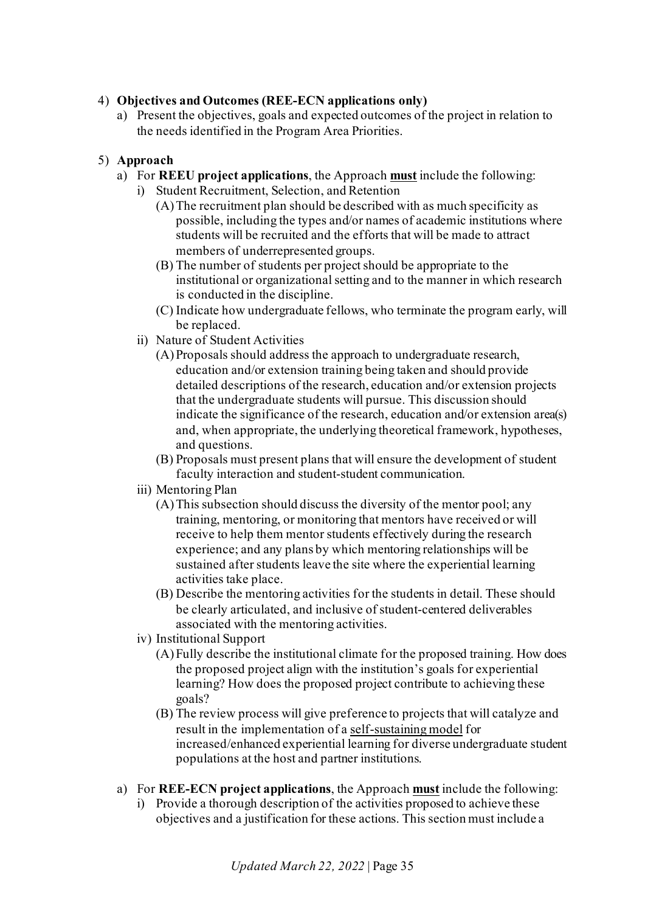4) **Objectives and Outcomes (REE-ECN applications only)**
   a) Present the objectives, goals and expected outcomes of the project in relation to the needs identified in the Program Area Priorities.

5) **Approach**
   a) For **REEU project applications**, the Approach **<u>must</u>** include the following:
      i) Student Recruitment, Selection, and Retention
         (A) The recruitment plan should be described with as much specificity as possible, including the types and/or names of academic institutions where students will be recruited and the efforts that will be made to attract members of underrepresented groups.
         (B) The number of students per project should be appropriate to the institutional or organizational setting and to the manner in which research is conducted in the discipline.
         (C) Indicate how undergraduate fellows, who terminate the program early, will be replaced.
      ii) Nature of Student Activities
         (A) Proposals should address the approach to undergraduate research, education and/or extension training being taken and should provide detailed descriptions of the research, education and/or extension projects that the undergraduate students will pursue. This discussion should indicate the significance of the research, education and/or extension area(s) and, when appropriate, the underlying theoretical framework, hypotheses, and questions.
         (B) Proposals must present plans that will ensure the development of student faculty interaction and student-student communication.
      iii) Mentoring Plan
         (A) This subsection should discuss the diversity of the mentor pool; any training, mentoring, or monitoring that mentors have received or will receive to help them mentor students effectively during the research experience; and any plans by which mentoring relationships will be sustained after students leave the site where the experiential learning activities take place.
         (B) Describe the mentoring activities for the students in detail. These should be clearly articulated, and inclusive of student-centered deliverables associated with the mentoring activities.
      iv) Institutional Support
         (A) Fully describe the institutional climate for the proposed training. How does the proposed project align with the institution's goals for experiential learning? How does the proposed project contribute to achieving these goals?
         (B) The review process will give preference to projects that will catalyze and result in the implementation of a <u>self-sustaining model</u> for increased/enhanced experiential learning for diverse undergraduate student populations at the host and partner institutions.

   a) For **REE-ECN project applications**, the Approach **<u>must</u>** include the following:
      i) Provide a thorough description of the activities proposed to achieve these objectives and a justification for these actions. This section must include a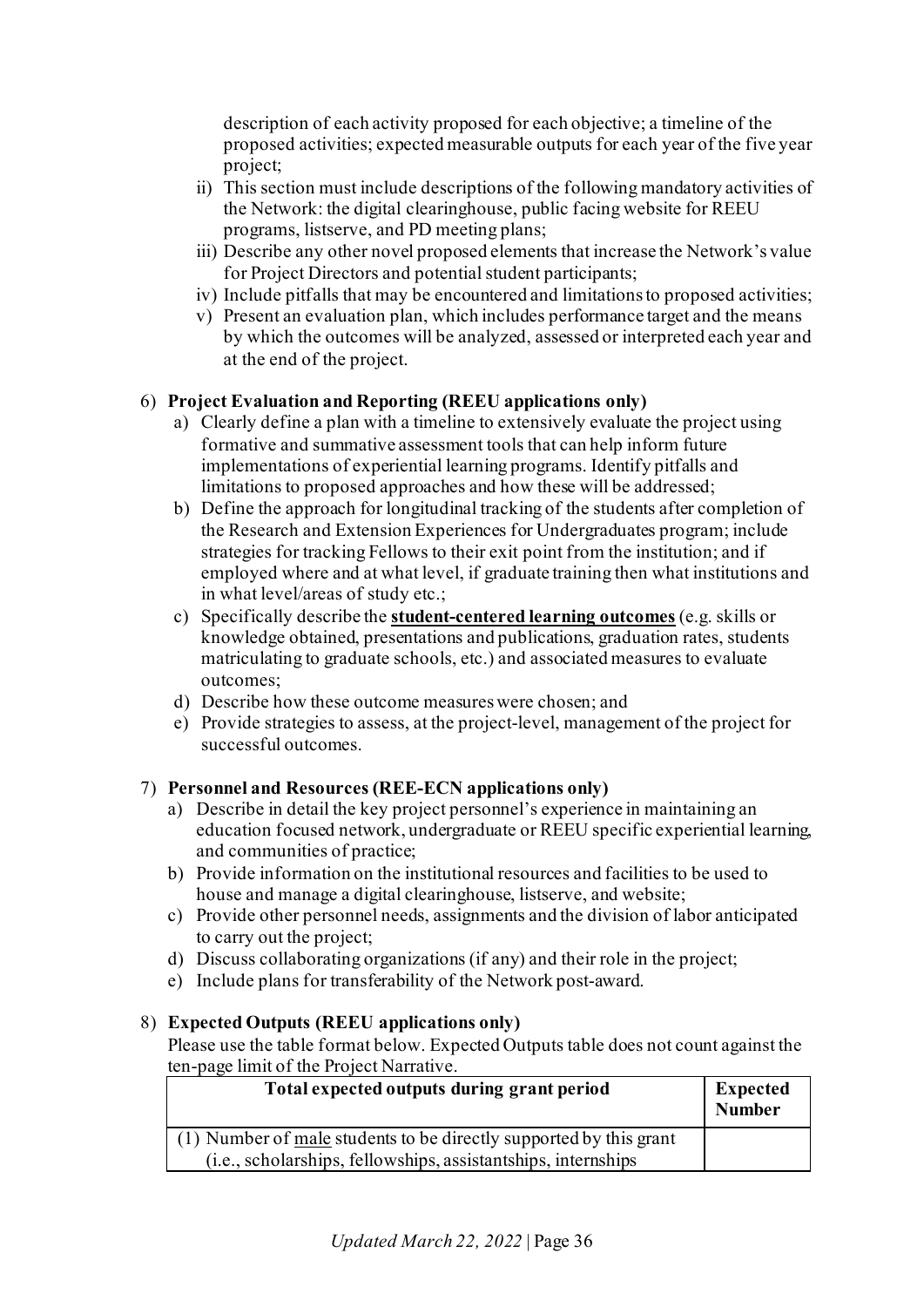description of each activity proposed for each objective; a timeline of the proposed activities; expected measurable outputs for each year of the five year project;

ii) This section must include descriptions of the following mandatory activities of the Network: the digital clearinghouse, public facing website for REEU programs, listserve, and PD meeting plans;

iii) Describe any other novel proposed elements that increase the Network's value for Project Directors and potential student participants;

iv) Include pitfalls that may be encountered and limitations to proposed activities;

v) Present an evaluation plan, which includes performance target and the means by which the outcomes will be analyzed, assessed or interpreted each year and at the end of the project.

6) **Project Evaluation and Reporting (REEU applications only)**

   a) Clearly define a plan with a timeline to extensively evaluate the project using formative and summative assessment tools that can help inform future implementations of experiential learning programs. Identify pitfalls and limitations to proposed approaches and how these will be addressed;

   b) Define the approach for longitudinal tracking of the students after completion of the Research and Extension Experiences for Undergraduates program; include strategies for tracking Fellows to their exit point from the institution; and if employed where and at what level, if graduate training then what institutions and in what level/areas of study etc.;

   c) Specifically describe the **<u>student-centered learning outcomes</u>** (e.g. skills or knowledge obtained, presentations and publications, graduation rates, students matriculating to graduate schools, etc.) and associated measures to evaluate outcomes;

   d) Describe how these outcome measures were chosen; and

   e) Provide strategies to assess, at the project-level, management of the project for successful outcomes.

7) **Personnel and Resources (REE-ECN applications only)**

   a) Describe in detail the key project personnel's experience in maintaining an education focused network, undergraduate or REEU specific experiential learning, and communities of practice;

   b) Provide information on the institutional resources and facilities to be used to house and manage a digital clearinghouse, listserve, and website;

   c) Provide other personnel needs, assignments and the division of labor anticipated to carry out the project;

   d) Discuss collaborating organizations (if any) and their role in the project;

   e) Include plans for transferability of the Network post-award.

8) **Expected Outputs (REEU applications only)**

   Please use the table format below. Expected Outputs table does not count against the ten-page limit of the Project Narrative.

| Total expected outputs during grant period | Expected Number |
|---|---|
| (1) Number of <u>male</u> students to be directly supported by this grant (i.e., scholarships, fellowships, assistantships, internships | |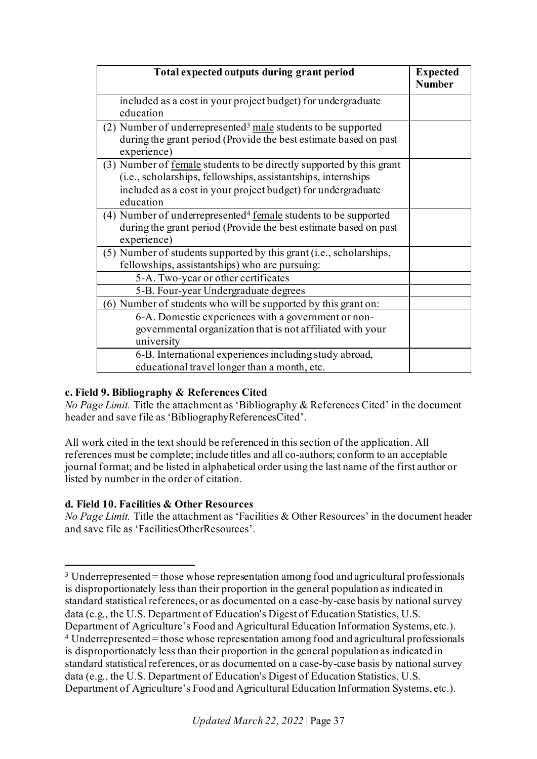| Total expected outputs during grant period | Expected Number |
|---|---|
| included as a cost in your project budget) for undergraduate education | |
| (2) Number of underrepresented[3] male students to be supported during the grant period (Provide the best estimate based on past experience) | |
| (3) Number of female students to be directly supported by this grant (i.e., scholarships, fellowships, assistantships, internships included as a cost in your project budget) for undergraduate education | |
| (4) Number of underrepresented[4] female students to be supported during the grant period (Provide the best estimate based on past experience) | |
| (5) Number of students supported by this grant (i.e., scholarships, fellowships, assistantships) who are pursuing: | |
| 5-A. Two-year or other certificates | |
| 5-B. Four-year Undergraduate degrees | |
| (6) Number of students who will be supported by this grant on: | |
| 6-A. Domestic experiences with a government or non-governmental organization that is not affiliated with your university | |
| 6-B. International experiences including study abroad, educational travel longer than a month, etc. | |

**c. Field 9. Bibliography & References Cited**

*No Page Limit.* Title the attachment as 'Bibliography & References Cited' in the document header and save file as 'BibliographyReferencesCited'.

All work cited in the text should be referenced in this section of the application. All references must be complete; include titles and all co-authors; conform to an acceptable journal format; and be listed in alphabetical order using the last name of the first author or listed by number in the order of citation.

**d. Field 10. Facilities & Other Resources**

*No Page Limit.* Title the attachment as 'Facilities & Other Resources' in the document header and save file as 'FacilitiesOtherResources'.

[3] Underrepresented = those whose representation among food and agricultural professionals is disproportionately less than their proportion in the general population as indicated in standard statistical references, or as documented on a case-by-case basis by national survey data (e.g., the U.S. Department of Education's Digest of Education Statistics, U.S. Department of Agriculture's Food and Agricultural Education Information Systems, etc.).

[4] Underrepresented = those whose representation among food and agricultural professionals is disproportionately less than their proportion in the general population as indicated in standard statistical references, or as documented on a case-by-case basis by national survey data (e.g., the U.S. Department of Education's Digest of Education Statistics, U.S. Department of Agriculture's Food and Agricultural Education Information Systems, etc.).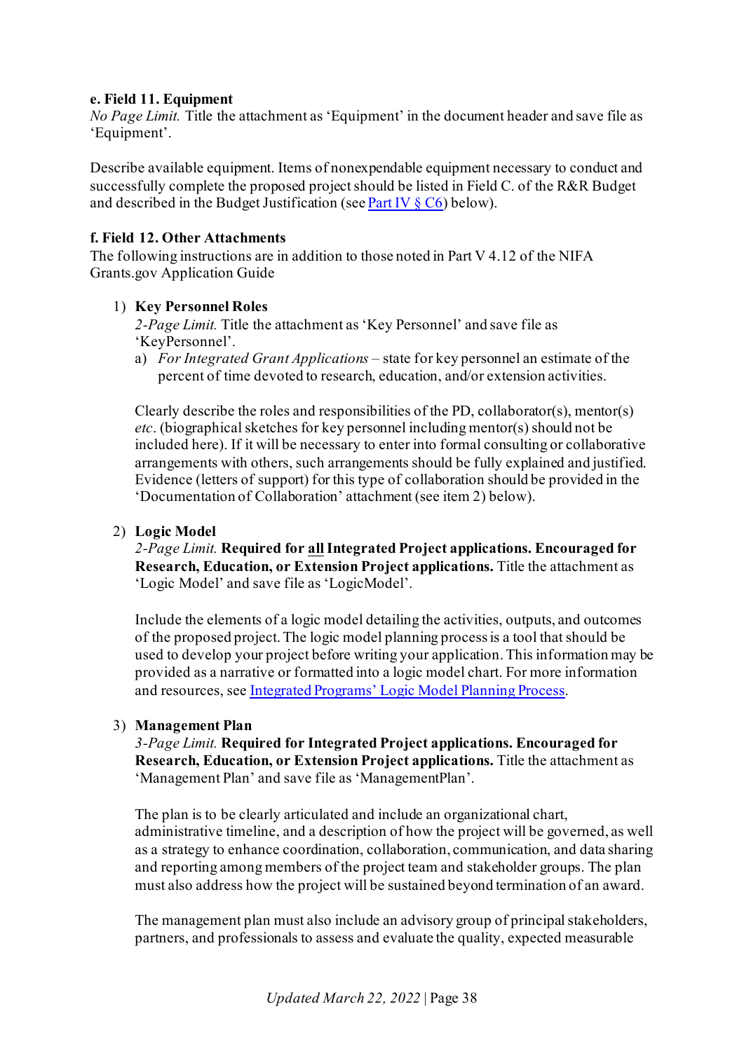**e. Field 11. Equipment**

*No Page Limit.* Title the attachment as 'Equipment' in the document header and save file as 'Equipment'.

Describe available equipment. Items of nonexpendable equipment necessary to conduct and successfully complete the proposed project should be listed in Field C. of the R&R Budget and described in the Budget Justification (see Part IV § C6) below).

**f. Field 12. Other Attachments**

The following instructions are in addition to those noted in Part V 4.12 of the NIFA Grants.gov Application Guide

1) **Key Personnel Roles**

   *2-Page Limit.* Title the attachment as 'Key Personnel' and save file as 'KeyPersonnel'.

   a) *For Integrated Grant Applications* – state for key personnel an estimate of the percent of time devoted to research, education, and/or extension activities.

   Clearly describe the roles and responsibilities of the PD, collaborator(s), mentor(s) *etc*. (biographical sketches for key personnel including mentor(s) should not be included here). If it will be necessary to enter into formal consulting or collaborative arrangements with others, such arrangements should be fully explained and justified. Evidence (letters of support) for this type of collaboration should be provided in the 'Documentation of Collaboration' attachment (see item 2) below).

2) **Logic Model**

   *2-Page Limit.* **Required for all Integrated Project applications. Encouraged for Research, Education, or Extension Project applications.** Title the attachment as 'Logic Model' and save file as 'LogicModel'.

   Include the elements of a logic model detailing the activities, outputs, and outcomes of the proposed project. The logic model planning process is a tool that should be used to develop your project before writing your application. This information may be provided as a narrative or formatted into a logic model chart. For more information and resources, see Integrated Programs' Logic Model Planning Process.

3) **Management Plan**

   *3-Page Limit.* **Required for Integrated Project applications. Encouraged for Research, Education, or Extension Project applications.** Title the attachment as 'Management Plan' and save file as 'ManagementPlan'.

   The plan is to be clearly articulated and include an organizational chart, administrative timeline, and a description of how the project will be governed, as well as a strategy to enhance coordination, collaboration, communication, and data sharing and reporting among members of the project team and stakeholder groups. The plan must also address how the project will be sustained beyond termination of an award.

   The management plan must also include an advisory group of principal stakeholders, partners, and professionals to assess and evaluate the quality, expected measurable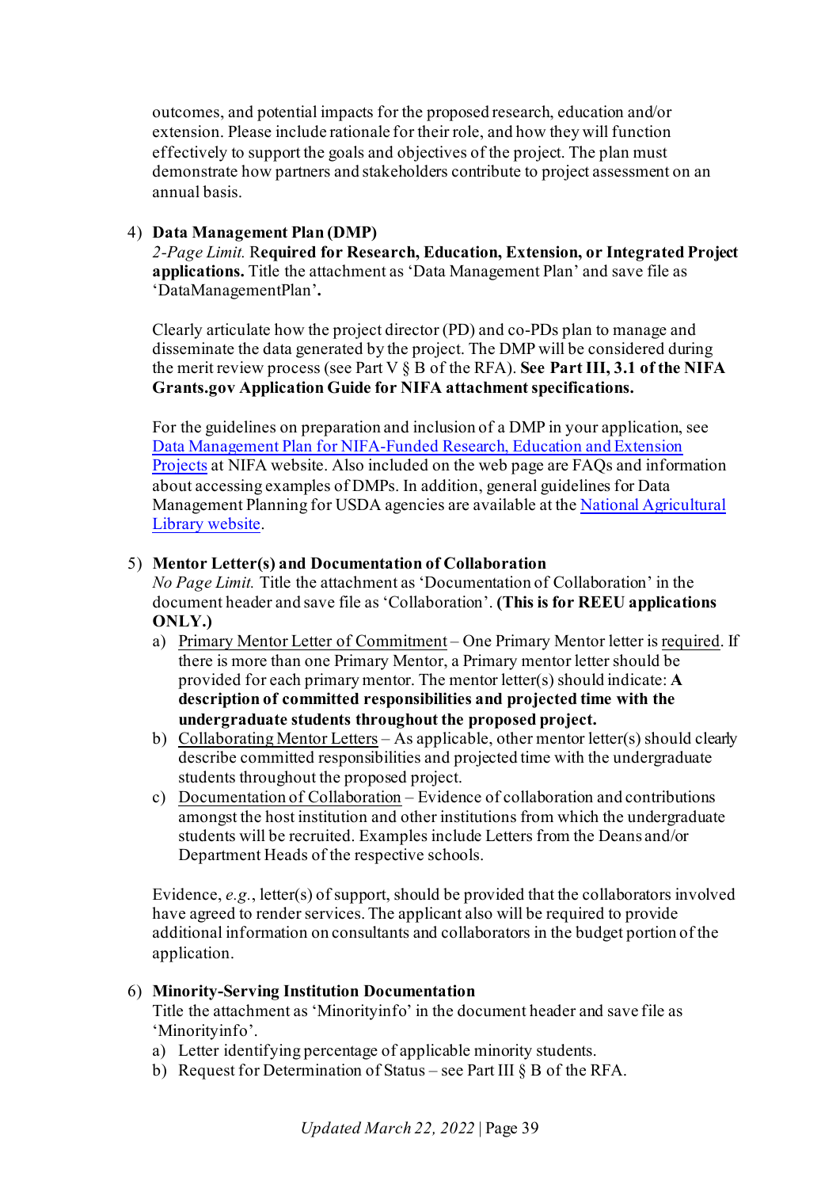outcomes, and potential impacts for the proposed research, education and/or extension. Please include rationale for their role, and how they will function effectively to support the goals and objectives of the project. The plan must demonstrate how partners and stakeholders contribute to project assessment on an annual basis.

4) **Data Management Plan (DMP)**
   *2-Page Limit.* R**equired for Research, Education, Extension, or Integrated Project applications.** Title the attachment as 'Data Management Plan' and save file as 'DataManagementPlan'**.**

   Clearly articulate how the project director (PD) and co-PDs plan to manage and disseminate the data generated by the project. The DMP will be considered during the merit review process (see Part V § B of the RFA). **See Part III, 3.1 of the NIFA Grants.gov Application Guide for NIFA attachment specifications.**

   For the guidelines on preparation and inclusion of a DMP in your application, see [Data Management Plan for NIFA-Funded Research, Education and Extension Projects]() at NIFA website. Also included on the web page are FAQs and information about accessing examples of DMPs. In addition, general guidelines for Data Management Planning for USDA agencies are available at the [National Agricultural Library website]().

5) **Mentor Letter(s) and Documentation of Collaboration**
   *No Page Limit.* Title the attachment as 'Documentation of Collaboration' in the document header and save file as 'Collaboration'. **(This is for REEU applications ONLY.)**
   a) Primary Mentor Letter of Commitment – One Primary Mentor letter is required. If there is more than one Primary Mentor, a Primary mentor letter should be provided for each primary mentor. The mentor letter(s) should indicate: **A description of committed responsibilities and projected time with the undergraduate students throughout the proposed project.**
   b) Collaborating Mentor Letters – As applicable, other mentor letter(s) should clearly describe committed responsibilities and projected time with the undergraduate students throughout the proposed project.
   c) Documentation of Collaboration – Evidence of collaboration and contributions amongst the host institution and other institutions from which the undergraduate students will be recruited. Examples include Letters from the Deans and/or Department Heads of the respective schools.

   Evidence, *e.g.*, letter(s) of support, should be provided that the collaborators involved have agreed to render services. The applicant also will be required to provide additional information on consultants and collaborators in the budget portion of the application.

6) **Minority-Serving Institution Documentation**
   Title the attachment as 'Minorityinfo' in the document header and save file as 'Minorityinfo'.
   a) Letter identifying percentage of applicable minority students.
   b) Request for Determination of Status – see Part III § B of the RFA.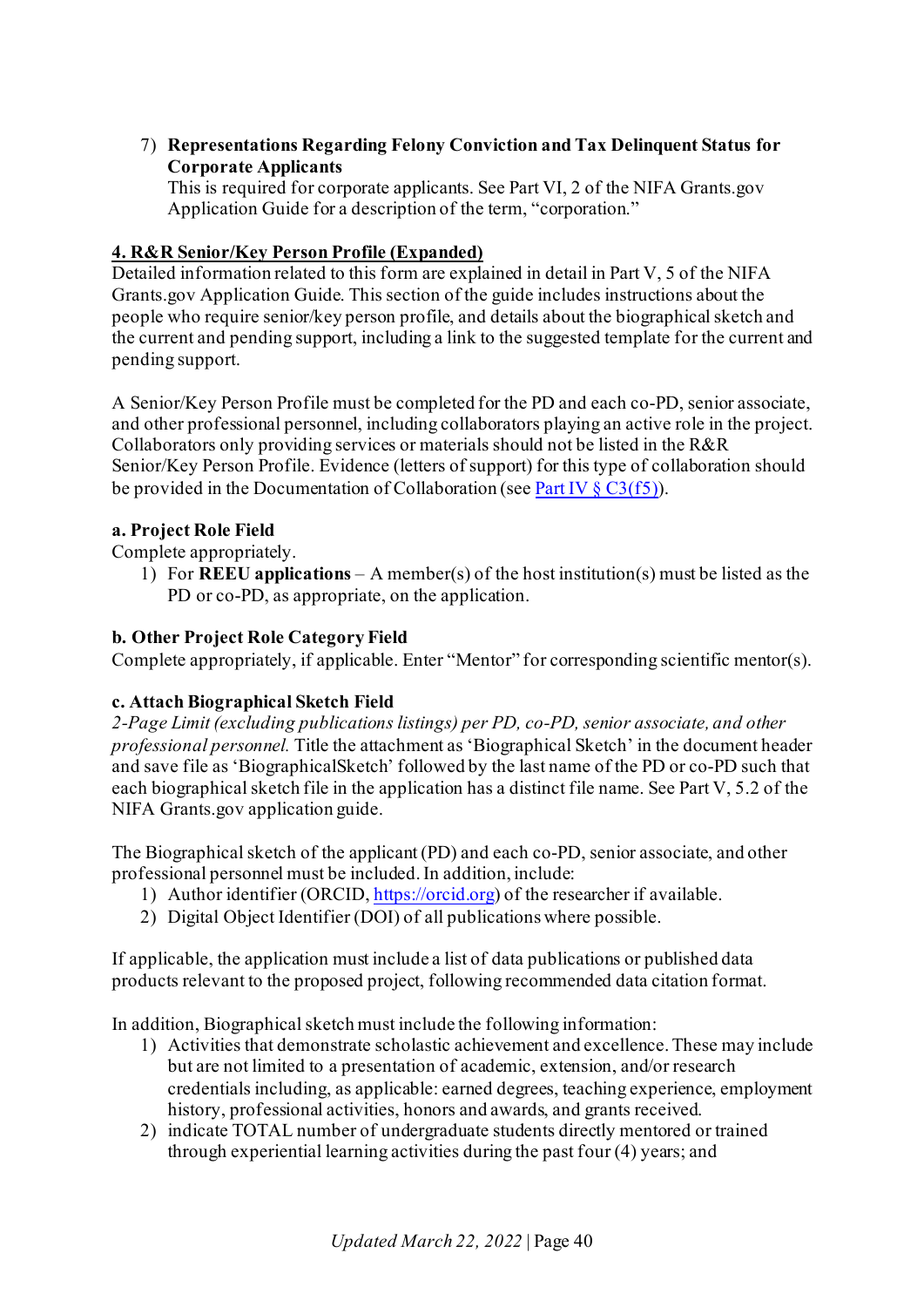7) **Representations Regarding Felony Conviction and Tax Delinquent Status for Corporate Applicants**
   This is required for corporate applicants. See Part VI, 2 of the NIFA Grants.gov Application Guide for a description of the term, "corporation."

**4. R&R Senior/Key Person Profile (Expanded)**

Detailed information related to this form are explained in detail in Part V, 5 of the NIFA Grants.gov Application Guide. This section of the guide includes instructions about the people who require senior/key person profile, and details about the biographical sketch and the current and pending support, including a link to the suggested template for the current and pending support.

A Senior/Key Person Profile must be completed for the PD and each co-PD, senior associate, and other professional personnel, including collaborators playing an active role in the project. Collaborators only providing services or materials should not be listed in the R&R Senior/Key Person Profile. Evidence (letters of support) for this type of collaboration should be provided in the Documentation of Collaboration (see Part IV § C3(f5)).

**a. Project Role Field**

Complete appropriately.

1) For **REEU applications** – A member(s) of the host institution(s) must be listed as the PD or co-PD, as appropriate, on the application.

**b. Other Project Role Category Field**

Complete appropriately, if applicable. Enter "Mentor" for corresponding scientific mentor(s).

**c. Attach Biographical Sketch Field**

*2-Page Limit (excluding publications listings) per PD, co-PD, senior associate, and other professional personnel.* Title the attachment as 'Biographical Sketch' in the document header and save file as 'BiographicalSketch' followed by the last name of the PD or co-PD such that each biographical sketch file in the application has a distinct file name. See Part V, 5.2 of the NIFA Grants.gov application guide.

The Biographical sketch of the applicant (PD) and each co-PD, senior associate, and other professional personnel must be included. In addition, include:

1) Author identifier (ORCID, https://orcid.org) of the researcher if available.
2) Digital Object Identifier (DOI) of all publications where possible.

If applicable, the application must include a list of data publications or published data products relevant to the proposed project, following recommended data citation format.

In addition, Biographical sketch must include the following information:

1) Activities that demonstrate scholastic achievement and excellence. These may include but are not limited to a presentation of academic, extension, and/or research credentials including, as applicable: earned degrees, teaching experience, employment history, professional activities, honors and awards, and grants received.
2) indicate TOTAL number of undergraduate students directly mentored or trained through experiential learning activities during the past four (4) years; and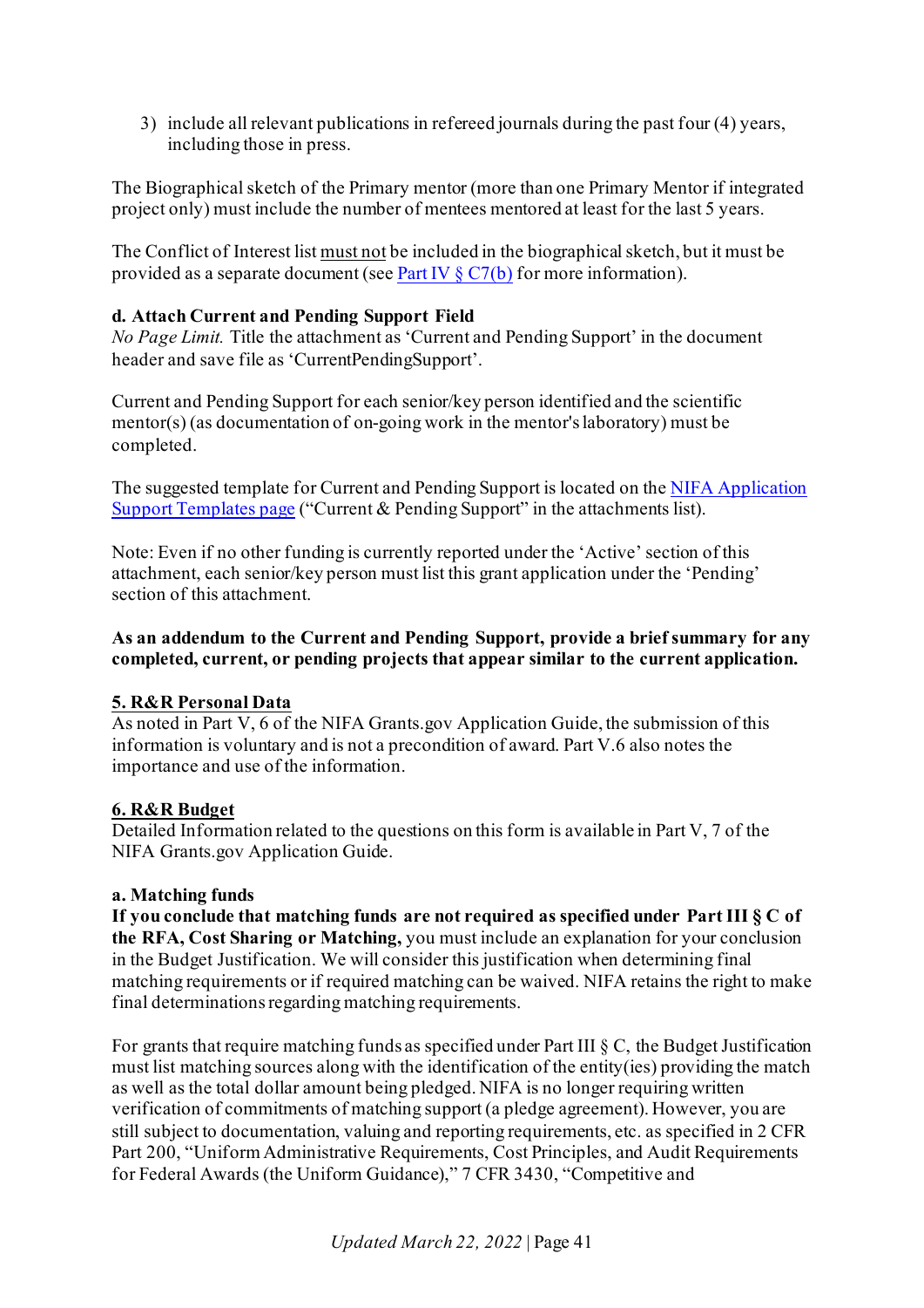3) include all relevant publications in refereed journals during the past four (4) years, including those in press.

The Biographical sketch of the Primary mentor (more than one Primary Mentor if integrated project only) must include the number of mentees mentored at least for the last 5 years.

The Conflict of Interest list must not be included in the biographical sketch, but it must be provided as a separate document (see [Part IV § C7(b)](#) for more information).

**d. Attach Current and Pending Support Field**

*No Page Limit.* Title the attachment as 'Current and Pending Support' in the document header and save file as 'CurrentPendingSupport'.

Current and Pending Support for each senior/key person identified and the scientific mentor(s) (as documentation of on-going work in the mentor's laboratory) must be completed.

The suggested template for Current and Pending Support is located on the [NIFA Application Support Templates page](#) ("Current & Pending Support" in the attachments list).

Note: Even if no other funding is currently reported under the 'Active' section of this attachment, each senior/key person must list this grant application under the 'Pending' section of this attachment.

**As an addendum to the Current and Pending Support, provide a brief summary for any completed, current, or pending projects that appear similar to the current application.**

## 5. R&R Personal Data

As noted in Part V, 6 of the NIFA Grants.gov Application Guide, the submission of this information is voluntary and is not a precondition of award. Part V.6 also notes the importance and use of the information.

## 6. R&R Budget

Detailed Information related to the questions on this form is available in Part V, 7 of the NIFA Grants.gov Application Guide.

**a. Matching funds**

**If you conclude that matching funds are not required as specified under Part III § C of the RFA, Cost Sharing or Matching,** you must include an explanation for your conclusion in the Budget Justification. We will consider this justification when determining final matching requirements or if required matching can be waived. NIFA retains the right to make final determinations regarding matching requirements.

For grants that require matching funds as specified under Part III § C, the Budget Justification must list matching sources along with the identification of the entity(ies) providing the match as well as the total dollar amount being pledged. NIFA is no longer requiring written verification of commitments of matching support (a pledge agreement). However, you are still subject to documentation, valuing and reporting requirements, etc. as specified in 2 CFR Part 200, "Uniform Administrative Requirements, Cost Principles, and Audit Requirements for Federal Awards (the Uniform Guidance)," 7 CFR 3430, "Competitive and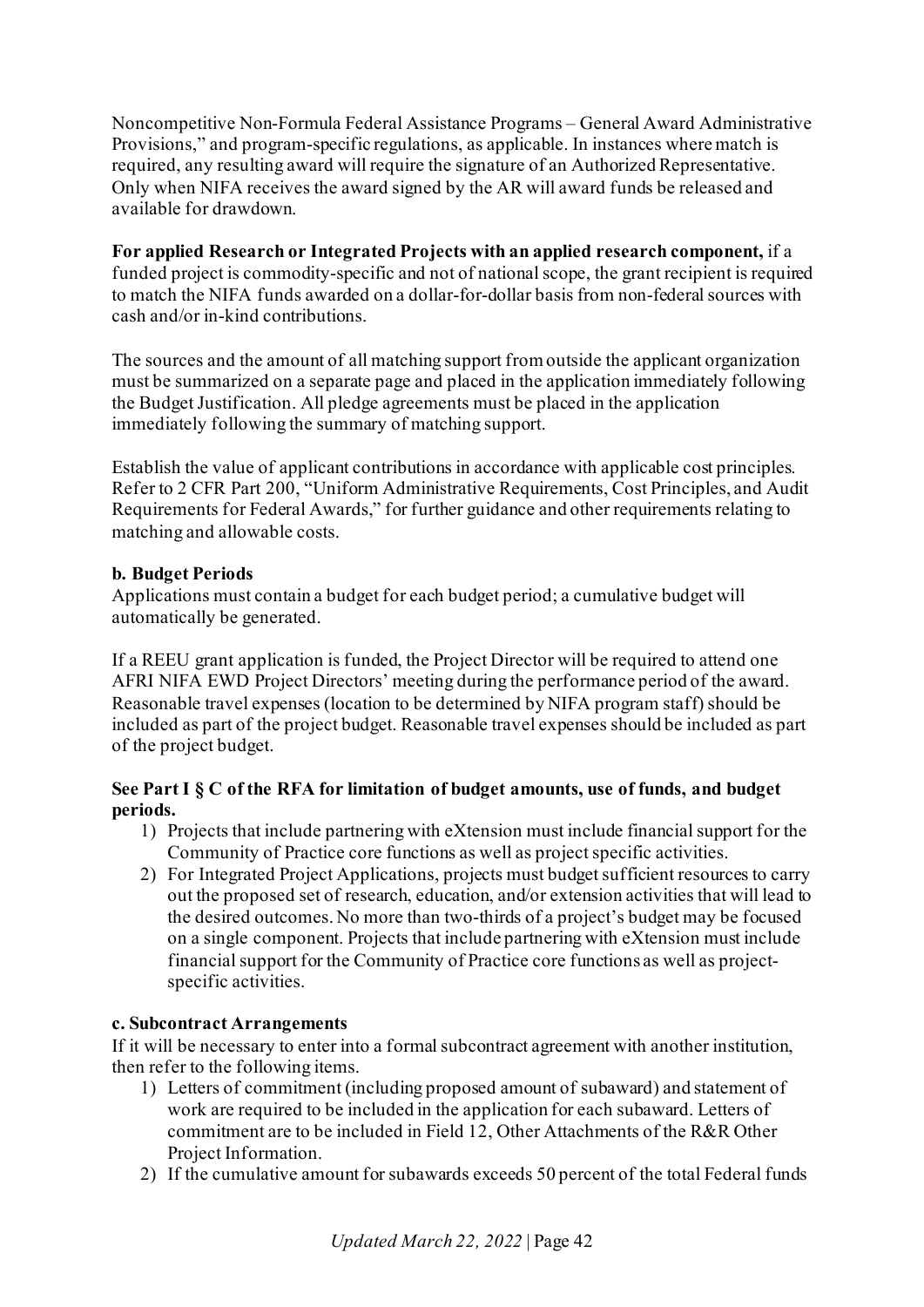Noncompetitive Non-Formula Federal Assistance Programs – General Award Administrative Provisions," and program-specific regulations, as applicable. In instances where match is required, any resulting award will require the signature of an Authorized Representative. Only when NIFA receives the award signed by the AR will award funds be released and available for drawdown.

**For applied Research or Integrated Projects with an applied research component,** if a funded project is commodity-specific and not of national scope, the grant recipient is required to match the NIFA funds awarded on a dollar-for-dollar basis from non-federal sources with cash and/or in-kind contributions.

The sources and the amount of all matching support from outside the applicant organization must be summarized on a separate page and placed in the application immediately following the Budget Justification. All pledge agreements must be placed in the application immediately following the summary of matching support.

Establish the value of applicant contributions in accordance with applicable cost principles. Refer to 2 CFR Part 200, "Uniform Administrative Requirements, Cost Principles, and Audit Requirements for Federal Awards," for further guidance and other requirements relating to matching and allowable costs.

**b. Budget Periods**

Applications must contain a budget for each budget period; a cumulative budget will automatically be generated.

If a REEU grant application is funded, the Project Director will be required to attend one AFRI NIFA EWD Project Directors' meeting during the performance period of the award. Reasonable travel expenses (location to be determined by NIFA program staff) should be included as part of the project budget. Reasonable travel expenses should be included as part of the project budget.

**See Part I § C of the RFA for limitation of budget amounts, use of funds, and budget periods.**

1) Projects that include partnering with eXtension must include financial support for the Community of Practice core functions as well as project specific activities.
2) For Integrated Project Applications, projects must budget sufficient resources to carry out the proposed set of research, education, and/or extension activities that will lead to the desired outcomes. No more than two-thirds of a project's budget may be focused on a single component. Projects that include partnering with eXtension must include financial support for the Community of Practice core functions as well as project-specific activities.

**c. Subcontract Arrangements**

If it will be necessary to enter into a formal subcontract agreement with another institution, then refer to the following items.

1) Letters of commitment (including proposed amount of subaward) and statement of work are required to be included in the application for each subaward. Letters of commitment are to be included in Field 12, Other Attachments of the R&R Other Project Information.
2) If the cumulative amount for subawards exceeds 50 percent of the total Federal funds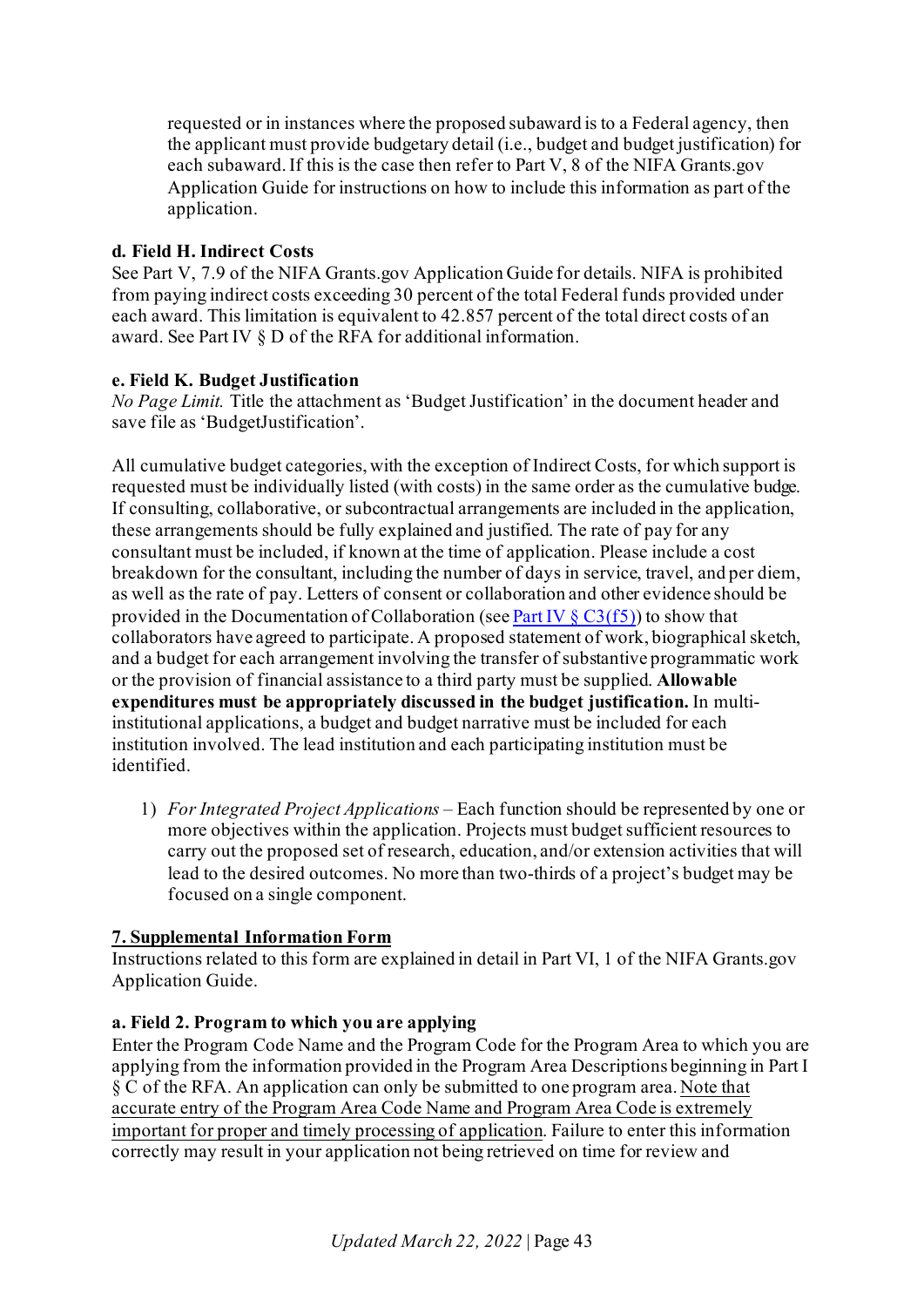requested or in instances where the proposed subaward is to a Federal agency, then the applicant must provide budgetary detail (i.e., budget and budget justification) for each subaward. If this is the case then refer to Part V, 8 of the NIFA Grants.gov Application Guide for instructions on how to include this information as part of the application.

**d. Field H. Indirect Costs**

See Part V, 7.9 of the NIFA Grants.gov Application Guide for details. NIFA is prohibited from paying indirect costs exceeding 30 percent of the total Federal funds provided under each award. This limitation is equivalent to 42.857 percent of the total direct costs of an award. See Part IV § D of the RFA for additional information.

**e. Field K. Budget Justification**

*No Page Limit.* Title the attachment as 'Budget Justification' in the document header and save file as 'BudgetJustification'.

All cumulative budget categories, with the exception of Indirect Costs, for which support is requested must be individually listed (with costs) in the same order as the cumulative budge. If consulting, collaborative, or subcontractual arrangements are included in the application, these arrangements should be fully explained and justified. The rate of pay for any consultant must be included, if known at the time of application. Please include a cost breakdown for the consultant, including the number of days in service, travel, and per diem, as well as the rate of pay. Letters of consent or collaboration and other evidence should be provided in the Documentation of Collaboration (see Part IV § C3(f5)) to show that collaborators have agreed to participate. A proposed statement of work, biographical sketch, and a budget for each arrangement involving the transfer of substantive programmatic work or the provision of financial assistance to a third party must be supplied. **Allowable expenditures must be appropriately discussed in the budget justification.** In multi-institutional applications, a budget and budget narrative must be included for each institution involved. The lead institution and each participating institution must be identified.

1) *For Integrated Project Applications* – Each function should be represented by one or more objectives within the application. Projects must budget sufficient resources to carry out the proposed set of research, education, and/or extension activities that will lead to the desired outcomes. No more than two-thirds of a project's budget may be focused on a single component.

**7. Supplemental Information Form**

Instructions related to this form are explained in detail in Part VI, 1 of the NIFA Grants.gov Application Guide.

**a. Field 2. Program to which you are applying**

Enter the Program Code Name and the Program Code for the Program Area to which you are applying from the information provided in the Program Area Descriptions beginning in Part I § C of the RFA. An application can only be submitted to one program area. Note that accurate entry of the Program Area Code Name and Program Area Code is extremely important for proper and timely processing of application. Failure to enter this information correctly may result in your application not being retrieved on time for review and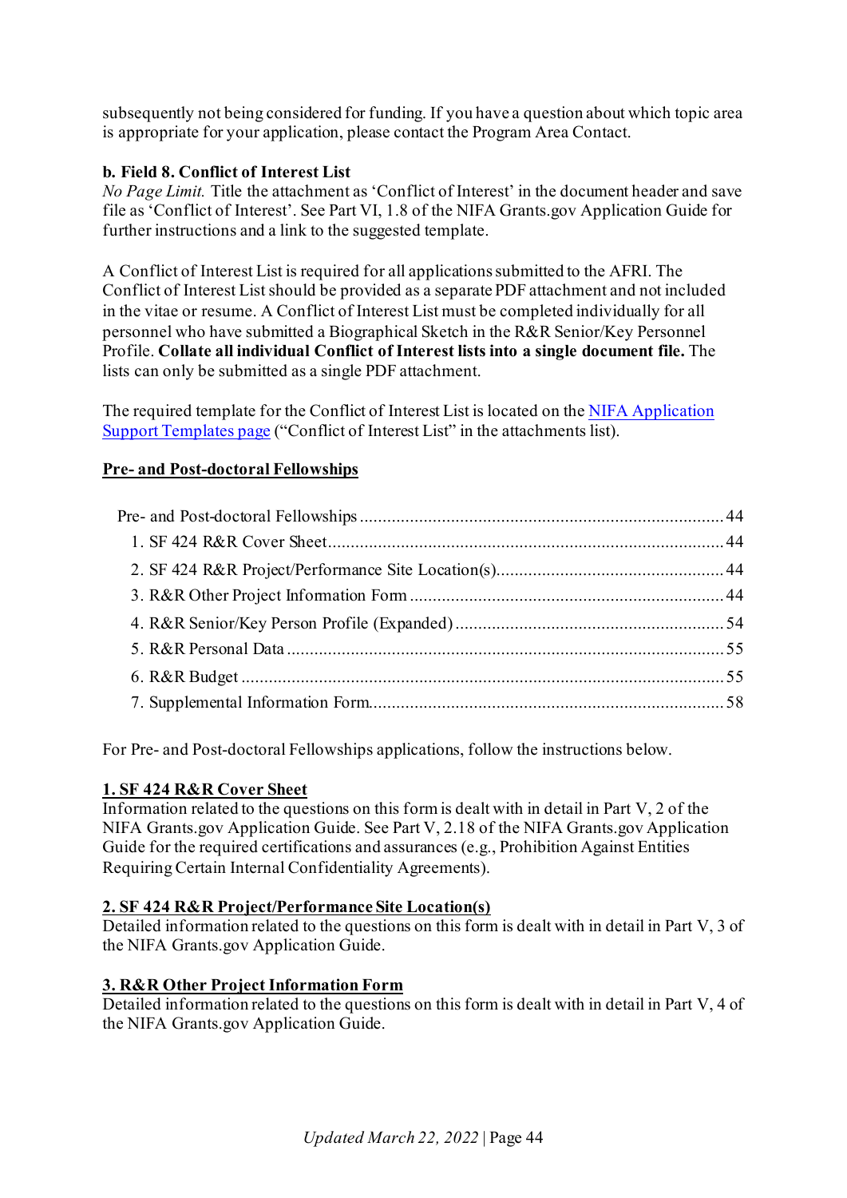subsequently not being considered for funding. If you have a question about which topic area is appropriate for your application, please contact the Program Area Contact.

**b. Field 8. Conflict of Interest List**
*No Page Limit.* Title the attachment as 'Conflict of Interest' in the document header and save file as 'Conflict of Interest'. See Part VI, 1.8 of the NIFA Grants.gov Application Guide for further instructions and a link to the suggested template.

A Conflict of Interest List is required for all applications submitted to the AFRI. The Conflict of Interest List should be provided as a separate PDF attachment and not included in the vitae or resume. A Conflict of Interest List must be completed individually for all personnel who have submitted a Biographical Sketch in the R&R Senior/Key Personnel Profile. **Collate all individual Conflict of Interest lists into a single document file.** The lists can only be submitted as a single PDF attachment.

The required template for the Conflict of Interest List is located on the [NIFA Application Support Templates page](NIFA Application Support Templates page) ("Conflict of Interest List" in the attachments list).

## Pre- and Post-doctoral Fellowships

Pre- and Post-doctoral Fellowships ........ 44
1. SF 424 R&R Cover Sheet ........ 44
2. SF 424 R&R Project/Performance Site Location(s) ........ 44
3. R&R Other Project Information Form ........ 44
4. R&R Senior/Key Person Profile (Expanded) ........ 54
5. R&R Personal Data ........ 55
6. R&R Budget ........ 55
7. Supplemental Information Form ........ 58

For Pre- and Post-doctoral Fellowships applications, follow the instructions below.

### 1. SF 424 R&R Cover Sheet

Information related to the questions on this form is dealt with in detail in Part V, 2 of the NIFA Grants.gov Application Guide. See Part V, 2.18 of the NIFA Grants.gov Application Guide for the required certifications and assurances (e.g., Prohibition Against Entities Requiring Certain Internal Confidentiality Agreements).

### 2. SF 424 R&R Project/Performance Site Location(s)

Detailed information related to the questions on this form is dealt with in detail in Part V, 3 of the NIFA Grants.gov Application Guide.

### 3. R&R Other Project Information Form

Detailed information related to the questions on this form is dealt with in detail in Part V, 4 of the NIFA Grants.gov Application Guide.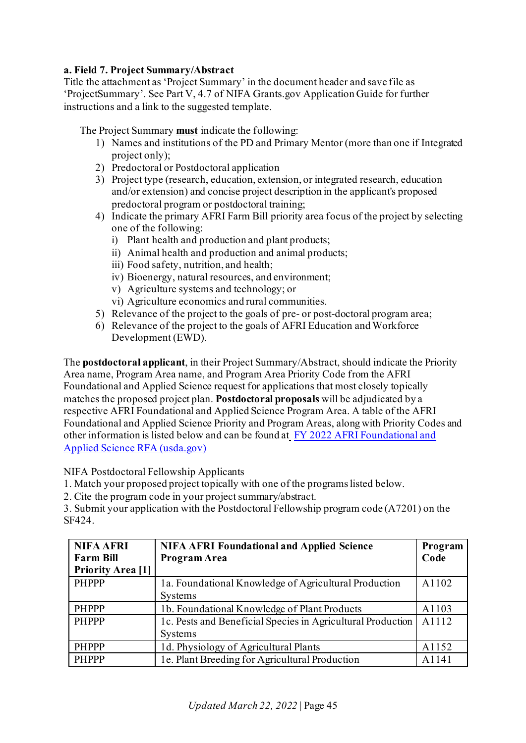**a. Field 7. Project Summary/Abstract**

Title the attachment as 'Project Summary' in the document header and save file as 'ProjectSummary'. See Part V, 4.7 of NIFA Grants.gov Application Guide for further instructions and a link to the suggested template.

The Project Summary **must** indicate the following:

1) Names and institutions of the PD and Primary Mentor (more than one if Integrated project only);
2) Predoctoral or Postdoctoral application
3) Project type (research, education, extension, or integrated research, education and/or extension) and concise project description in the applicant's proposed predoctoral program or postdoctoral training;
4) Indicate the primary AFRI Farm Bill priority area focus of the project by selecting one of the following:
   i) Plant health and production and plant products;
   ii) Animal health and production and animal products;
   iii) Food safety, nutrition, and health;
   iv) Bioenergy, natural resources, and environment;
   v) Agriculture systems and technology; or
   vi) Agriculture economics and rural communities.
5) Relevance of the project to the goals of pre- or post-doctoral program area;
6) Relevance of the project to the goals of AFRI Education and Workforce Development (EWD).

The **postdoctoral applicant**, in their Project Summary/Abstract, should indicate the Priority Area name, Program Area name, and Program Area Priority Code from the AFRI Foundational and Applied Science request for applications that most closely topically matches the proposed project plan. **Postdoctoral proposals** will be adjudicated by a respective AFRI Foundational and Applied Science Program Area. A table of the AFRI Foundational and Applied Science Priority and Program Areas, along with Priority Codes and other information is listed below and can be found at FY 2022 AFRI Foundational and Applied Science RFA (usda.gov)

NIFA Postdoctoral Fellowship Applicants

1. Match your proposed project topically with one of the programs listed below.
2. Cite the program code in your project summary/abstract.
3. Submit your application with the Postdoctoral Fellowship program code (A7201) on the SF424.

| NIFA AFRI Farm Bill Priority Area [1] | NIFA AFRI Foundational and Applied Science Program Area | Program Code |
|---|---|---|
| PHPPP | 1a. Foundational Knowledge of Agricultural Production Systems | A1102 |
| PHPPP | 1b. Foundational Knowledge of Plant Products | A1103 |
| PHPPP | 1c. Pests and Beneficial Species in Agricultural Production Systems | A1112 |
| PHPPP | 1d. Physiology of Agricultural Plants | A1152 |
| PHPPP | 1e. Plant Breeding for Agricultural Production | A1141 |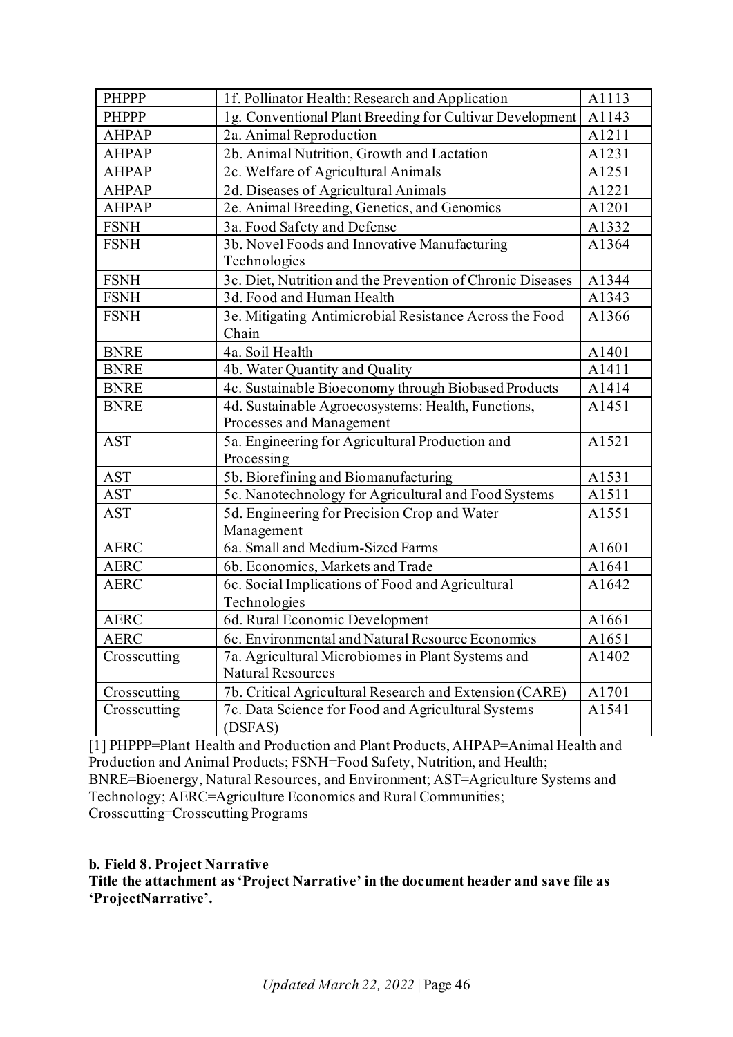| | | |
|---|---|---|
| PHPPP | 1f. Pollinator Health: Research and Application | A1113 |
| PHPPP | 1g. Conventional Plant Breeding for Cultivar Development | A1143 |
| AHPAP | 2a. Animal Reproduction | A1211 |
| AHPAP | 2b. Animal Nutrition, Growth and Lactation | A1231 |
| AHPAP | 2c. Welfare of Agricultural Animals | A1251 |
| AHPAP | 2d. Diseases of Agricultural Animals | A1221 |
| AHPAP | 2e. Animal Breeding, Genetics, and Genomics | A1201 |
| FSNH | 3a. Food Safety and Defense | A1332 |
| FSNH | 3b. Novel Foods and Innovative Manufacturing Technologies | A1364 |
| FSNH | 3c. Diet, Nutrition and the Prevention of Chronic Diseases | A1344 |
| FSNH | 3d. Food and Human Health | A1343 |
| FSNH | 3e. Mitigating Antimicrobial Resistance Across the Food Chain | A1366 |
| BNRE | 4a. Soil Health | A1401 |
| BNRE | 4b. Water Quantity and Quality | A1411 |
| BNRE | 4c. Sustainable Bioeconomy through Biobased Products | A1414 |
| BNRE | 4d. Sustainable Agroecosystems: Health, Functions, Processes and Management | A1451 |
| AST | 5a. Engineering for Agricultural Production and Processing | A1521 |
| AST | 5b. Biorefining and Biomanufacturing | A1531 |
| AST | 5c. Nanotechnology for Agricultural and Food Systems | A1511 |
| AST | 5d. Engineering for Precision Crop and Water Management | A1551 |
| AERC | 6a. Small and Medium-Sized Farms | A1601 |
| AERC | 6b. Economics, Markets and Trade | A1641 |
| AERC | 6c. Social Implications of Food and Agricultural Technologies | A1642 |
| AERC | 6d. Rural Economic Development | A1661 |
| AERC | 6e. Environmental and Natural Resource Economics | A1651 |
| Crosscutting | 7a. Agricultural Microbiomes in Plant Systems and Natural Resources | A1402 |
| Crosscutting | 7b. Critical Agricultural Research and Extension (CARE) | A1701 |
| Crosscutting | 7c. Data Science for Food and Agricultural Systems (DSFAS) | A1541 |

[1] PHPPP=Plant Health and Production and Plant Products, AHPAP=Animal Health and Production and Animal Products; FSNH=Food Safety, Nutrition, and Health; BNRE=Bioenergy, Natural Resources, and Environment; AST=Agriculture Systems and Technology; AERC=Agriculture Economics and Rural Communities; Crosscutting=Crosscutting Programs

**b. Field 8. Project Narrative**

**Title the attachment as 'Project Narrative' in the document header and save file as 'ProjectNarrative'.**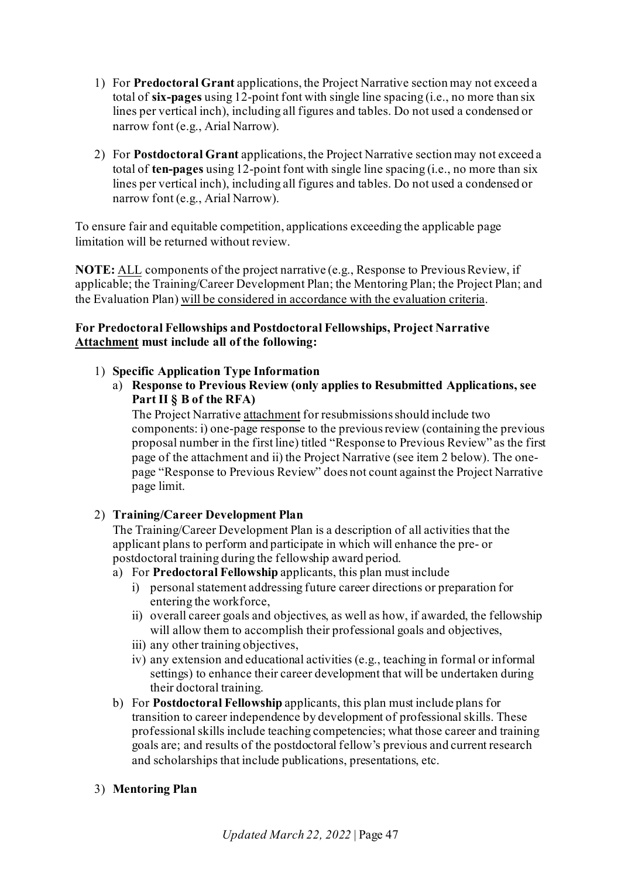1) For **Predoctoral Grant** applications, the Project Narrative section may not exceed a total of **six-pages** using 12-point font with single line spacing (i.e., no more than six lines per vertical inch), including all figures and tables. Do not used a condensed or narrow font (e.g., Arial Narrow).

2) For **Postdoctoral Grant** applications, the Project Narrative section may not exceed a total of **ten-pages** using 12-point font with single line spacing (i.e., no more than six lines per vertical inch), including all figures and tables. Do not used a condensed or narrow font (e.g., Arial Narrow).

To ensure fair and equitable competition, applications exceeding the applicable page limitation will be returned without review.

**NOTE:** <u>ALL</u> components of the project narrative (e.g., Response to Previous Review, if applicable; the Training/Career Development Plan; the Mentoring Plan; the Project Plan; and the Evaluation Plan) <u>will be considered in accordance with the evaluation criteria</u>.

**For Predoctoral Fellowships and Postdoctoral Fellowships, Project Narrative <u>Attachment</u> must include all of the following:**

1) **Specific Application Type Information**
   a) **Response to Previous Review (only applies to Resubmitted Applications, see Part II § B of the RFA)**
   The Project Narrative <u>attachment</u> for resubmissions should include two components: i) one-page response to the previous review (containing the previous proposal number in the first line) titled "Response to Previous Review" as the first page of the attachment and ii) the Project Narrative (see item 2 below). The one-page "Response to Previous Review" does not count against the Project Narrative page limit.

2) **Training/Career Development Plan**
   The Training/Career Development Plan is a description of all activities that the applicant plans to perform and participate in which will enhance the pre- or postdoctoral training during the fellowship award period.
   a) For **Predoctoral Fellowship** applicants, this plan must include
      i) personal statement addressing future career directions or preparation for entering the workforce,
      ii) overall career goals and objectives, as well as how, if awarded, the fellowship will allow them to accomplish their professional goals and objectives,
      iii) any other training objectives,
      iv) any extension and educational activities (e.g., teaching in formal or informal settings) to enhance their career development that will be undertaken during their doctoral training.
   b) For **Postdoctoral Fellowship** applicants, this plan must include plans for transition to career independence by development of professional skills. These professional skills include teaching competencies; what those career and training goals are; and results of the postdoctoral fellow's previous and current research and scholarships that include publications, presentations, etc.

3) **Mentoring Plan**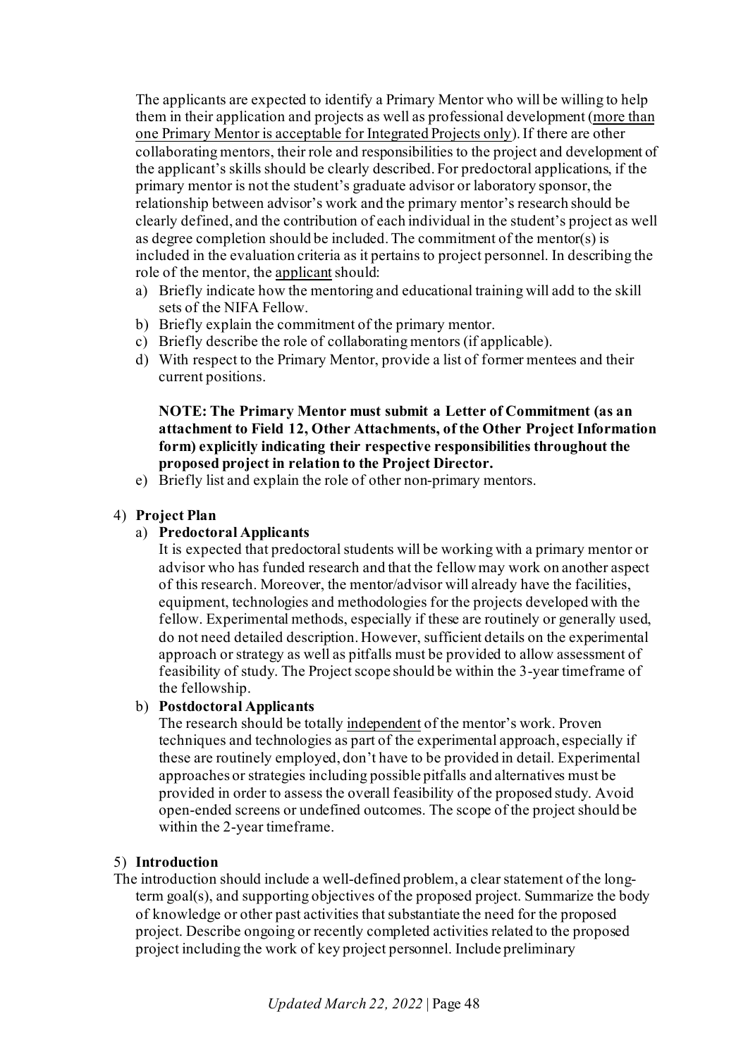The applicants are expected to identify a Primary Mentor who will be willing to help them in their application and projects as well as professional development (<u>more than one Primary Mentor is acceptable for Integrated Projects only</u>). If there are other collaborating mentors, their role and responsibilities to the project and development of the applicant's skills should be clearly described. For predoctoral applications, if the primary mentor is not the student's graduate advisor or laboratory sponsor, the relationship between advisor's work and the primary mentor's research should be clearly defined, and the contribution of each individual in the student's project as well as degree completion should be included. The commitment of the mentor(s) is included in the evaluation criteria as it pertains to project personnel. In describing the role of the mentor, the <u>applicant</u> should:

a) Briefly indicate how the mentoring and educational training will add to the skill sets of the NIFA Fellow.
b) Briefly explain the commitment of the primary mentor.
c) Briefly describe the role of collaborating mentors (if applicable).
d) With respect to the Primary Mentor, provide a list of former mentees and their current positions.

   **NOTE: The Primary Mentor must submit a Letter of Commitment (as an attachment to Field 12, Other Attachments, of the Other Project Information form) explicitly indicating their respective responsibilities throughout the proposed project in relation to the Project Director.**

e) Briefly list and explain the role of other non-primary mentors.

4) **Project Plan**

   a) **Predoctoral Applicants**

   It is expected that predoctoral students will be working with a primary mentor or advisor who has funded research and that the fellow may work on another aspect of this research. Moreover, the mentor/advisor will already have the facilities, equipment, technologies and methodologies for the projects developed with the fellow. Experimental methods, especially if these are routinely or generally used, do not need detailed description. However, sufficient details on the experimental approach or strategy as well as pitfalls must be provided to allow assessment of feasibility of study. The Project scope should be within the 3-year timeframe of the fellowship.

   b) **Postdoctoral Applicants**

   The research should be totally <u>independent</u> of the mentor's work. Proven techniques and technologies as part of the experimental approach, especially if these are routinely employed, don't have to be provided in detail. Experimental approaches or strategies including possible pitfalls and alternatives must be provided in order to assess the overall feasibility of the proposed study. Avoid open-ended screens or undefined outcomes. The scope of the project should be within the 2-year timeframe.

5) **Introduction**

The introduction should include a well-defined problem, a clear statement of the long-term goal(s), and supporting objectives of the proposed project. Summarize the body of knowledge or other past activities that substantiate the need for the proposed project. Describe ongoing or recently completed activities related to the proposed project including the work of key project personnel. Include preliminary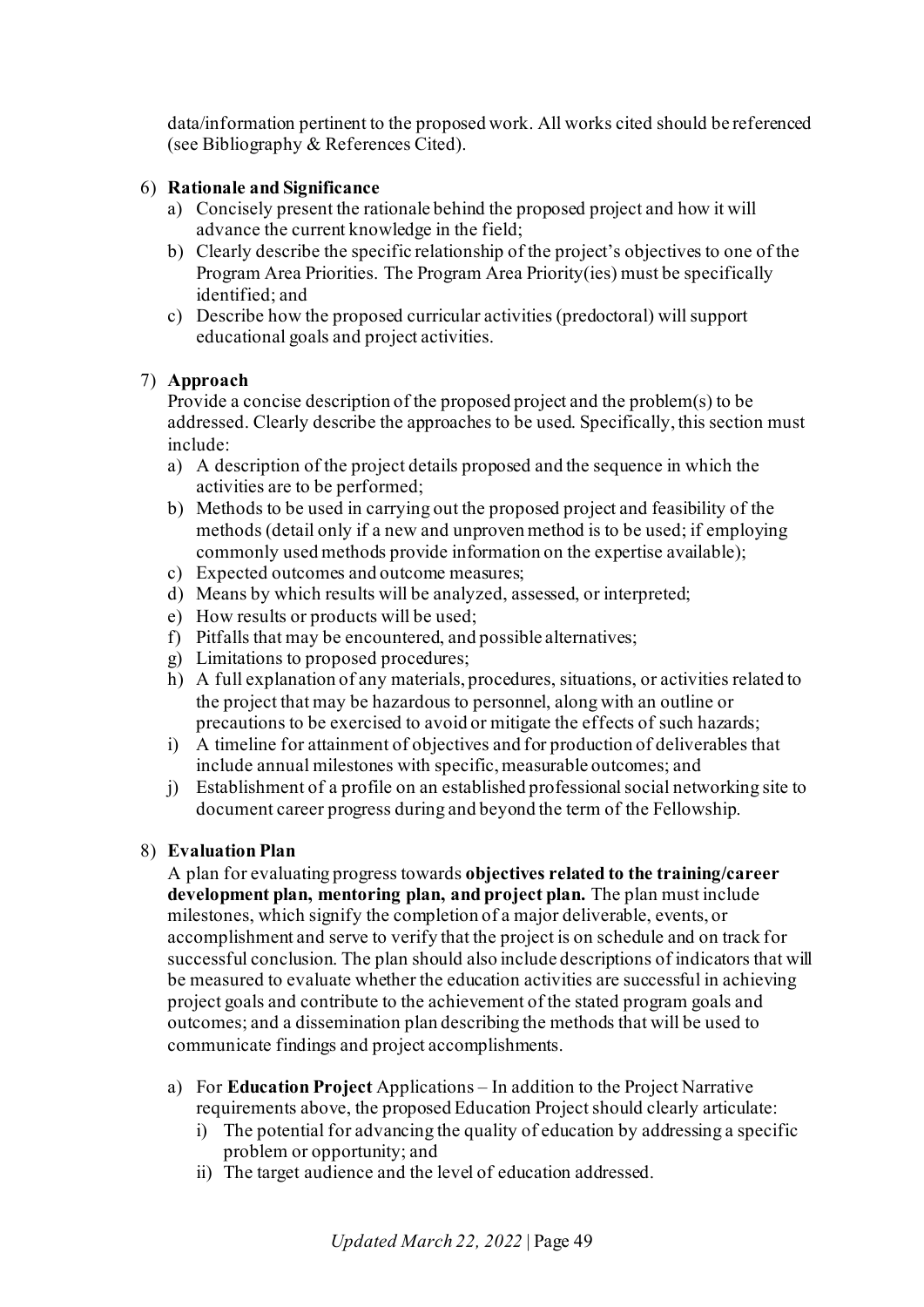data/information pertinent to the proposed work. All works cited should be referenced (see Bibliography & References Cited).

6) **Rationale and Significance**
   a) Concisely present the rationale behind the proposed project and how it will advance the current knowledge in the field;
   b) Clearly describe the specific relationship of the project's objectives to one of the Program Area Priorities. The Program Area Priority(ies) must be specifically identified; and
   c) Describe how the proposed curricular activities (predoctoral) will support educational goals and project activities.

7) **Approach**

   Provide a concise description of the proposed project and the problem(s) to be addressed. Clearly describe the approaches to be used. Specifically, this section must include:
   a) A description of the project details proposed and the sequence in which the activities are to be performed;
   b) Methods to be used in carrying out the proposed project and feasibility of the methods (detail only if a new and unproven method is to be used; if employing commonly used methods provide information on the expertise available);
   c) Expected outcomes and outcome measures;
   d) Means by which results will be analyzed, assessed, or interpreted;
   e) How results or products will be used;
   f) Pitfalls that may be encountered, and possible alternatives;
   g) Limitations to proposed procedures;
   h) A full explanation of any materials, procedures, situations, or activities related to the project that may be hazardous to personnel, along with an outline or precautions to be exercised to avoid or mitigate the effects of such hazards;
   i) A timeline for attainment of objectives and for production of deliverables that include annual milestones with specific, measurable outcomes; and
   j) Establishment of a profile on an established professional social networking site to document career progress during and beyond the term of the Fellowship.

8) **Evaluation Plan**

   A plan for evaluating progress towards **objectives related to the training/career development plan, mentoring plan, and project plan.** The plan must include milestones, which signify the completion of a major deliverable, events, or accomplishment and serve to verify that the project is on schedule and on track for successful conclusion. The plan should also include descriptions of indicators that will be measured to evaluate whether the education activities are successful in achieving project goals and contribute to the achievement of the stated program goals and outcomes; and a dissemination plan describing the methods that will be used to communicate findings and project accomplishments.

   a) For **Education Project** Applications – In addition to the Project Narrative requirements above, the proposed Education Project should clearly articulate:
      i) The potential for advancing the quality of education by addressing a specific problem or opportunity; and
      ii) The target audience and the level of education addressed.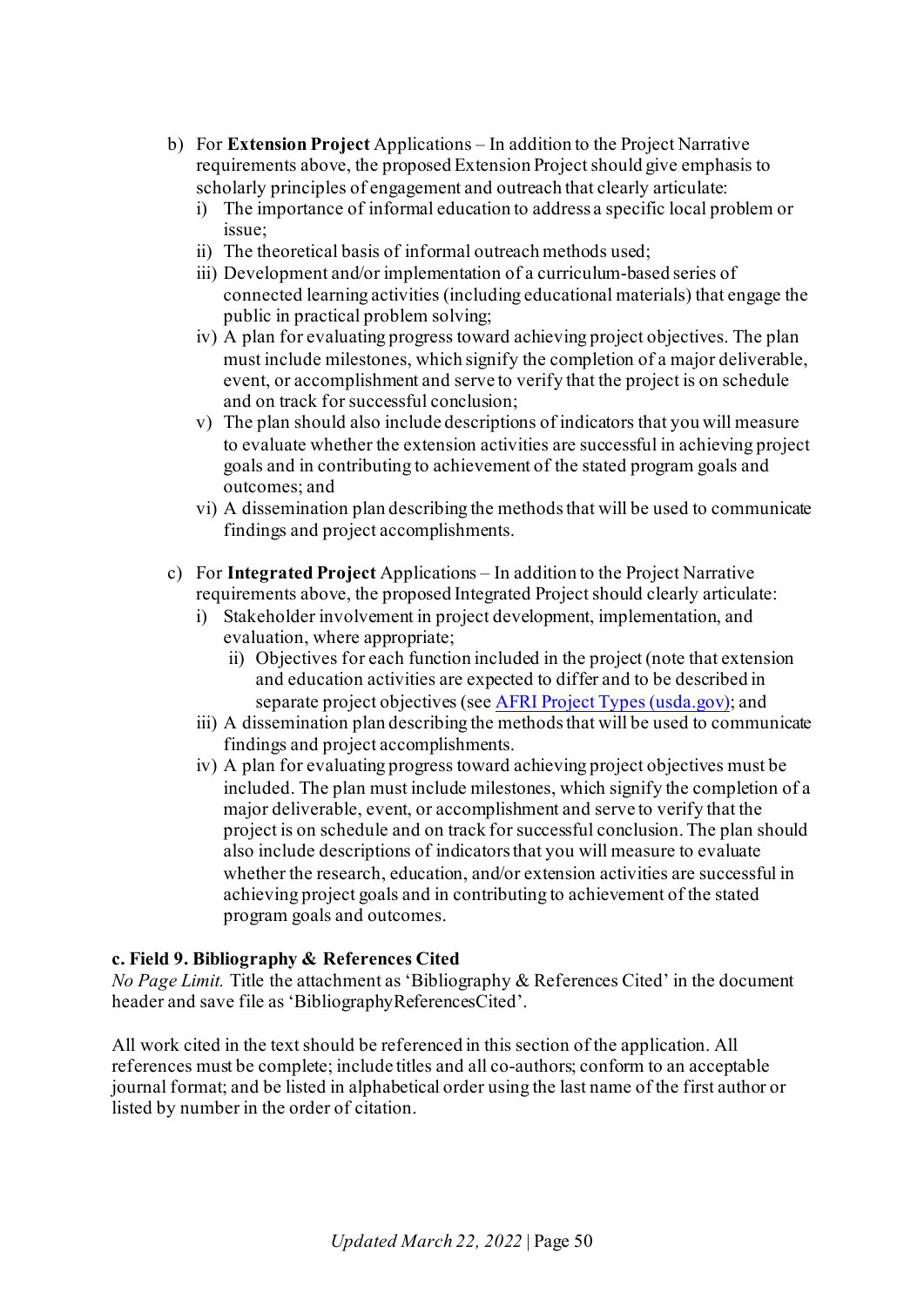b) For **Extension Project** Applications – In addition to the Project Narrative requirements above, the proposed Extension Project should give emphasis to scholarly principles of engagement and outreach that clearly articulate:
   i) The importance of informal education to address a specific local problem or issue;
   ii) The theoretical basis of informal outreach methods used;
   iii) Development and/or implementation of a curriculum-based series of connected learning activities (including educational materials) that engage the public in practical problem solving;
   iv) A plan for evaluating progress toward achieving project objectives. The plan must include milestones, which signify the completion of a major deliverable, event, or accomplishment and serve to verify that the project is on schedule and on track for successful conclusion;
   v) The plan should also include descriptions of indicators that you will measure to evaluate whether the extension activities are successful in achieving project goals and in contributing to achievement of the stated program goals and outcomes; and
   vi) A dissemination plan describing the methods that will be used to communicate findings and project accomplishments.

c) For **Integrated Project** Applications – In addition to the Project Narrative requirements above, the proposed Integrated Project should clearly articulate:
   i) Stakeholder involvement in project development, implementation, and evaluation, where appropriate;
   ii) Objectives for each function included in the project (note that extension and education activities are expected to differ and to be described in separate project objectives (see [AFRI Project Types (usda.gov)](AFRI Project Types (usda.gov)); and
   iii) A dissemination plan describing the methods that will be used to communicate findings and project accomplishments.
   iv) A plan for evaluating progress toward achieving project objectives must be included. The plan must include milestones, which signify the completion of a major deliverable, event, or accomplishment and serve to verify that the project is on schedule and on track for successful conclusion. The plan should also include descriptions of indicators that you will measure to evaluate whether the research, education, and/or extension activities are successful in achieving project goals and in contributing to achievement of the stated program goals and outcomes.

**c. Field 9. Bibliography & References Cited**

*No Page Limit.* Title the attachment as 'Bibliography & References Cited' in the document header and save file as 'BibliographyReferencesCited'.

All work cited in the text should be referenced in this section of the application. All references must be complete; include titles and all co-authors; conform to an acceptable journal format; and be listed in alphabetical order using the last name of the first author or listed by number in the order of citation.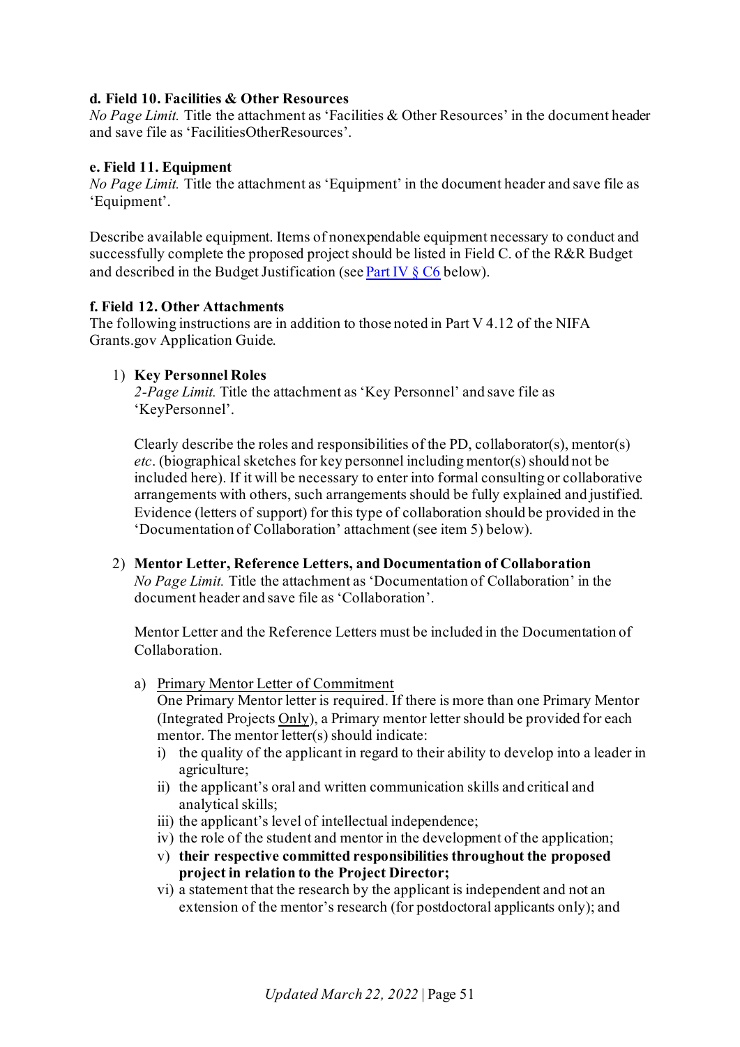**d. Field 10. Facilities & Other Resources**

*No Page Limit.* Title the attachment as 'Facilities & Other Resources' in the document header and save file as 'FacilitiesOtherResources'.

**e. Field 11. Equipment**

*No Page Limit.* Title the attachment as 'Equipment' in the document header and save file as 'Equipment'.

Describe available equipment. Items of nonexpendable equipment necessary to conduct and successfully complete the proposed project should be listed in Field C. of the R&R Budget and described in the Budget Justification (see Part IV § C6 below).

**f. Field 12. Other Attachments**

The following instructions are in addition to those noted in Part V 4.12 of the NIFA Grants.gov Application Guide.

1) **Key Personnel Roles**

   *2-Page Limit.* Title the attachment as 'Key Personnel' and save file as 'KeyPersonnel'.

   Clearly describe the roles and responsibilities of the PD, collaborator(s), mentor(s) *etc*. (biographical sketches for key personnel including mentor(s) should not be included here). If it will be necessary to enter into formal consulting or collaborative arrangements with others, such arrangements should be fully explained and justified. Evidence (letters of support) for this type of collaboration should be provided in the 'Documentation of Collaboration' attachment (see item 5) below).

2) **Mentor Letter, Reference Letters, and Documentation of Collaboration**

   *No Page Limit.* Title the attachment as 'Documentation of Collaboration' in the document header and save file as 'Collaboration'.

   Mentor Letter and the Reference Letters must be included in the Documentation of Collaboration.

   a) <u>Primary Mentor Letter of Commitment</u>

      One Primary Mentor letter is required. If there is more than one Primary Mentor (Integrated Projects <u>Only</u>), a Primary mentor letter should be provided for each mentor. The mentor letter(s) should indicate:

      i) the quality of the applicant in regard to their ability to develop into a leader in agriculture;
      ii) the applicant's oral and written communication skills and critical and analytical skills;
      iii) the applicant's level of intellectual independence;
      iv) the role of the student and mentor in the development of the application;
      v) **their respective committed responsibilities throughout the proposed project in relation to the Project Director;**
      vi) a statement that the research by the applicant is independent and not an extension of the mentor's research (for postdoctoral applicants only); and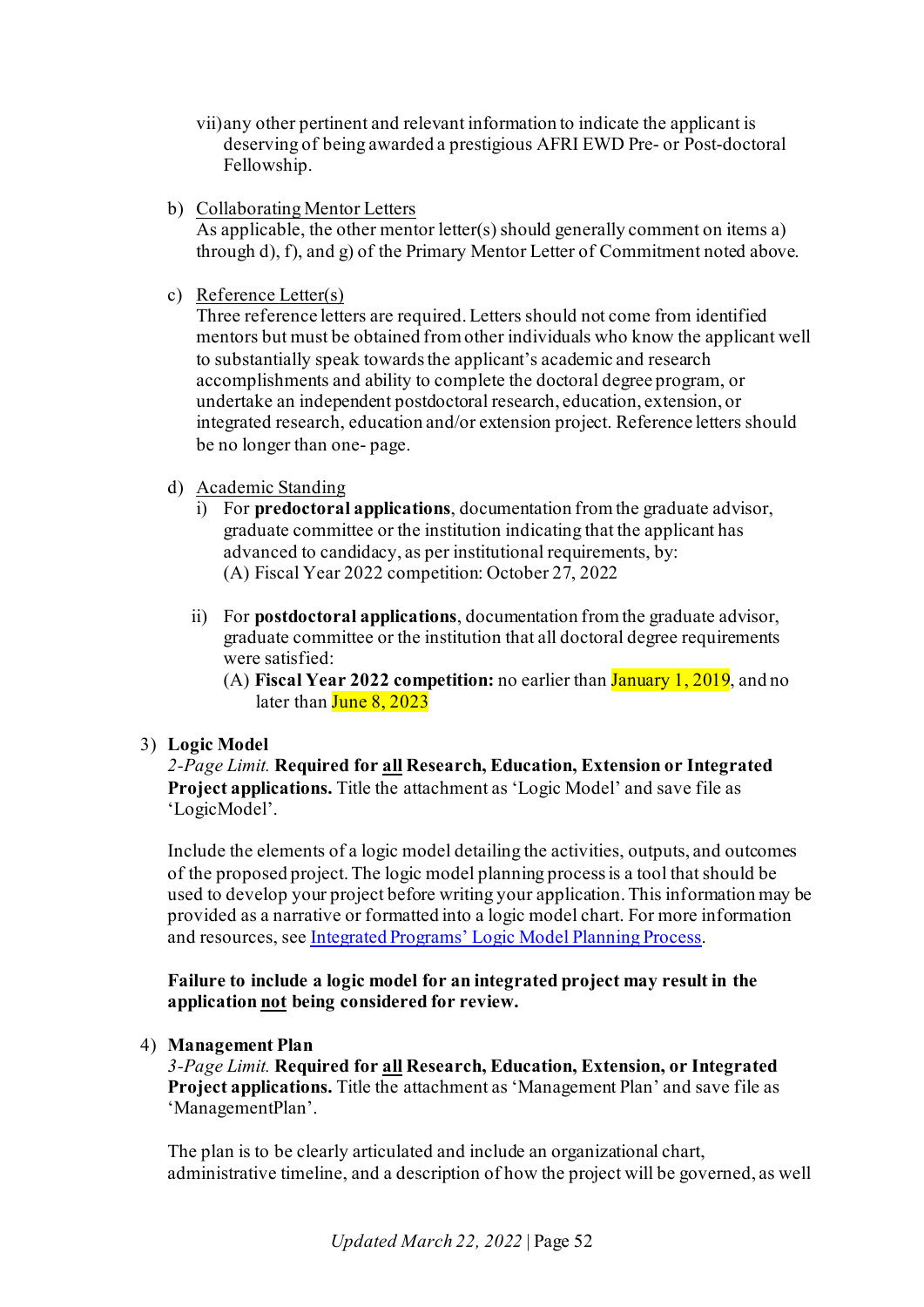vii) any other pertinent and relevant information to indicate the applicant is deserving of being awarded a prestigious AFRI EWD Pre- or Post-doctoral Fellowship.

b) Collaborating Mentor Letters
As applicable, the other mentor letter(s) should generally comment on items a) through d), f), and g) of the Primary Mentor Letter of Commitment noted above.

c) Reference Letter(s)
Three reference letters are required. Letters should not come from identified mentors but must be obtained from other individuals who know the applicant well to substantially speak towards the applicant's academic and research accomplishments and ability to complete the doctoral degree program, or undertake an independent postdoctoral research, education, extension, or integrated research, education and/or extension project. Reference letters should be no longer than one- page.

d) Academic Standing
   i) For **predoctoral applications**, documentation from the graduate advisor, graduate committee or the institution indicating that the applicant has advanced to candidacy, as per institutional requirements, by:
   (A) Fiscal Year 2022 competition: October 27, 2022

   ii) For **postdoctoral applications**, documentation from the graduate advisor, graduate committee or the institution that all doctoral degree requirements were satisfied:
   (A) **Fiscal Year 2022 competition:** no earlier than January 1, 2019, and no later than June 8, 2023

3) **Logic Model**
*2-Page Limit.* **Required for <u>all</u> Research, Education, Extension or Integrated Project applications.** Title the attachment as 'Logic Model' and save file as 'LogicModel'.

Include the elements of a logic model detailing the activities, outputs, and outcomes of the proposed project. The logic model planning process is a tool that should be used to develop your project before writing your application. This information may be provided as a narrative or formatted into a logic model chart. For more information and resources, see Integrated Programs' Logic Model Planning Process.

**Failure to include a logic model for an integrated project may result in the application <u>not</u> being considered for review.**

4) **Management Plan**
*3-Page Limit.* **Required for <u>all</u> Research, Education, Extension, or Integrated Project applications.** Title the attachment as 'Management Plan' and save file as 'ManagementPlan'.

The plan is to be clearly articulated and include an organizational chart, administrative timeline, and a description of how the project will be governed, as well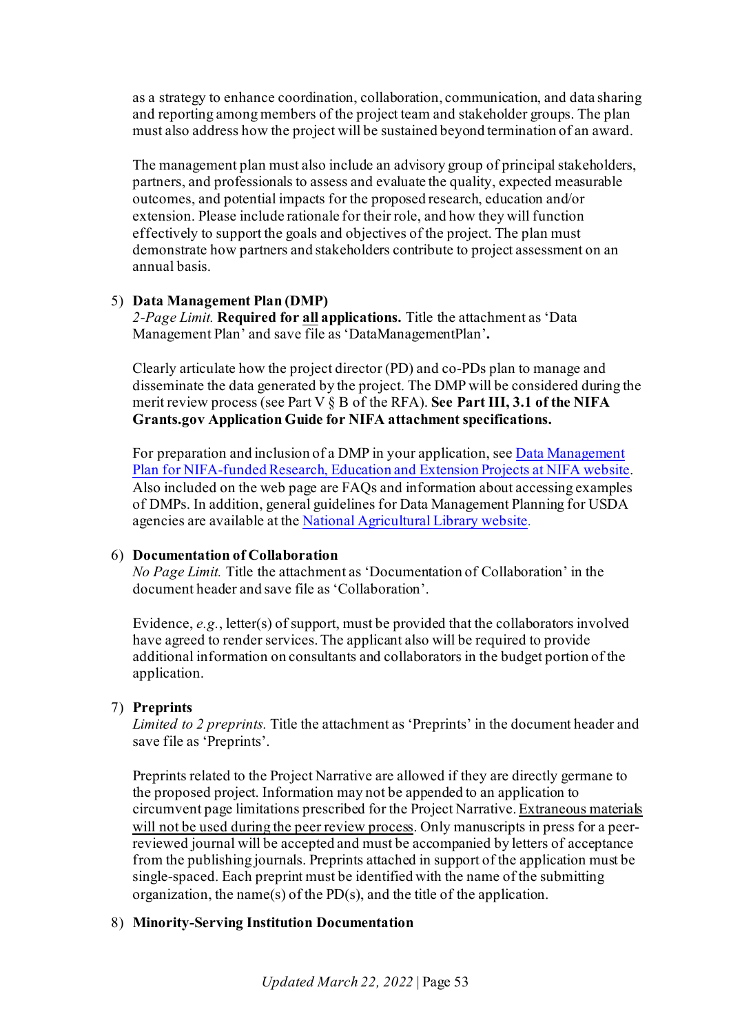as a strategy to enhance coordination, collaboration, communication, and data sharing and reporting among members of the project team and stakeholder groups. The plan must also address how the project will be sustained beyond termination of an award.

The management plan must also include an advisory group of principal stakeholders, partners, and professionals to assess and evaluate the quality, expected measurable outcomes, and potential impacts for the proposed research, education and/or extension. Please include rationale for their role, and how they will function effectively to support the goals and objectives of the project. The plan must demonstrate how partners and stakeholders contribute to project assessment on an annual basis.

5) **Data Management Plan (DMP)**
*2-Page Limit.* **Required for <u>all</u> applications.** Title the attachment as 'Data Management Plan' and save file as 'DataManagementPlan'**.**

Clearly articulate how the project director (PD) and co-PDs plan to manage and disseminate the data generated by the project. The DMP will be considered during the merit review process (see Part V § B of the RFA). **See Part III, 3.1 of the NIFA Grants.gov Application Guide for NIFA attachment specifications.**

For preparation and inclusion of a DMP in your application, see Data Management Plan for NIFA-funded Research, Education and Extension Projects at NIFA website. Also included on the web page are FAQs and information about accessing examples of DMPs. In addition, general guidelines for Data Management Planning for USDA agencies are available at the National Agricultural Library website.

6) **Documentation of Collaboration**
*No Page Limit.* Title the attachment as 'Documentation of Collaboration' in the document header and save file as 'Collaboration'.

Evidence, *e.g.*, letter(s) of support, must be provided that the collaborators involved have agreed to render services. The applicant also will be required to provide additional information on consultants and collaborators in the budget portion of the application.

7) **Preprints**
*Limited to 2 preprints.* Title the attachment as 'Preprints' in the document header and save file as 'Preprints'.

Preprints related to the Project Narrative are allowed if they are directly germane to the proposed project. Information may not be appended to an application to circumvent page limitations prescribed for the Project Narrative. <u>Extraneous materials will not be used during the peer review process</u>. Only manuscripts in press for a peer-reviewed journal will be accepted and must be accompanied by letters of acceptance from the publishing journals. Preprints attached in support of the application must be single-spaced. Each preprint must be identified with the name of the submitting organization, the name(s) of the PD(s), and the title of the application.

8) **Minority-Serving Institution Documentation**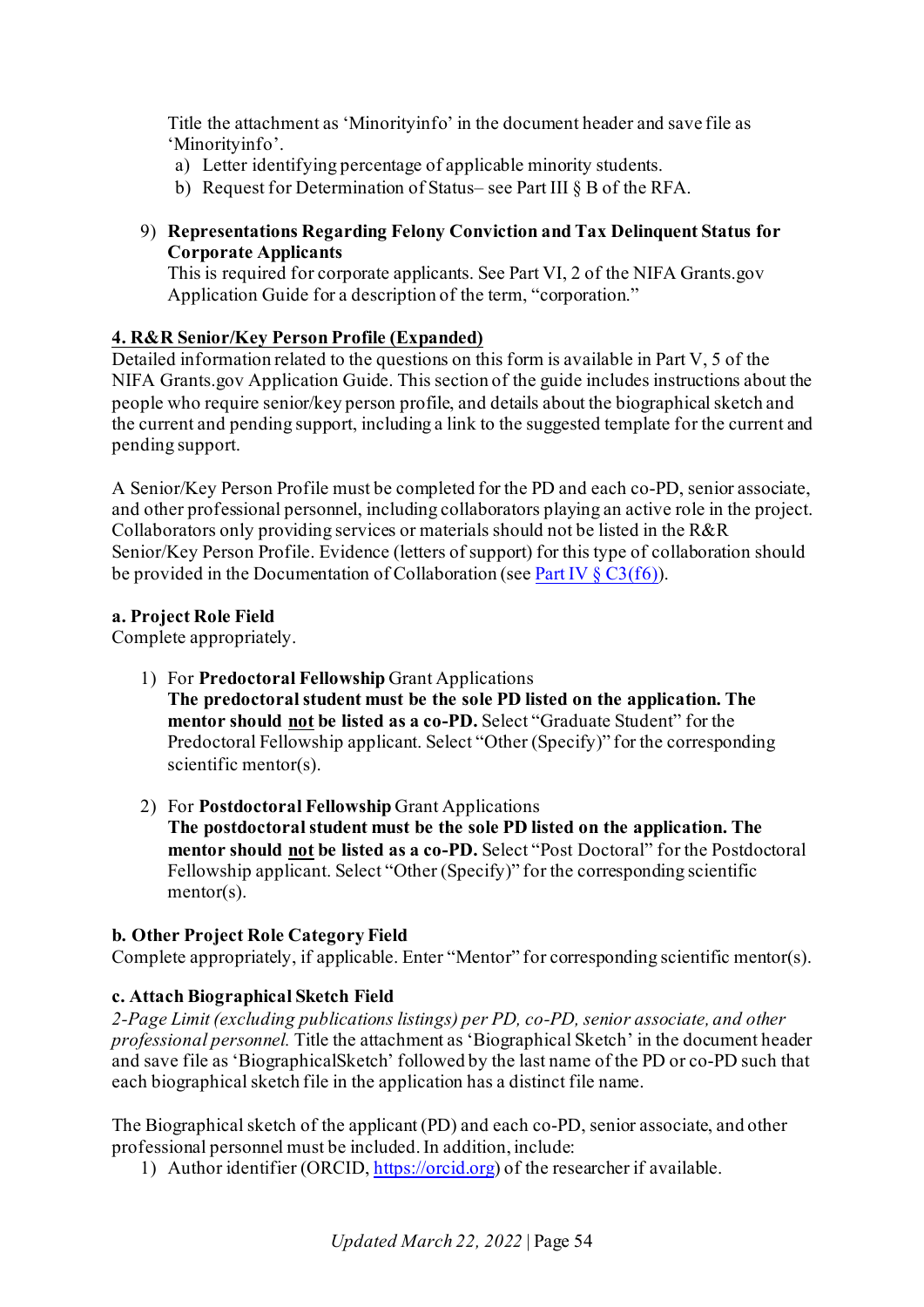Title the attachment as 'Minorityinfo' in the document header and save file as 'Minorityinfo'.

a) Letter identifying percentage of applicable minority students.
b) Request for Determination of Status– see Part III § B of the RFA.

9) **Representations Regarding Felony Conviction and Tax Delinquent Status for Corporate Applicants**
This is required for corporate applicants. See Part VI, 2 of the NIFA Grants.gov Application Guide for a description of the term, "corporation."

### 4. R&R Senior/Key Person Profile (Expanded)

Detailed information related to the questions on this form is available in Part V, 5 of the NIFA Grants.gov Application Guide. This section of the guide includes instructions about the people who require senior/key person profile, and details about the biographical sketch and the current and pending support, including a link to the suggested template for the current and pending support.

A Senior/Key Person Profile must be completed for the PD and each co-PD, senior associate, and other professional personnel, including collaborators playing an active role in the project. Collaborators only providing services or materials should not be listed in the R&R Senior/Key Person Profile. Evidence (letters of support) for this type of collaboration should be provided in the Documentation of Collaboration (see [Part IV § C3(f6)](#)).

#### a. Project Role Field

Complete appropriately.

1) For **Predoctoral Fellowship** Grant Applications
**The predoctoral student must be the sole PD listed on the application. The mentor should <u>not</u> be listed as a co-PD.** Select "Graduate Student" for the Predoctoral Fellowship applicant. Select "Other (Specify)" for the corresponding scientific mentor(s).

2) For **Postdoctoral Fellowship** Grant Applications
**The postdoctoral student must be the sole PD listed on the application. The mentor should <u>not</u> be listed as a co-PD.** Select "Post Doctoral" for the Postdoctoral Fellowship applicant. Select "Other (Specify)" for the corresponding scientific mentor(s).

#### b. Other Project Role Category Field

Complete appropriately, if applicable. Enter "Mentor" for corresponding scientific mentor(s).

#### c. Attach Biographical Sketch Field

*2-Page Limit (excluding publications listings) per PD, co-PD, senior associate, and other professional personnel.* Title the attachment as 'Biographical Sketch' in the document header and save file as 'BiographicalSketch' followed by the last name of the PD or co-PD such that each biographical sketch file in the application has a distinct file name.

The Biographical sketch of the applicant (PD) and each co-PD, senior associate, and other professional personnel must be included. In addition, include:

1) Author identifier (ORCID, [https://orcid.org](https://orcid.org)) of the researcher if available.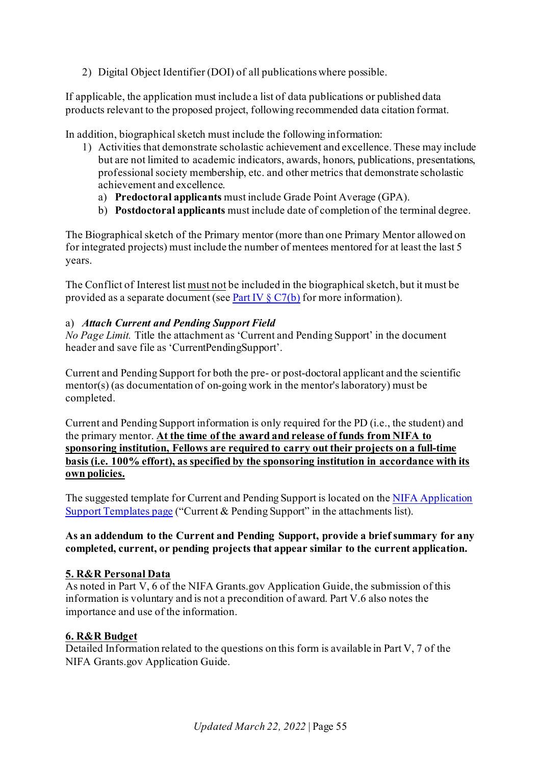2) Digital Object Identifier (DOI) of all publications where possible.

If applicable, the application must include a list of data publications or published data products relevant to the proposed project, following recommended data citation format.

In addition, biographical sketch must include the following information:

1) Activities that demonstrate scholastic achievement and excellence. These may include but are not limited to academic indicators, awards, honors, publications, presentations, professional society membership, etc. and other metrics that demonstrate scholastic achievement and excellence.
   a) **Predoctoral applicants** must include Grade Point Average (GPA).
   b) **Postdoctoral applicants** must include date of completion of the terminal degree.

The Biographical sketch of the Primary mentor (more than one Primary Mentor allowed on for integrated projects) must include the number of mentees mentored for at least the last 5 years.

The Conflict of Interest list must not be included in the biographical sketch, but it must be provided as a separate document (see Part IV § C7(b) for more information).

a) ***Attach Current and Pending Support Field***

*No Page Limit.* Title the attachment as 'Current and Pending Support' in the document header and save file as 'CurrentPendingSupport'.

Current and Pending Support for both the pre- or post-doctoral applicant and the scientific mentor(s) (as documentation of on-going work in the mentor's laboratory) must be completed.

Current and Pending Support information is only required for the PD (i.e., the student) and the primary mentor. **At the time of the award and release of funds from NIFA to sponsoring institution, Fellows are required to carry out their projects on a full-time basis (i.e. 100% effort), as specified by the sponsoring institution in accordance with its own policies.**

The suggested template for Current and Pending Support is located on the NIFA Application Support Templates page ("Current & Pending Support" in the attachments list).

**As an addendum to the Current and Pending Support, provide a brief summary for any completed, current, or pending projects that appear similar to the current application.**

**5. R&R Personal Data**

As noted in Part V, 6 of the NIFA Grants.gov Application Guide, the submission of this information is voluntary and is not a precondition of award. Part V.6 also notes the importance and use of the information.

**6. R&R Budget**

Detailed Information related to the questions on this form is available in Part V, 7 of the NIFA Grants.gov Application Guide.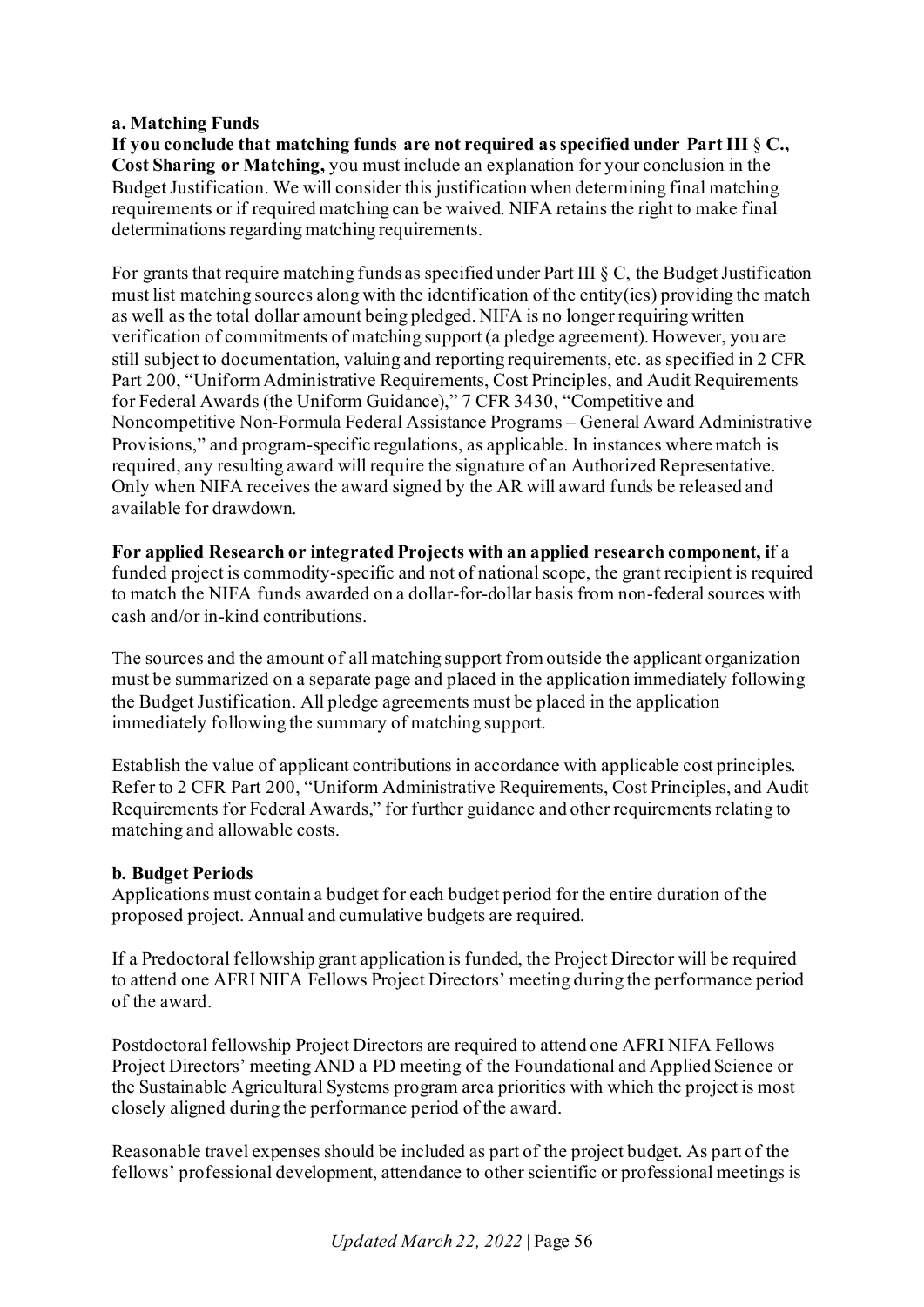**a. Matching Funds**

**If you conclude that matching funds are not required as specified under Part III § C., Cost Sharing or Matching,** you must include an explanation for your conclusion in the Budget Justification. We will consider this justification when determining final matching requirements or if required matching can be waived. NIFA retains the right to make final determinations regarding matching requirements.

For grants that require matching funds as specified under Part III § C, the Budget Justification must list matching sources along with the identification of the entity(ies) providing the match as well as the total dollar amount being pledged. NIFA is no longer requiring written verification of commitments of matching support (a pledge agreement). However, you are still subject to documentation, valuing and reporting requirements, etc. as specified in 2 CFR Part 200, "Uniform Administrative Requirements, Cost Principles, and Audit Requirements for Federal Awards (the Uniform Guidance)," 7 CFR 3430, "Competitive and Noncompetitive Non-Formula Federal Assistance Programs – General Award Administrative Provisions," and program-specific regulations, as applicable. In instances where match is required, any resulting award will require the signature of an Authorized Representative. Only when NIFA receives the award signed by the AR will award funds be released and available for drawdown.

**For applied Research or integrated Projects with an applied research component, i**f a funded project is commodity-specific and not of national scope, the grant recipient is required to match the NIFA funds awarded on a dollar-for-dollar basis from non-federal sources with cash and/or in-kind contributions.

The sources and the amount of all matching support from outside the applicant organization must be summarized on a separate page and placed in the application immediately following the Budget Justification. All pledge agreements must be placed in the application immediately following the summary of matching support.

Establish the value of applicant contributions in accordance with applicable cost principles. Refer to 2 CFR Part 200, "Uniform Administrative Requirements, Cost Principles, and Audit Requirements for Federal Awards," for further guidance and other requirements relating to matching and allowable costs.

**b. Budget Periods**

Applications must contain a budget for each budget period for the entire duration of the proposed project. Annual and cumulative budgets are required.

If a Predoctoral fellowship grant application is funded, the Project Director will be required to attend one AFRI NIFA Fellows Project Directors' meeting during the performance period of the award.

Postdoctoral fellowship Project Directors are required to attend one AFRI NIFA Fellows Project Directors' meeting AND a PD meeting of the Foundational and Applied Science or the Sustainable Agricultural Systems program area priorities with which the project is most closely aligned during the performance period of the award.

Reasonable travel expenses should be included as part of the project budget. As part of the fellows' professional development, attendance to other scientific or professional meetings is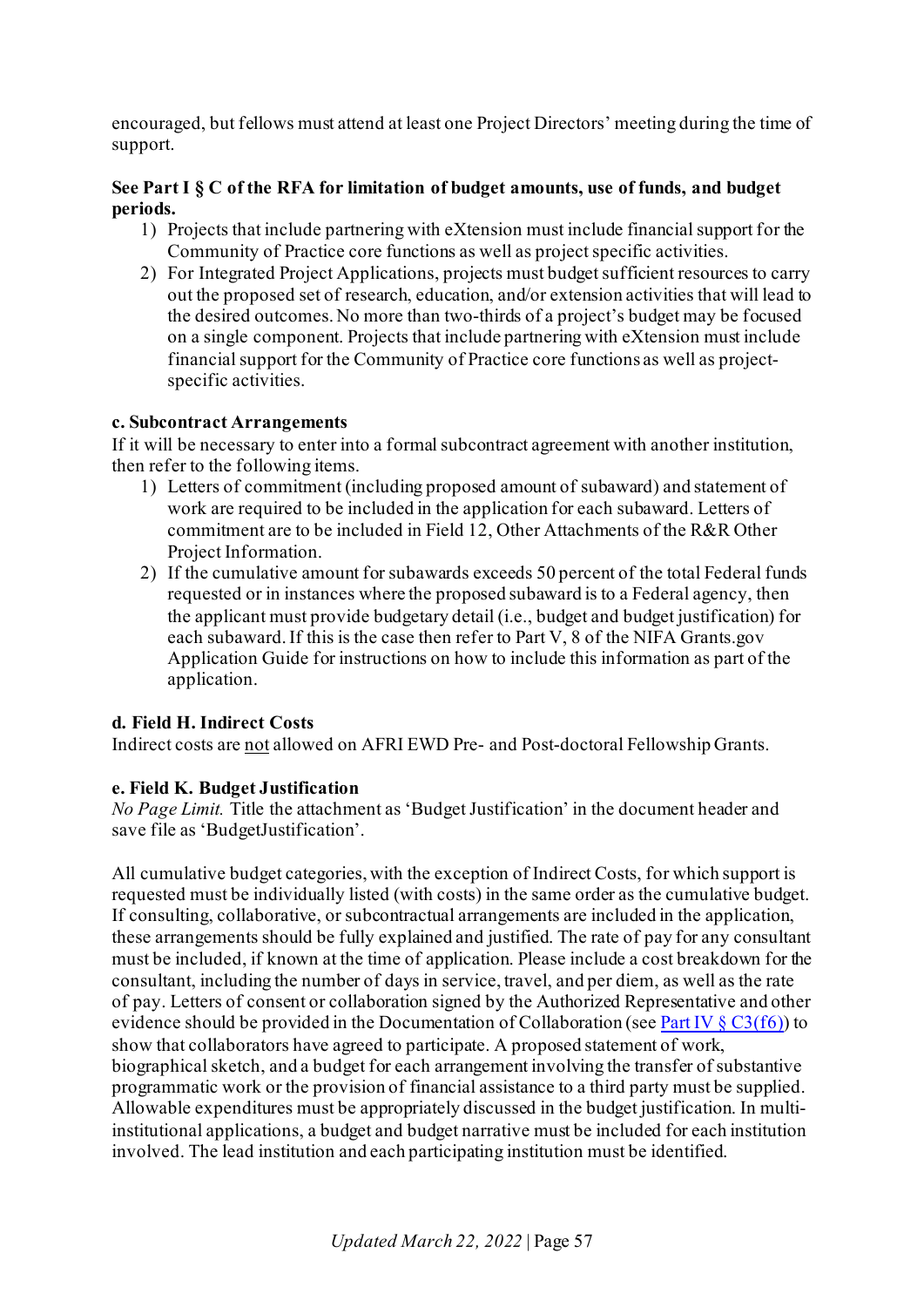encouraged, but fellows must attend at least one Project Directors' meeting during the time of support.

**See Part I § C of the RFA for limitation of budget amounts, use of funds, and budget periods.**

1) Projects that include partnering with eXtension must include financial support for the Community of Practice core functions as well as project specific activities.
2) For Integrated Project Applications, projects must budget sufficient resources to carry out the proposed set of research, education, and/or extension activities that will lead to the desired outcomes. No more than two-thirds of a project's budget may be focused on a single component. Projects that include partnering with eXtension must include financial support for the Community of Practice core functions as well as project-specific activities.

**c. Subcontract Arrangements**

If it will be necessary to enter into a formal subcontract agreement with another institution, then refer to the following items.

1) Letters of commitment (including proposed amount of subaward) and statement of work are required to be included in the application for each subaward. Letters of commitment are to be included in Field 12, Other Attachments of the R&R Other Project Information.
2) If the cumulative amount for subawards exceeds 50 percent of the total Federal funds requested or in instances where the proposed subaward is to a Federal agency, then the applicant must provide budgetary detail (i.e., budget and budget justification) for each subaward. If this is the case then refer to Part V, 8 of the NIFA Grants.gov Application Guide for instructions on how to include this information as part of the application.

**d. Field H. Indirect Costs**

Indirect costs are <u>not</u> allowed on AFRI EWD Pre- and Post-doctoral Fellowship Grants.

**e. Field K. Budget Justification**

*No Page Limit.* Title the attachment as 'Budget Justification' in the document header and save file as 'BudgetJustification'.

All cumulative budget categories, with the exception of Indirect Costs, for which support is requested must be individually listed (with costs) in the same order as the cumulative budget. If consulting, collaborative, or subcontractual arrangements are included in the application, these arrangements should be fully explained and justified. The rate of pay for any consultant must be included, if known at the time of application. Please include a cost breakdown for the consultant, including the number of days in service, travel, and per diem, as well as the rate of pay. Letters of consent or collaboration signed by the Authorized Representative and other evidence should be provided in the Documentation of Collaboration (see Part IV § C3(f6)) to show that collaborators have agreed to participate. A proposed statement of work, biographical sketch, and a budget for each arrangement involving the transfer of substantive programmatic work or the provision of financial assistance to a third party must be supplied. Allowable expenditures must be appropriately discussed in the budget justification. In multi-institutional applications, a budget and budget narrative must be included for each institution involved. The lead institution and each participating institution must be identified.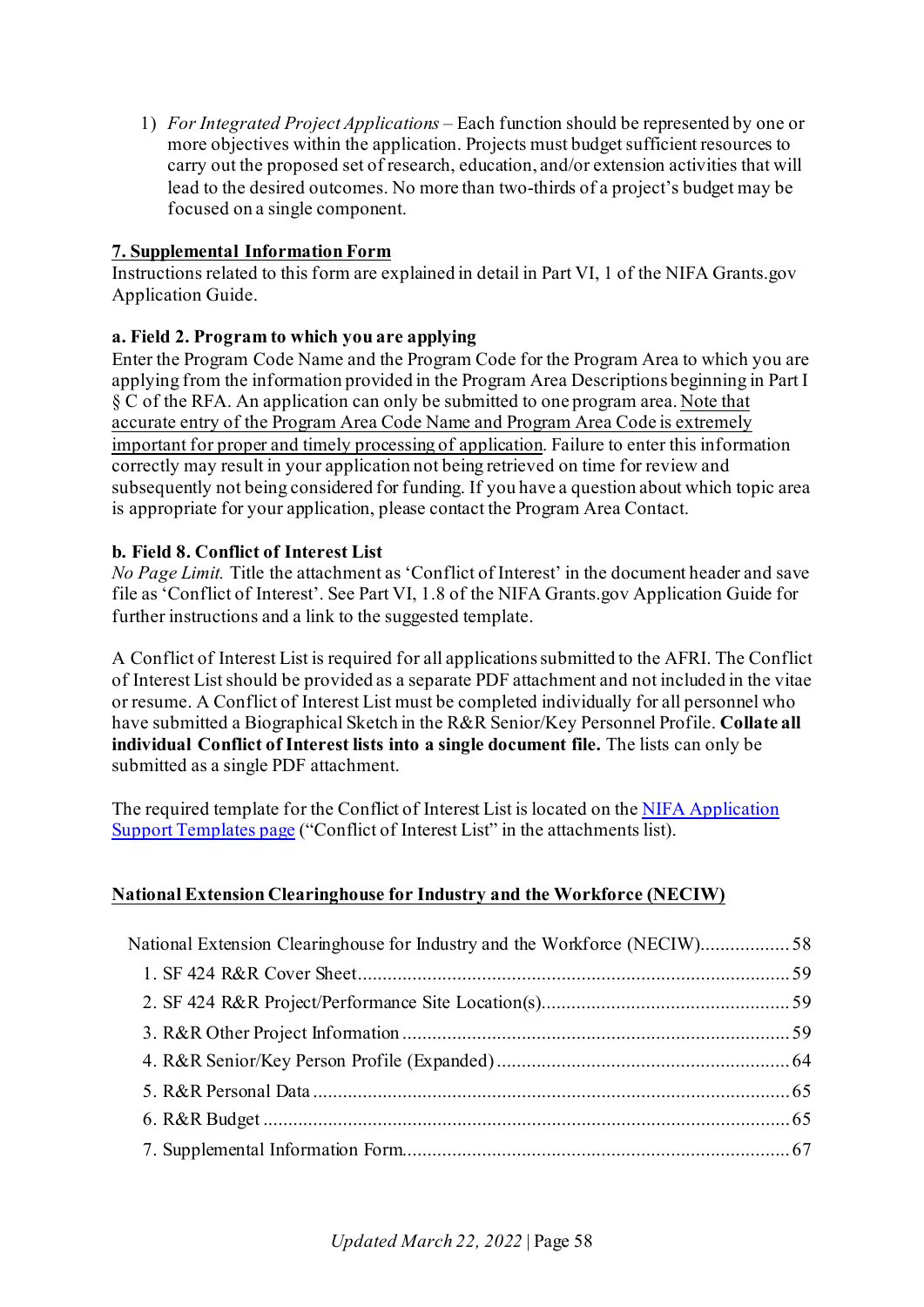1) *For Integrated Project Applications* – Each function should be represented by one or more objectives within the application. Projects must budget sufficient resources to carry out the proposed set of research, education, and/or extension activities that will lead to the desired outcomes. No more than two-thirds of a project's budget may be focused on a single component.

**7. Supplemental Information Form**

Instructions related to this form are explained in detail in Part VI, 1 of the NIFA Grants.gov Application Guide.

**a. Field 2. Program to which you are applying**

Enter the Program Code Name and the Program Code for the Program Area to which you are applying from the information provided in the Program Area Descriptions beginning in Part I § C of the RFA. An application can only be submitted to one program area. Note that accurate entry of the Program Area Code Name and Program Area Code is extremely important for proper and timely processing of application. Failure to enter this information correctly may result in your application not being retrieved on time for review and subsequently not being considered for funding. If you have a question about which topic area is appropriate for your application, please contact the Program Area Contact.

**b. Field 8. Conflict of Interest List**

*No Page Limit.* Title the attachment as 'Conflict of Interest' in the document header and save file as 'Conflict of Interest'. See Part VI, 1.8 of the NIFA Grants.gov Application Guide for further instructions and a link to the suggested template.

A Conflict of Interest List is required for all applications submitted to the AFRI. The Conflict of Interest List should be provided as a separate PDF attachment and not included in the vitae or resume. A Conflict of Interest List must be completed individually for all personnel who have submitted a Biographical Sketch in the R&R Senior/Key Personnel Profile. **Collate all individual Conflict of Interest lists into a single document file.** The lists can only be submitted as a single PDF attachment.

The required template for the Conflict of Interest List is located on the [NIFA Application Support Templates page](#) ("Conflict of Interest List" in the attachments list).

## National Extension Clearinghouse for Industry and the Workforce (NECIW)

- National Extension Clearinghouse for Industry and the Workforce (NECIW)..................58
  - 1. SF 424 R&R Cover Sheet.......................................................................................59
  - 2. SF 424 R&R Project/Performance Site Location(s)..................................................59
  - 3. R&R Other Project Information ..............................................................................59
  - 4. R&R Senior/Key Person Profile (Expanded) ...........................................................64
  - 5. R&R Personal Data ................................................................................................65
  - 6. R&R Budget ..........................................................................................................65
  - 7. Supplemental Information Form..............................................................................67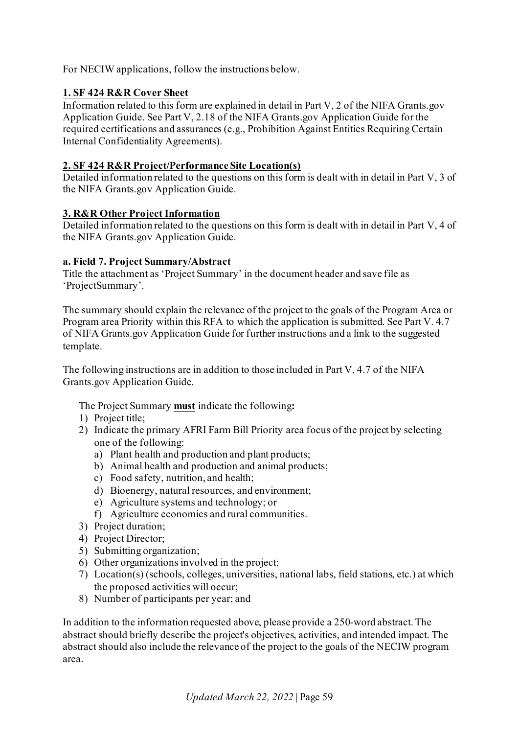For NECIW applications, follow the instructions below.

### 1. SF 424 R&R Cover Sheet

Information related to this form are explained in detail in Part V, 2 of the NIFA Grants.gov Application Guide. See Part V, 2.18 of the NIFA Grants.gov Application Guide for the required certifications and assurances (e.g., Prohibition Against Entities Requiring Certain Internal Confidentiality Agreements).

### 2. SF 424 R&R Project/Performance Site Location(s)

Detailed information related to the questions on this form is dealt with in detail in Part V, 3 of the NIFA Grants.gov Application Guide.

### 3. R&R Other Project Information

Detailed information related to the questions on this form is dealt with in detail in Part V, 4 of the NIFA Grants.gov Application Guide.

#### a. Field 7. Project Summary/Abstract

Title the attachment as 'Project Summary' in the document header and save file as 'ProjectSummary'.

The summary should explain the relevance of the project to the goals of the Program Area or Program area Priority within this RFA to which the application is submitted. See Part V. 4.7 of NIFA Grants.gov Application Guide for further instructions and a link to the suggested template.

The following instructions are in addition to those included in Part V, 4.7 of the NIFA Grants.gov Application Guide.

The Project Summary **must** indicate the following**:**

1) Project title;
2) Indicate the primary AFRI Farm Bill Priority area focus of the project by selecting one of the following:
   a) Plant health and production and plant products;
   b) Animal health and production and animal products;
   c) Food safety, nutrition, and health;
   d) Bioenergy, natural resources, and environment;
   e) Agriculture systems and technology; or
   f) Agriculture economics and rural communities.
3) Project duration;
4) Project Director;
5) Submitting organization;
6) Other organizations involved in the project;
7) Location(s) (schools, colleges, universities, national labs, field stations, etc.) at which the proposed activities will occur;
8) Number of participants per year; and

In addition to the information requested above, please provide a 250-word abstract. The abstract should briefly describe the project's objectives, activities, and intended impact. The abstract should also include the relevance of the project to the goals of the NECIW program area.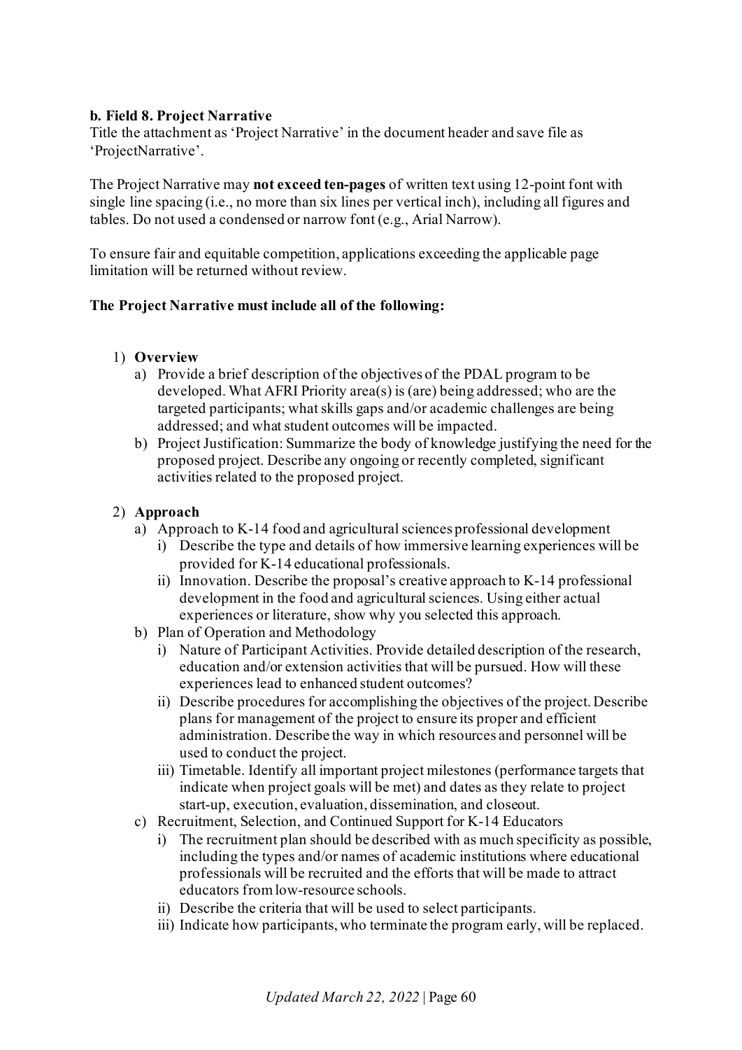**b. Field 8. Project Narrative**

Title the attachment as 'Project Narrative' in the document header and save file as 'ProjectNarrative'.

The Project Narrative may **not exceed ten-pages** of written text using 12-point font with single line spacing (i.e., no more than six lines per vertical inch), including all figures and tables. Do not used a condensed or narrow font (e.g., Arial Narrow).

To ensure fair and equitable competition, applications exceeding the applicable page limitation will be returned without review.

**The Project Narrative must include all of the following:**

1) **Overview**
   a) Provide a brief description of the objectives of the PDAL program to be developed. What AFRI Priority area(s) is (are) being addressed; who are the targeted participants; what skills gaps and/or academic challenges are being addressed; and what student outcomes will be impacted.
   b) Project Justification: Summarize the body of knowledge justifying the need for the proposed project. Describe any ongoing or recently completed, significant activities related to the proposed project.

2) **Approach**
   a) Approach to K-14 food and agricultural sciences professional development
      i) Describe the type and details of how immersive learning experiences will be provided for K-14 educational professionals.
      ii) Innovation. Describe the proposal's creative approach to K-14 professional development in the food and agricultural sciences. Using either actual experiences or literature, show why you selected this approach.
   b) Plan of Operation and Methodology
      i) Nature of Participant Activities. Provide detailed description of the research, education and/or extension activities that will be pursued. How will these experiences lead to enhanced student outcomes?
      ii) Describe procedures for accomplishing the objectives of the project. Describe plans for management of the project to ensure its proper and efficient administration. Describe the way in which resources and personnel will be used to conduct the project.
      iii) Timetable. Identify all important project milestones (performance targets that indicate when project goals will be met) and dates as they relate to project start-up, execution, evaluation, dissemination, and closeout.
   c) Recruitment, Selection, and Continued Support for K-14 Educators
      i) The recruitment plan should be described with as much specificity as possible, including the types and/or names of academic institutions where educational professionals will be recruited and the efforts that will be made to attract educators from low-resource schools.
      ii) Describe the criteria that will be used to select participants.
      iii) Indicate how participants, who terminate the program early, will be replaced.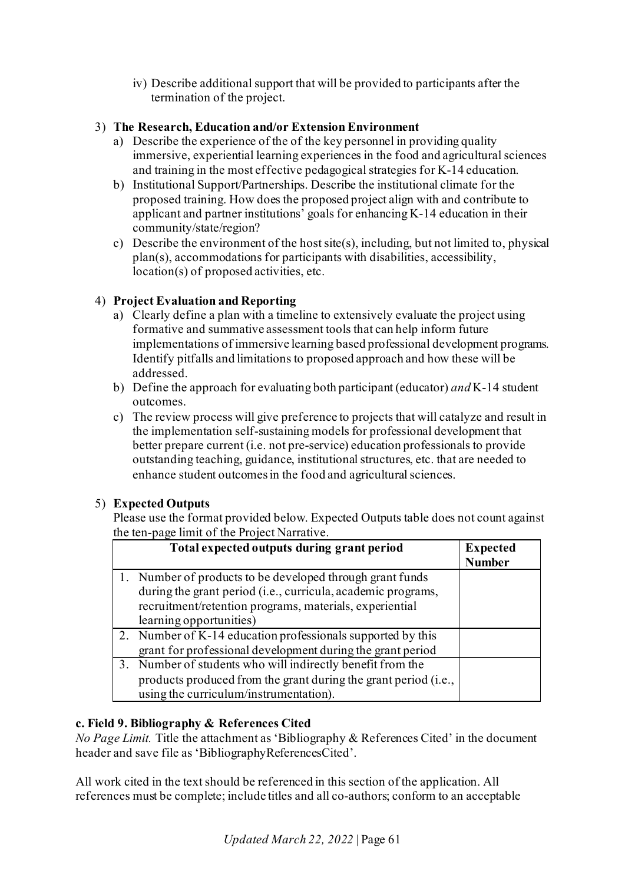iv) Describe additional support that will be provided to participants after the termination of the project.

3) **The Research, Education and/or Extension Environment**
   a) Describe the experience of the of the key personnel in providing quality immersive, experiential learning experiences in the food and agricultural sciences and training in the most effective pedagogical strategies for K-14 education.
   b) Institutional Support/Partnerships. Describe the institutional climate for the proposed training. How does the proposed project align with and contribute to applicant and partner institutions' goals for enhancing K-14 education in their community/state/region?
   c) Describe the environment of the host site(s), including, but not limited to, physical plan(s), accommodations for participants with disabilities, accessibility, location(s) of proposed activities, etc.

4) **Project Evaluation and Reporting**
   a) Clearly define a plan with a timeline to extensively evaluate the project using formative and summative assessment tools that can help inform future implementations of immersive learning based professional development programs. Identify pitfalls and limitations to proposed approach and how these will be addressed.
   b) Define the approach for evaluating both participant (educator) *and* K-14 student outcomes.
   c) The review process will give preference to projects that will catalyze and result in the implementation self-sustaining models for professional development that better prepare current (i.e. not pre-service) education professionals to provide outstanding teaching, guidance, institutional structures, etc. that are needed to enhance student outcomes in the food and agricultural sciences.

5) **Expected Outputs**

   Please use the format provided below. Expected Outputs table does not count against the ten-page limit of the Project Narrative.

| Total expected outputs during grant period | Expected Number |
|---|---|
| 1. Number of products to be developed through grant funds during the grant period (i.e., curricula, academic programs, recruitment/retention programs, materials, experiential learning opportunities) | |
| 2. Number of K-14 education professionals supported by this grant for professional development during the grant period | |
| 3. Number of students who will indirectly benefit from the products produced from the grant during the grant period (i.e., using the curriculum/instrumentation). | |

**c. Field 9. Bibliography & References Cited**

*No Page Limit.* Title the attachment as 'Bibliography & References Cited' in the document header and save file as 'BibliographyReferencesCited'.

All work cited in the text should be referenced in this section of the application. All references must be complete; include titles and all co-authors; conform to an acceptable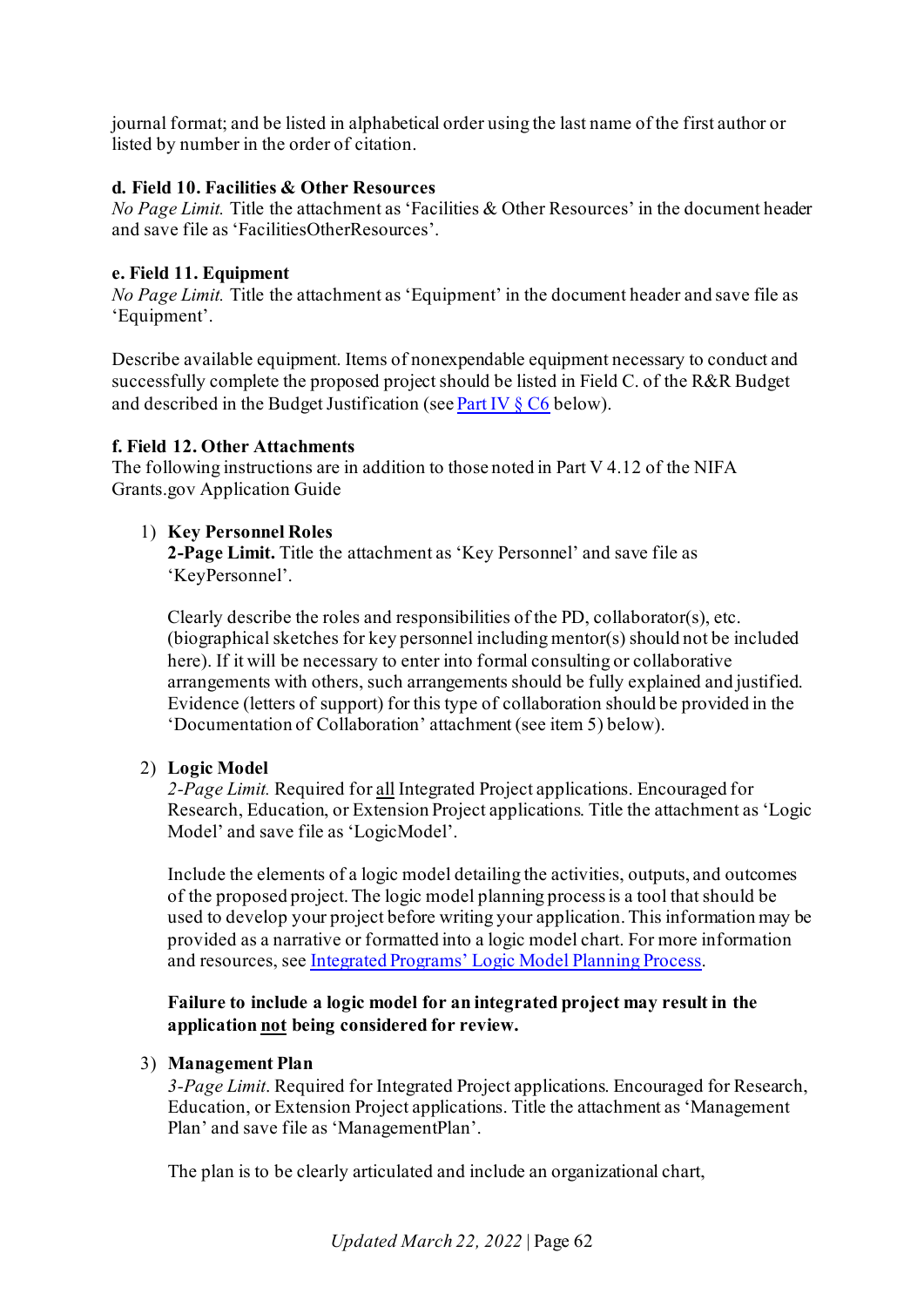journal format; and be listed in alphabetical order using the last name of the first author or listed by number in the order of citation.

**d. Field 10. Facilities & Other Resources**

*No Page Limit.* Title the attachment as 'Facilities & Other Resources' in the document header and save file as 'FacilitiesOtherResources'.

**e. Field 11. Equipment**

*No Page Limit.* Title the attachment as 'Equipment' in the document header and save file as 'Equipment'.

Describe available equipment. Items of nonexpendable equipment necessary to conduct and successfully complete the proposed project should be listed in Field C. of the R&R Budget and described in the Budget Justification (see Part IV § C6 below).

**f. Field 12. Other Attachments**

The following instructions are in addition to those noted in Part V 4.12 of the NIFA Grants.gov Application Guide

1) **Key Personnel Roles**

   **2-Page Limit.** Title the attachment as 'Key Personnel' and save file as 'KeyPersonnel'.

   Clearly describe the roles and responsibilities of the PD, collaborator(s), etc. (biographical sketches for key personnel including mentor(s) should not be included here). If it will be necessary to enter into formal consulting or collaborative arrangements with others, such arrangements should be fully explained and justified. Evidence (letters of support) for this type of collaboration should be provided in the 'Documentation of Collaboration' attachment (see item 5) below).

2) **Logic Model**

   *2-Page Limit.* Required for all Integrated Project applications. Encouraged for Research, Education, or Extension Project applications. Title the attachment as 'Logic Model' and save file as 'LogicModel'.

   Include the elements of a logic model detailing the activities, outputs, and outcomes of the proposed project. The logic model planning process is a tool that should be used to develop your project before writing your application. This information may be provided as a narrative or formatted into a logic model chart. For more information and resources, see Integrated Programs' Logic Model Planning Process.

   **Failure to include a logic model for an integrated project may result in the application not being considered for review.**

3) **Management Plan**

   *3-Page Limit*. Required for Integrated Project applications. Encouraged for Research, Education, or Extension Project applications. Title the attachment as 'Management Plan' and save file as 'ManagementPlan'.

   The plan is to be clearly articulated and include an organizational chart,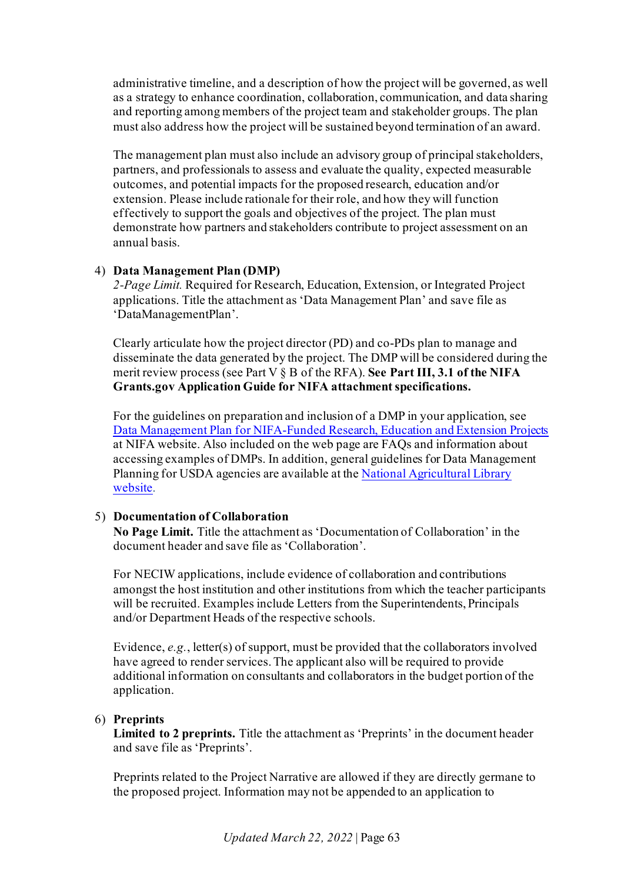administrative timeline, and a description of how the project will be governed, as well as a strategy to enhance coordination, collaboration, communication, and data sharing and reporting among members of the project team and stakeholder groups. The plan must also address how the project will be sustained beyond termination of an award.

The management plan must also include an advisory group of principal stakeholders, partners, and professionals to assess and evaluate the quality, expected measurable outcomes, and potential impacts for the proposed research, education and/or extension. Please include rationale for their role, and how they will function effectively to support the goals and objectives of the project. The plan must demonstrate how partners and stakeholders contribute to project assessment on an annual basis.

4) **Data Management Plan (DMP)**
*2-Page Limit.* Required for Research, Education, Extension, or Integrated Project applications. Title the attachment as 'Data Management Plan' and save file as 'DataManagementPlan'.

Clearly articulate how the project director (PD) and co-PDs plan to manage and disseminate the data generated by the project. The DMP will be considered during the merit review process (see Part V § B of the RFA). **See Part III, 3.1 of the NIFA Grants.gov Application Guide for NIFA attachment specifications.**

For the guidelines on preparation and inclusion of a DMP in your application, see [Data Management Plan for NIFA-Funded Research, Education and Extension Projects] at NIFA website. Also included on the web page are FAQs and information about accessing examples of DMPs. In addition, general guidelines for Data Management Planning for USDA agencies are available at the [National Agricultural Library website].

5) **Documentation of Collaboration**
**No Page Limit.** Title the attachment as 'Documentation of Collaboration' in the document header and save file as 'Collaboration'.

For NECIW applications, include evidence of collaboration and contributions amongst the host institution and other institutions from which the teacher participants will be recruited. Examples include Letters from the Superintendents, Principals and/or Department Heads of the respective schools.

Evidence, *e.g.*, letter(s) of support, must be provided that the collaborators involved have agreed to render services. The applicant also will be required to provide additional information on consultants and collaborators in the budget portion of the application.

6) **Preprints**
**Limited to 2 preprints.** Title the attachment as 'Preprints' in the document header and save file as 'Preprints'.

Preprints related to the Project Narrative are allowed if they are directly germane to the proposed project. Information may not be appended to an application to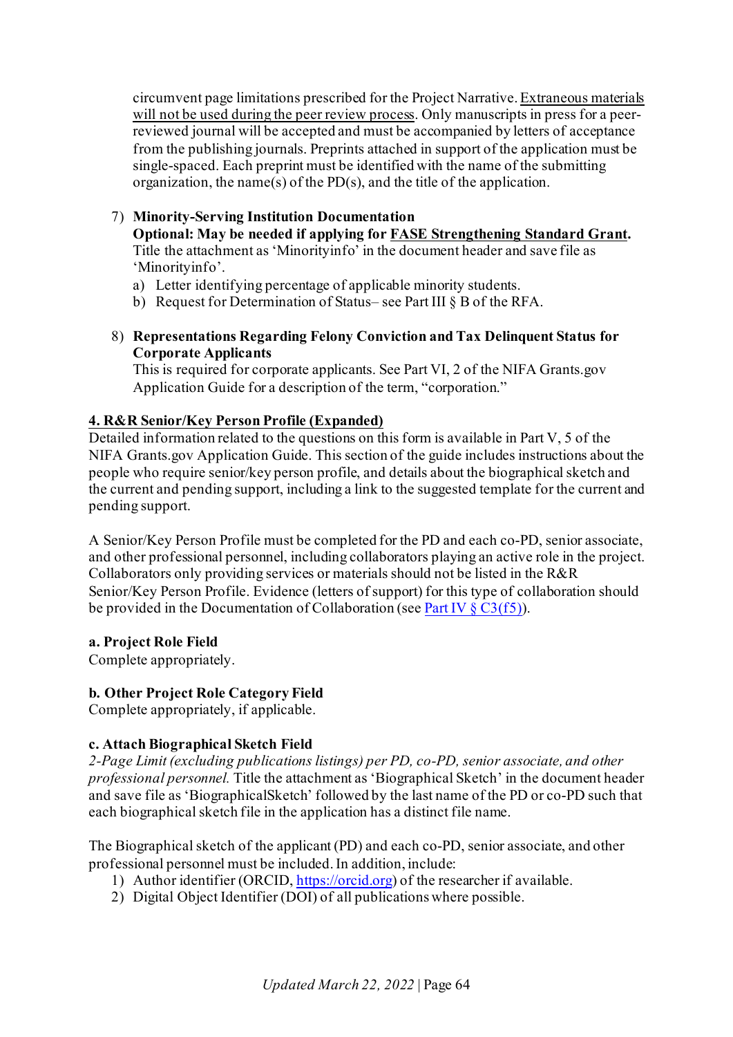circumvent page limitations prescribed for the Project Narrative. <u>Extraneous materials will not be used during the peer review process</u>. Only manuscripts in press for a peer-reviewed journal will be accepted and must be accompanied by letters of acceptance from the publishing journals. Preprints attached in support of the application must be single-spaced. Each preprint must be identified with the name of the submitting organization, the name(s) of the PD(s), and the title of the application.

7) **Minority-Serving Institution Documentation**
   **Optional: May be needed if applying for <u>FASE Strengthening Standard Grant</u>.**
   Title the attachment as 'Minorityinfo' in the document header and save file as 'Minorityinfo'.
   a) Letter identifying percentage of applicable minority students.
   b) Request for Determination of Status– see Part III § B of the RFA.

8) **Representations Regarding Felony Conviction and Tax Delinquent Status for Corporate Applicants**
   This is required for corporate applicants. See Part VI, 2 of the NIFA Grants.gov Application Guide for a description of the term, "corporation."

## <u>4. R&R Senior/Key Person Profile (Expanded)</u>

Detailed information related to the questions on this form is available in Part V, 5 of the NIFA Grants.gov Application Guide. This section of the guide includes instructions about the people who require senior/key person profile, and details about the biographical sketch and the current and pending support, including a link to the suggested template for the current and pending support.

A Senior/Key Person Profile must be completed for the PD and each co-PD, senior associate, and other professional personnel, including collaborators playing an active role in the project. Collaborators only providing services or materials should not be listed in the R&R Senior/Key Person Profile. Evidence (letters of support) for this type of collaboration should be provided in the Documentation of Collaboration (see Part IV § C3(f5)).

### a. Project Role Field

Complete appropriately.

### b. Other Project Role Category Field

Complete appropriately, if applicable.

### c. Attach Biographical Sketch Field

*2-Page Limit (excluding publications listings) per PD, co-PD, senior associate, and other professional personnel.* Title the attachment as 'Biographical Sketch' in the document header and save file as 'BiographicalSketch' followed by the last name of the PD or co-PD such that each biographical sketch file in the application has a distinct file name.

The Biographical sketch of the applicant (PD) and each co-PD, senior associate, and other professional personnel must be included. In addition, include:

1) Author identifier (ORCID, https://orcid.org) of the researcher if available.
2) Digital Object Identifier (DOI) of all publications where possible.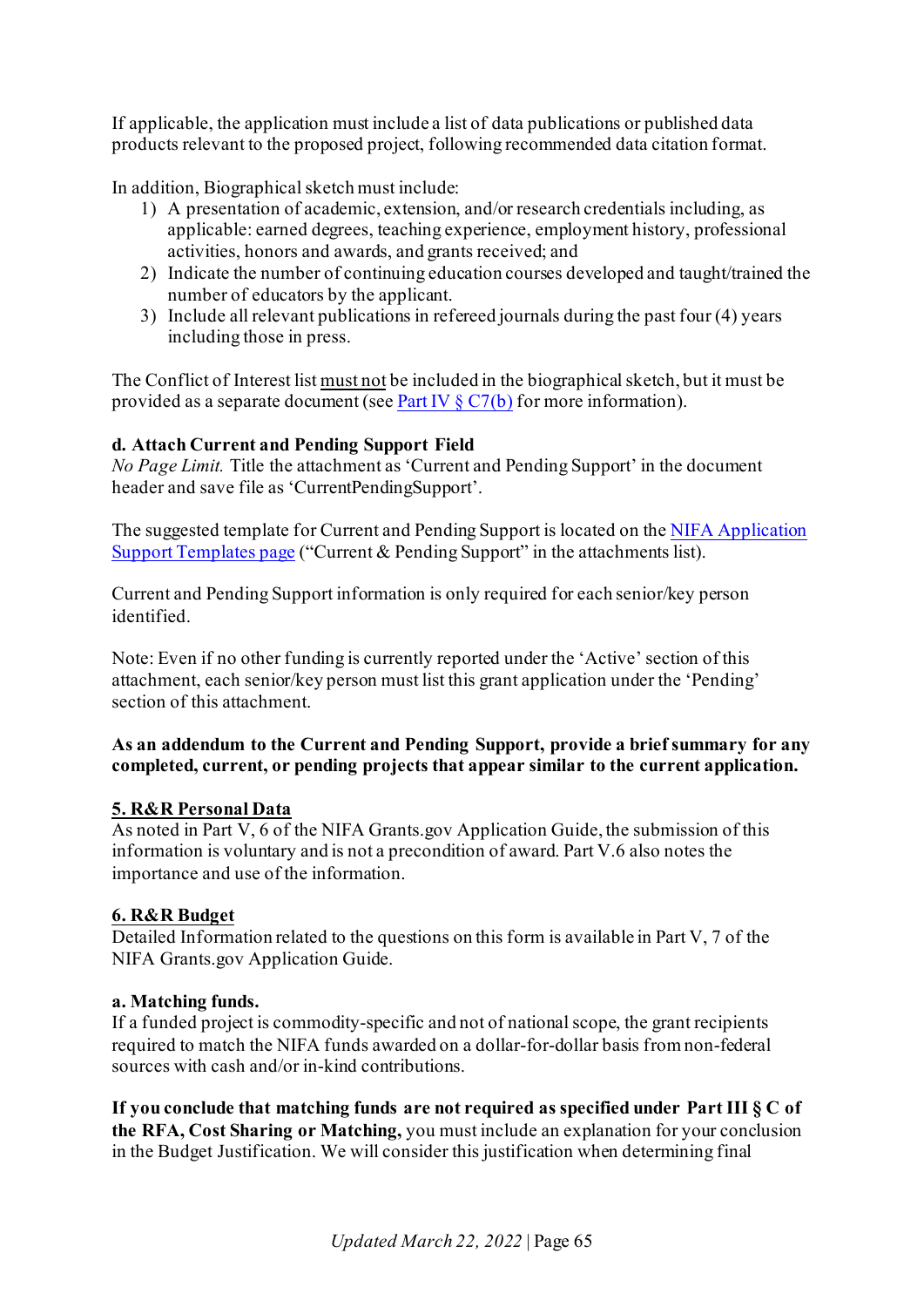If applicable, the application must include a list of data publications or published data products relevant to the proposed project, following recommended data citation format.

In addition, Biographical sketch must include:

1) A presentation of academic, extension, and/or research credentials including, as applicable: earned degrees, teaching experience, employment history, professional activities, honors and awards, and grants received; and
2) Indicate the number of continuing education courses developed and taught/trained the number of educators by the applicant.
3) Include all relevant publications in refereed journals during the past four (4) years including those in press.

The Conflict of Interest list must not be included in the biographical sketch, but it must be provided as a separate document (see Part IV § C7(b) for more information).

**d. Attach Current and Pending Support Field**

*No Page Limit.* Title the attachment as 'Current and Pending Support' in the document header and save file as 'CurrentPendingSupport'.

The suggested template for Current and Pending Support is located on the NIFA Application Support Templates page ("Current & Pending Support" in the attachments list).

Current and Pending Support information is only required for each senior/key person identified.

Note: Even if no other funding is currently reported under the 'Active' section of this attachment, each senior/key person must list this grant application under the 'Pending' section of this attachment.

**As an addendum to the Current and Pending Support, provide a brief summary for any completed, current, or pending projects that appear similar to the current application.**

**5. R&R Personal Data**

As noted in Part V, 6 of the NIFA Grants.gov Application Guide, the submission of this information is voluntary and is not a precondition of award. Part V.6 also notes the importance and use of the information.

**6. R&R Budget**

Detailed Information related to the questions on this form is available in Part V, 7 of the NIFA Grants.gov Application Guide.

**a. Matching funds.**

If a funded project is commodity-specific and not of national scope, the grant recipients required to match the NIFA funds awarded on a dollar-for-dollar basis from non-federal sources with cash and/or in-kind contributions.

**If you conclude that matching funds are not required as specified under Part III § C of the RFA, Cost Sharing or Matching,** you must include an explanation for your conclusion in the Budget Justification. We will consider this justification when determining final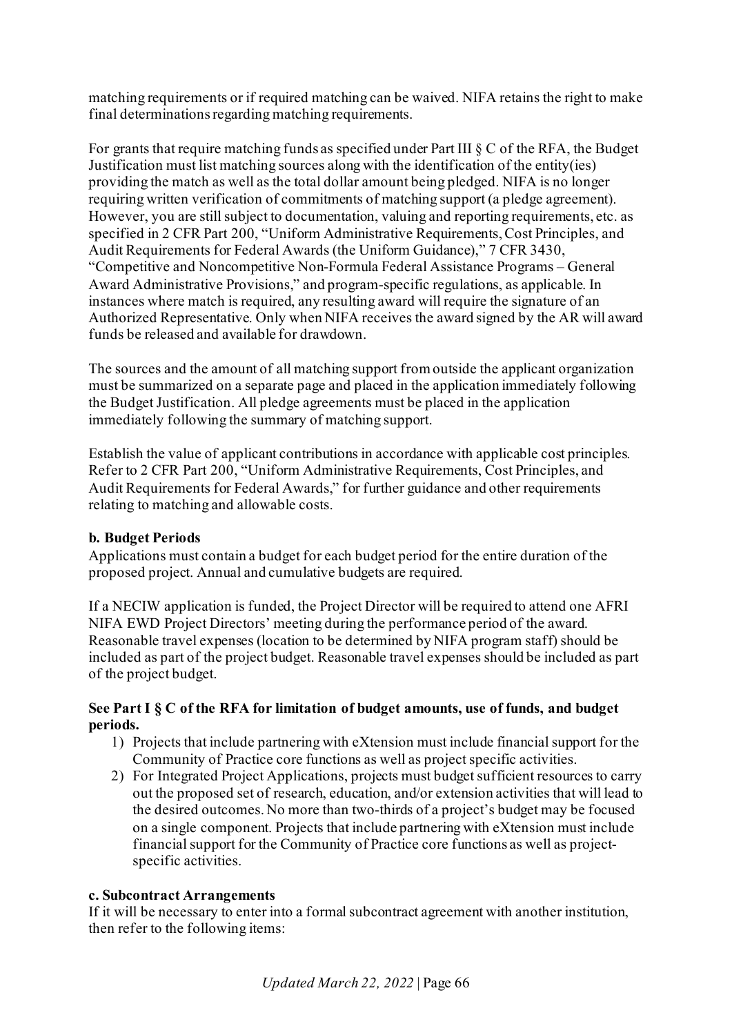matching requirements or if required matching can be waived. NIFA retains the right to make final determinations regarding matching requirements.

For grants that require matching funds as specified under Part III § C of the RFA, the Budget Justification must list matching sources along with the identification of the entity(ies) providing the match as well as the total dollar amount being pledged. NIFA is no longer requiring written verification of commitments of matching support (a pledge agreement). However, you are still subject to documentation, valuing and reporting requirements, etc. as specified in 2 CFR Part 200, "Uniform Administrative Requirements, Cost Principles, and Audit Requirements for Federal Awards (the Uniform Guidance)," 7 CFR 3430, "Competitive and Noncompetitive Non-Formula Federal Assistance Programs – General Award Administrative Provisions," and program-specific regulations, as applicable. In instances where match is required, any resulting award will require the signature of an Authorized Representative. Only when NIFA receives the award signed by the AR will award funds be released and available for drawdown.

The sources and the amount of all matching support from outside the applicant organization must be summarized on a separate page and placed in the application immediately following the Budget Justification. All pledge agreements must be placed in the application immediately following the summary of matching support.

Establish the value of applicant contributions in accordance with applicable cost principles. Refer to 2 CFR Part 200, "Uniform Administrative Requirements, Cost Principles, and Audit Requirements for Federal Awards," for further guidance and other requirements relating to matching and allowable costs.

**b. Budget Periods**

Applications must contain a budget for each budget period for the entire duration of the proposed project. Annual and cumulative budgets are required.

If a NECIW application is funded, the Project Director will be required to attend one AFRI NIFA EWD Project Directors' meeting during the performance period of the award. Reasonable travel expenses (location to be determined by NIFA program staff) should be included as part of the project budget. Reasonable travel expenses should be included as part of the project budget.

**See Part I § C of the RFA for limitation of budget amounts, use of funds, and budget periods.**

1) Projects that include partnering with eXtension must include financial support for the Community of Practice core functions as well as project specific activities.
2) For Integrated Project Applications, projects must budget sufficient resources to carry out the proposed set of research, education, and/or extension activities that will lead to the desired outcomes. No more than two-thirds of a project's budget may be focused on a single component. Projects that include partnering with eXtension must include financial support for the Community of Practice core functions as well as project-specific activities.

**c. Subcontract Arrangements**

If it will be necessary to enter into a formal subcontract agreement with another institution, then refer to the following items: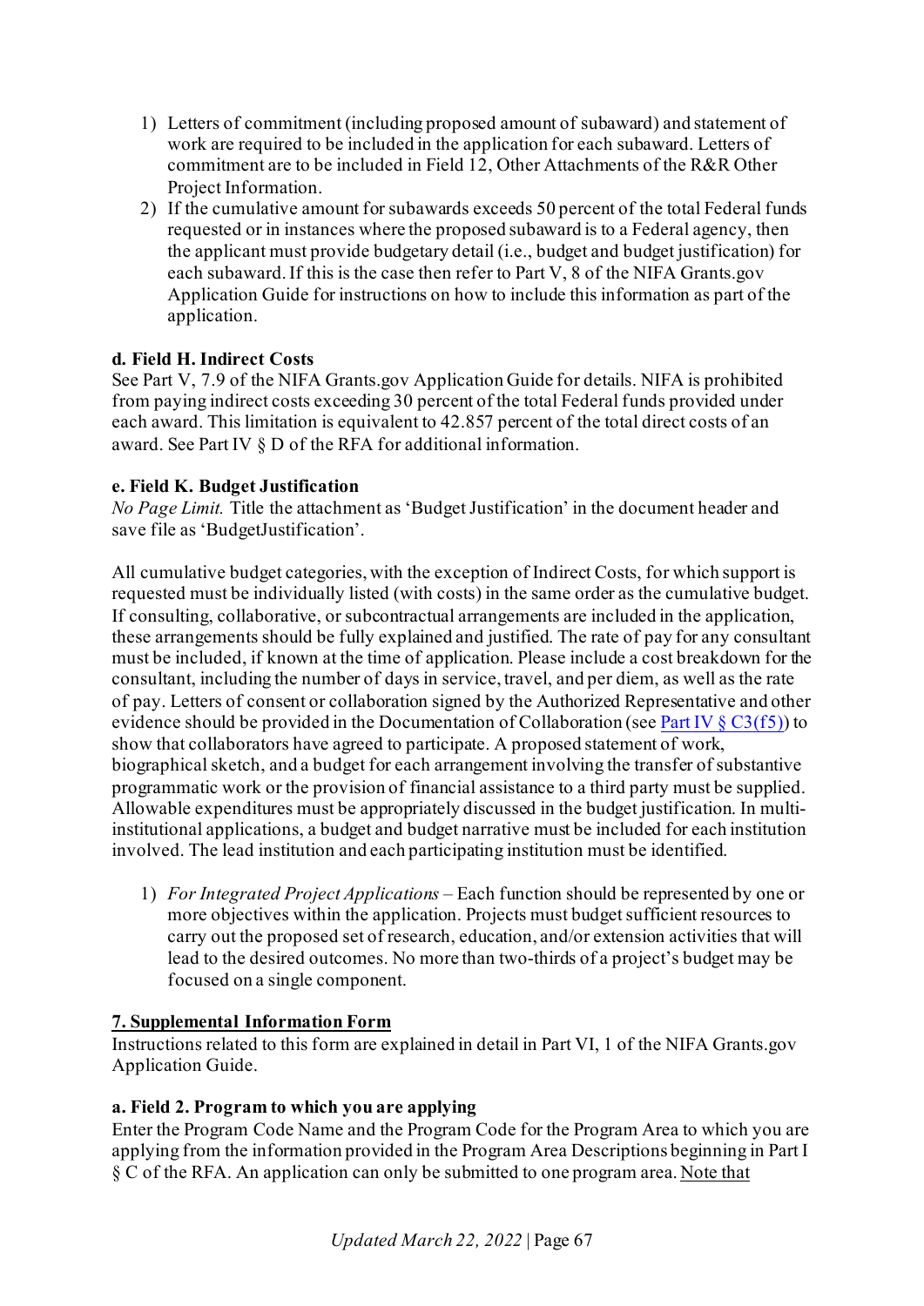1) Letters of commitment (including proposed amount of subaward) and statement of work are required to be included in the application for each subaward. Letters of commitment are to be included in Field 12, Other Attachments of the R&R Other Project Information.
2) If the cumulative amount for subawards exceeds 50 percent of the total Federal funds requested or in instances where the proposed subaward is to a Federal agency, then the applicant must provide budgetary detail (i.e., budget and budget justification) for each subaward. If this is the case then refer to Part V, 8 of the NIFA Grants.gov Application Guide for instructions on how to include this information as part of the application.

**d. Field H. Indirect Costs**
See Part V, 7.9 of the NIFA Grants.gov Application Guide for details. NIFA is prohibited from paying indirect costs exceeding 30 percent of the total Federal funds provided under each award. This limitation is equivalent to 42.857 percent of the total direct costs of an award. See Part IV § D of the RFA for additional information.

**e. Field K. Budget Justification**
*No Page Limit.* Title the attachment as 'Budget Justification' in the document header and save file as 'BudgetJustification'.

All cumulative budget categories, with the exception of Indirect Costs, for which support is requested must be individually listed (with costs) in the same order as the cumulative budget. If consulting, collaborative, or subcontractual arrangements are included in the application, these arrangements should be fully explained and justified. The rate of pay for any consultant must be included, if known at the time of application. Please include a cost breakdown for the consultant, including the number of days in service, travel, and per diem, as well as the rate of pay. Letters of consent or collaboration signed by the Authorized Representative and other evidence should be provided in the Documentation of Collaboration (see Part IV § C3(f5)) to show that collaborators have agreed to participate. A proposed statement of work, biographical sketch, and a budget for each arrangement involving the transfer of substantive programmatic work or the provision of financial assistance to a third party must be supplied. Allowable expenditures must be appropriately discussed in the budget justification. In multi-institutional applications, a budget and budget narrative must be included for each institution involved. The lead institution and each participating institution must be identified.

1) *For Integrated Project Applications* – Each function should be represented by one or more objectives within the application. Projects must budget sufficient resources to carry out the proposed set of research, education, and/or extension activities that will lead to the desired outcomes. No more than two-thirds of a project's budget may be focused on a single component.

**7. Supplemental Information Form**
Instructions related to this form are explained in detail in Part VI, 1 of the NIFA Grants.gov Application Guide.

**a. Field 2. Program to which you are applying**
Enter the Program Code Name and the Program Code for the Program Area to which you are applying from the information provided in the Program Area Descriptions beginning in Part I § C of the RFA. An application can only be submitted to one program area. Note that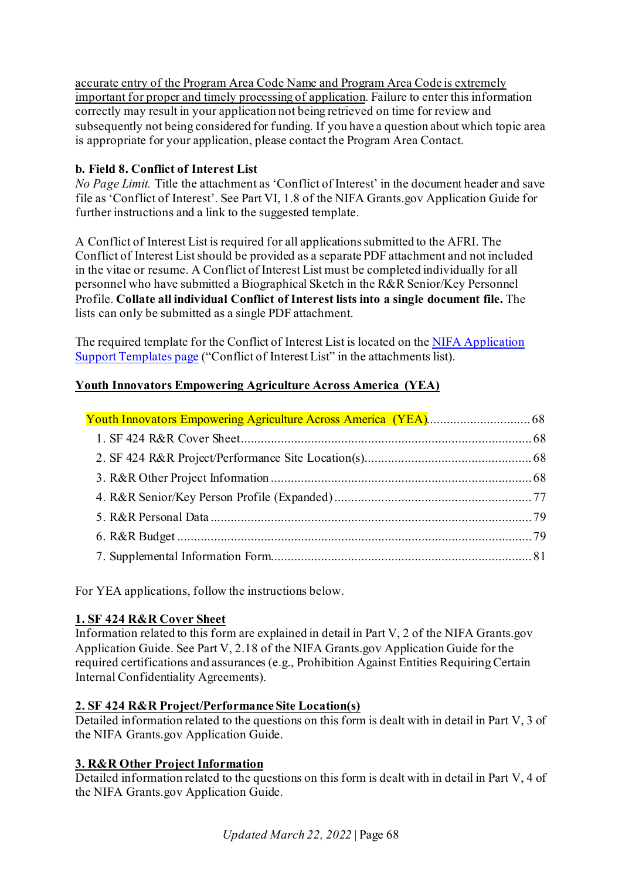accurate entry of the Program Area Code Name and Program Area Code is extremely important for proper and timely processing of application. Failure to enter this information correctly may result in your application not being retrieved on time for review and subsequently not being considered for funding. If you have a question about which topic area is appropriate for your application, please contact the Program Area Contact.

**b. Field 8. Conflict of Interest List**

*No Page Limit.* Title the attachment as 'Conflict of Interest' in the document header and save file as 'Conflict of Interest'. See Part VI, 1.8 of the NIFA Grants.gov Application Guide for further instructions and a link to the suggested template.

A Conflict of Interest List is required for all applications submitted to the AFRI. The Conflict of Interest List should be provided as a separate PDF attachment and not included in the vitae or resume. A Conflict of Interest List must be completed individually for all personnel who have submitted a Biographical Sketch in the R&R Senior/Key Personnel Profile. **Collate all individual Conflict of Interest lists into a single document file.** The lists can only be submitted as a single PDF attachment.

The required template for the Conflict of Interest List is located on the [NIFA Application Support Templates page](NIFA Application Support Templates page) ("Conflict of Interest List" in the attachments list).

## Youth Innovators Empowering Agriculture Across America (YEA)

Youth Innovators Empowering Agriculture Across America (YEA) .............................. 68

1. SF 424 R&R Cover Sheet ........................................................................ 68
2. SF 424 R&R Project/Performance Site Location(s) .................................................. 68
3. R&R Other Project Information ................................................................ 68
4. R&R Senior/Key Person Profile (Expanded) .......................................................... 77
5. R&R Personal Data ................................................................................ 79
6. R&R Budget .......................................................................................... 79
7. Supplemental Information Form ............................................................... 81

For YEA applications, follow the instructions below.

### 1. SF 424 R&R Cover Sheet

Information related to this form are explained in detail in Part V, 2 of the NIFA Grants.gov Application Guide. See Part V, 2.18 of the NIFA Grants.gov Application Guide for the required certifications and assurances (e.g., Prohibition Against Entities Requiring Certain Internal Confidentiality Agreements).

### 2. SF 424 R&R Project/Performance Site Location(s)

Detailed information related to the questions on this form is dealt with in detail in Part V, 3 of the NIFA Grants.gov Application Guide.

### 3. R&R Other Project Information

Detailed information related to the questions on this form is dealt with in detail in Part V, 4 of the NIFA Grants.gov Application Guide.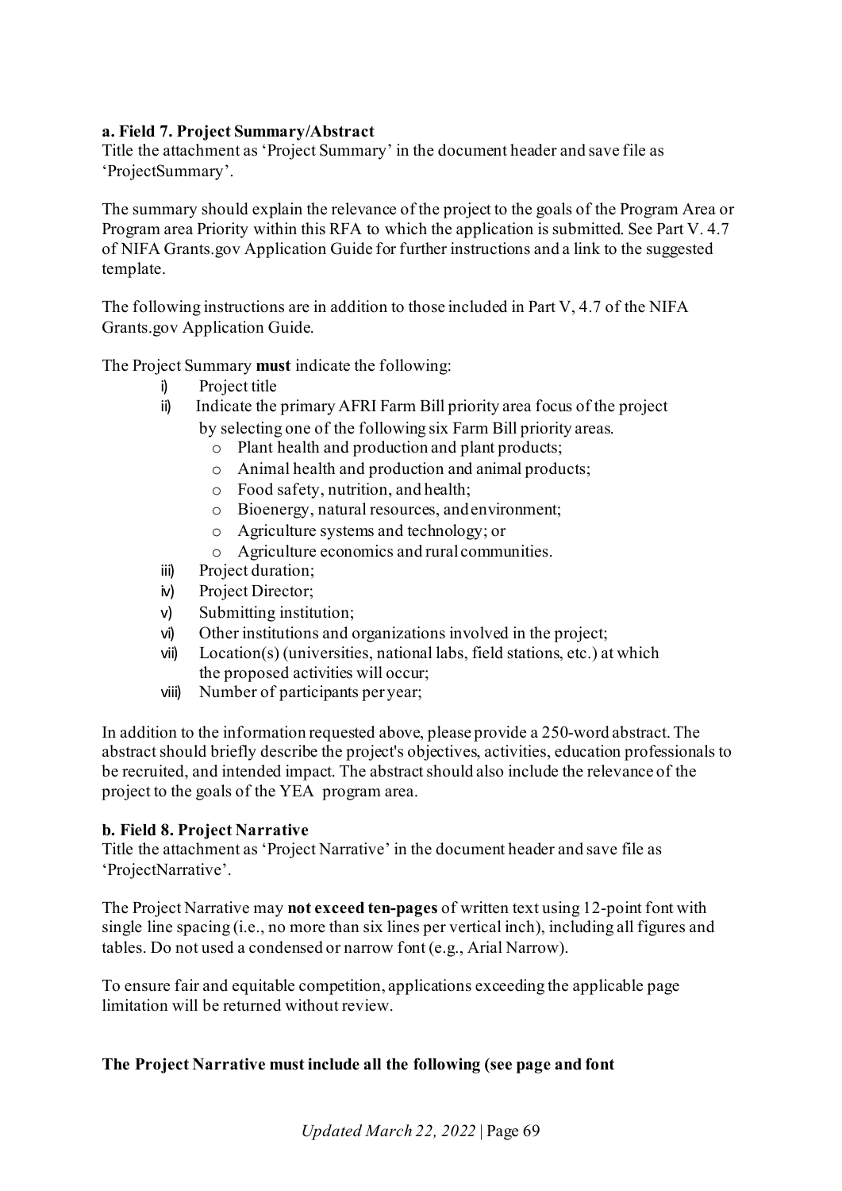**a. Field 7. Project Summary/Abstract**

Title the attachment as 'Project Summary' in the document header and save file as 'ProjectSummary'.

The summary should explain the relevance of the project to the goals of the Program Area or Program area Priority within this RFA to which the application is submitted. See Part V. 4.7 of NIFA Grants.gov Application Guide for further instructions and a link to the suggested template.

The following instructions are in addition to those included in Part V, 4.7 of the NIFA Grants.gov Application Guide.

The Project Summary **must** indicate the following:

i) Project title
ii) Indicate the primary AFRI Farm Bill priority area focus of the project by selecting one of the following six Farm Bill priority areas.
    - Plant health and production and plant products;
    - Animal health and production and animal products;
    - Food safety, nutrition, and health;
    - Bioenergy, natural resources, and environment;
    - Agriculture systems and technology; or
    - Agriculture economics and rural communities.
iii) Project duration;
iv) Project Director;
v) Submitting institution;
vi) Other institutions and organizations involved in the project;
vii) Location(s) (universities, national labs, field stations, etc.) at which the proposed activities will occur;
viii) Number of participants per year;

In addition to the information requested above, please provide a 250-word abstract. The abstract should briefly describe the project's objectives, activities, education professionals to be recruited, and intended impact. The abstract should also include the relevance of the project to the goals of the YEA program area.

**b. Field 8. Project Narrative**

Title the attachment as 'Project Narrative' in the document header and save file as 'ProjectNarrative'.

The Project Narrative may **not exceed ten-pages** of written text using 12-point font with single line spacing (i.e., no more than six lines per vertical inch), including all figures and tables. Do not used a condensed or narrow font (e.g., Arial Narrow).

To ensure fair and equitable competition, applications exceeding the applicable page limitation will be returned without review.

**The Project Narrative must include all the following (see page and font**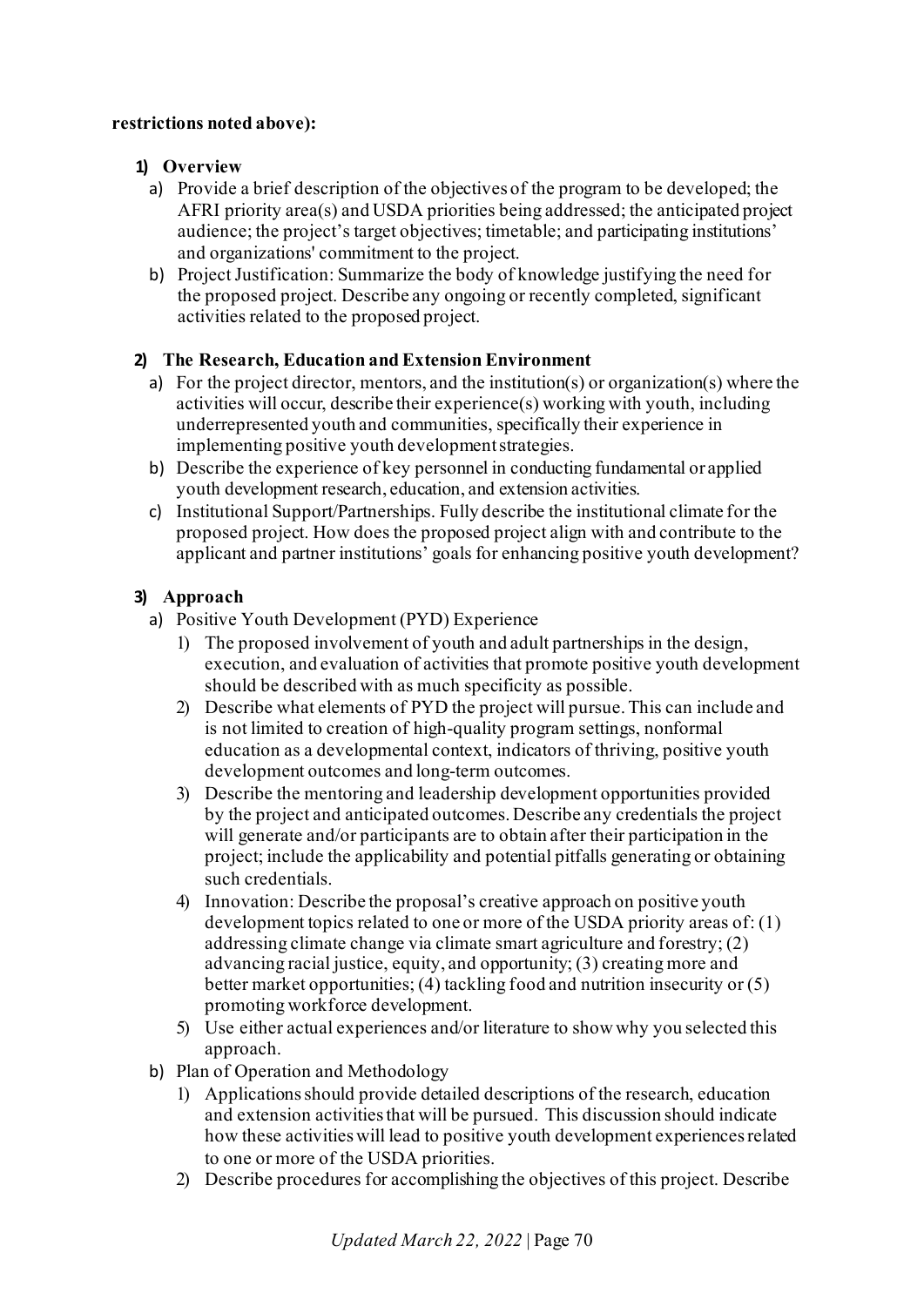**restrictions noted above):**

1) **Overview**
   a) Provide a brief description of the objectives of the program to be developed; the AFRI priority area(s) and USDA priorities being addressed; the anticipated project audience; the project's target objectives; timetable; and participating institutions' and organizations' commitment to the project.
   b) Project Justification: Summarize the body of knowledge justifying the need for the proposed project. Describe any ongoing or recently completed, significant activities related to the proposed project.

2) **The Research, Education and Extension Environment**
   a) For the project director, mentors, and the institution(s) or organization(s) where the activities will occur, describe their experience(s) working with youth, including underrepresented youth and communities, specifically their experience in implementing positive youth development strategies.
   b) Describe the experience of key personnel in conducting fundamental or applied youth development research, education, and extension activities.
   c) Institutional Support/Partnerships. Fully describe the institutional climate for the proposed project. How does the proposed project align with and contribute to the applicant and partner institutions' goals for enhancing positive youth development?

3) **Approach**
   a) Positive Youth Development (PYD) Experience
      1) The proposed involvement of youth and adult partnerships in the design, execution, and evaluation of activities that promote positive youth development should be described with as much specificity as possible.
      2) Describe what elements of PYD the project will pursue. This can include and is not limited to creation of high-quality program settings, nonformal education as a developmental context, indicators of thriving, positive youth development outcomes and long-term outcomes.
      3) Describe the mentoring and leadership development opportunities provided by the project and anticipated outcomes. Describe any credentials the project will generate and/or participants are to obtain after their participation in the project; include the applicability and potential pitfalls generating or obtaining such credentials.
      4) Innovation: Describe the proposal's creative approach on positive youth development topics related to one or more of the USDA priority areas of: (1) addressing climate change via climate smart agriculture and forestry; (2) advancing racial justice, equity, and opportunity; (3) creating more and better market opportunities; (4) tackling food and nutrition insecurity or (5) promoting workforce development.
      5) Use either actual experiences and/or literature to show why you selected this approach.
   b) Plan of Operation and Methodology
      1) Applications should provide detailed descriptions of the research, education and extension activities that will be pursued. This discussion should indicate how these activities will lead to positive youth development experiences related to one or more of the USDA priorities.
      2) Describe procedures for accomplishing the objectives of this project. Describe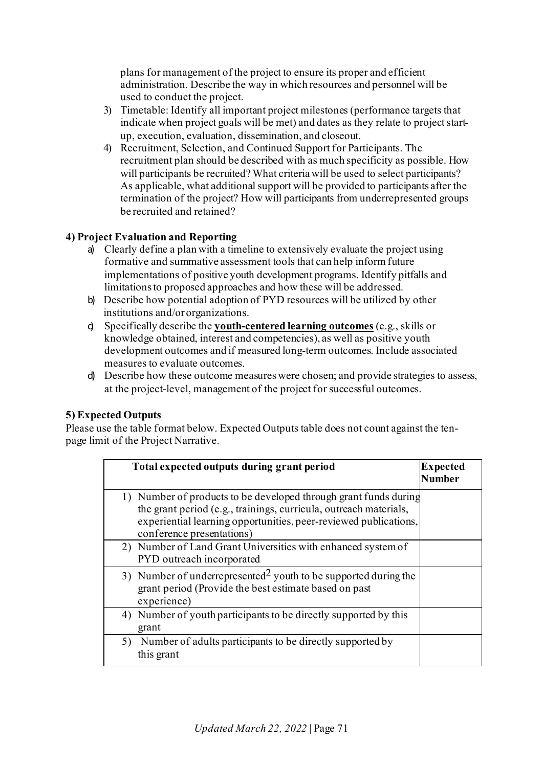plans for management of the project to ensure its proper and efficient administration. Describe the way in which resources and personnel will be used to conduct the project.

3) Timetable: Identify all important project milestones (performance targets that indicate when project goals will be met) and dates as they relate to project start-up, execution, evaluation, dissemination, and closeout.
4) Recruitment, Selection, and Continued Support for Participants. The recruitment plan should be described with as much specificity as possible. How will participants be recruited? What criteria will be used to select participants? As applicable, what additional support will be provided to participants after the termination of the project? How will participants from underrepresented groups be recruited and retained?

**4) Project Evaluation and Reporting**

a) Clearly define a plan with a timeline to extensively evaluate the project using formative and summative assessment tools that can help inform future implementations of positive youth development programs. Identify pitfalls and limitations to proposed approaches and how these will be addressed.
b) Describe how potential adoption of PYD resources will be utilized by other institutions and/or organizations.
c) Specifically describe the **youth-centered learning outcomes** (e.g., skills or knowledge obtained, interest and competencies), as well as positive youth development outcomes and if measured long-term outcomes. Include associated measures to evaluate outcomes.
d) Describe how these outcome measures were chosen; and provide strategies to assess, at the project-level, management of the project for successful outcomes.

**5) Expected Outputs**

Please use the table format below. Expected Outputs table does not count against the ten-page limit of the Project Narrative.

| Total expected outputs during grant period | Expected Number |
|---|---|
| 1) Number of products to be developed through grant funds during the grant period (e.g., trainings, curricula, outreach materials, experiential learning opportunities, peer-reviewed publications, conference presentations) | |
| 2) Number of Land Grant Universities with enhanced system of PYD outreach incorporated | |
| 3) Number of underrepresented[2] youth to be supported during the grant period (Provide the best estimate based on past experience) | |
| 4) Number of youth participants to be directly supported by this grant | |
| 5) Number of adults participants to be directly supported by this grant | |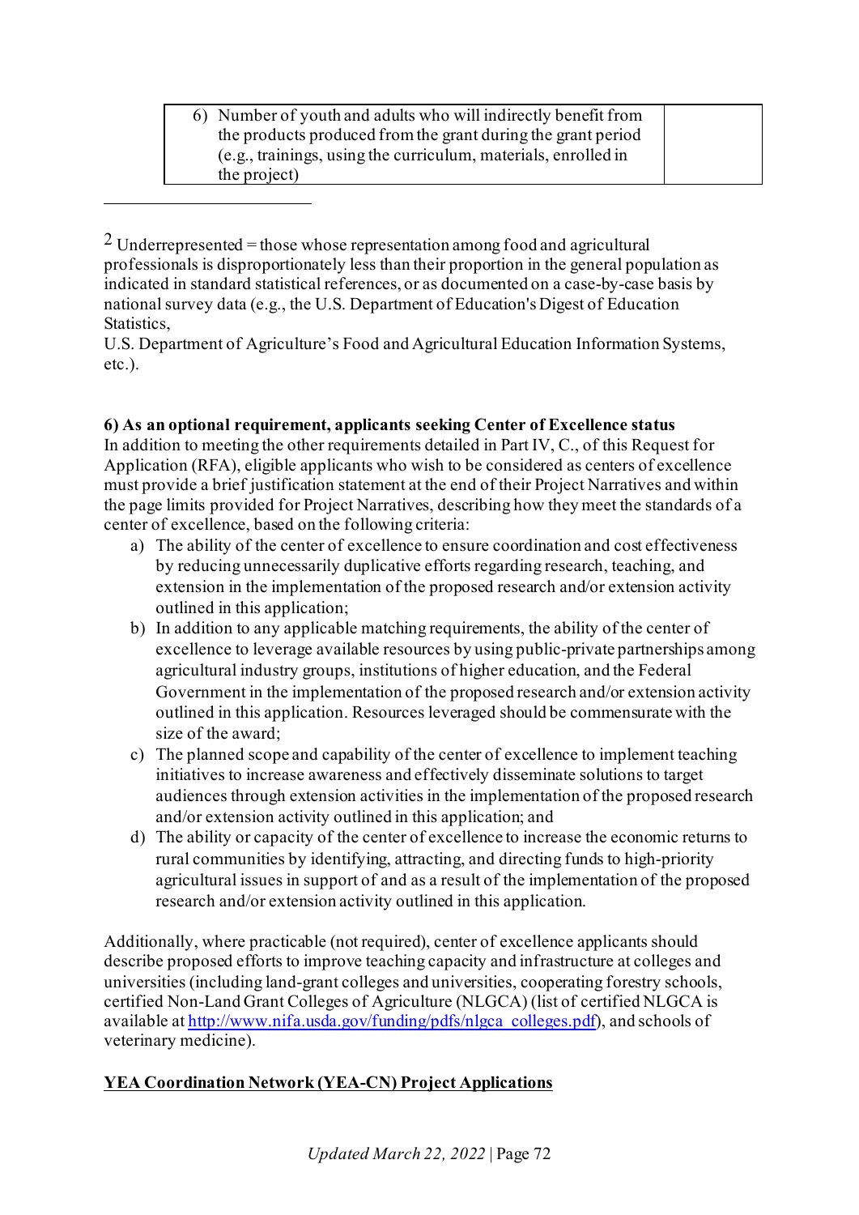| 6) Number of youth and adults who will indirectly benefit from the products produced from the grant during the grant period (e.g., trainings, using the curriculum, materials, enrolled in the project) | |
|---|---|

---

[2] Underrepresented = those whose representation among food and agricultural professionals is disproportionately less than their proportion in the general population as indicated in standard statistical references, or as documented on a case-by-case basis by national survey data (e.g., the U.S. Department of Education's Digest of Education Statistics,
U.S. Department of Agriculture's Food and Agricultural Education Information Systems, etc.).

**6) As an optional requirement, applicants seeking Center of Excellence status**

In addition to meeting the other requirements detailed in Part IV, C., of this Request for Application (RFA), eligible applicants who wish to be considered as centers of excellence must provide a brief justification statement at the end of their Project Narratives and within the page limits provided for Project Narratives, describing how they meet the standards of a center of excellence, based on the following criteria:

a) The ability of the center of excellence to ensure coordination and cost effectiveness by reducing unnecessarily duplicative efforts regarding research, teaching, and extension in the implementation of the proposed research and/or extension activity outlined in this application;
b) In addition to any applicable matching requirements, the ability of the center of excellence to leverage available resources by using public-private partnerships among agricultural industry groups, institutions of higher education, and the Federal Government in the implementation of the proposed research and/or extension activity outlined in this application. Resources leveraged should be commensurate with the size of the award;
c) The planned scope and capability of the center of excellence to implement teaching initiatives to increase awareness and effectively disseminate solutions to target audiences through extension activities in the implementation of the proposed research and/or extension activity outlined in this application; and
d) The ability or capacity of the center of excellence to increase the economic returns to rural communities by identifying, attracting, and directing funds to high-priority agricultural issues in support of and as a result of the implementation of the proposed research and/or extension activity outlined in this application.

Additionally, where practicable (not required), center of excellence applicants should describe proposed efforts to improve teaching capacity and infrastructure at colleges and universities (including land-grant colleges and universities, cooperating forestry schools, certified Non-Land Grant Colleges of Agriculture (NLGCA) (list of certified NLGCA is available at [http://www.nifa.usda.gov/funding/pdfs/nlgca_colleges.pdf](http://www.nifa.usda.gov/funding/pdfs/nlgca_colleges.pdf)), and schools of veterinary medicine).

**<u>YEA Coordination Network (YEA-CN) Project Applications</u>**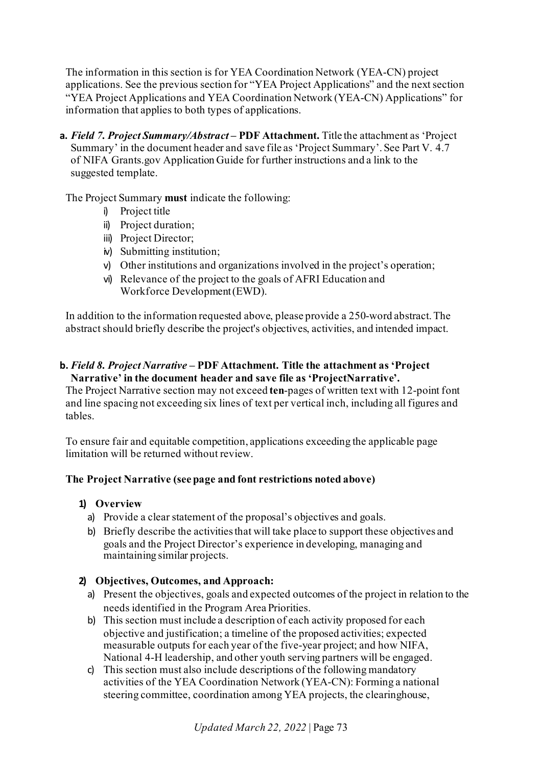The information in this section is for YEA Coordination Network (YEA-CN) project applications. See the previous section for "YEA Project Applications" and the next section "YEA Project Applications and YEA Coordination Network (YEA-CN) Applications" for information that applies to both types of applications.

**a.** ***Field 7. Project Summary/Abstract*** **– PDF Attachment.** Title the attachment as 'Project Summary' in the document header and save file as 'Project Summary'. See Part V. 4.7 of NIFA Grants.gov Application Guide for further instructions and a link to the suggested template.

The Project Summary **must** indicate the following:

- i) Project title
- ii) Project duration;
- iii) Project Director;
- iv) Submitting institution;
- v) Other institutions and organizations involved in the project's operation;
- vi) Relevance of the project to the goals of AFRI Education and Workforce Development (EWD).

In addition to the information requested above, please provide a 250-word abstract. The abstract should briefly describe the project's objectives, activities, and intended impact.

**b.** ***Field 8. Project Narrative*** **– PDF Attachment. Title the attachment as 'Project Narrative' in the document header and save file as 'ProjectNarrative'.**

The Project Narrative section may not exceed **ten**-pages of written text with 12-point font and line spacing not exceeding six lines of text per vertical inch, including all figures and tables.

To ensure fair and equitable competition, applications exceeding the applicable page limitation will be returned without review.

**The Project Narrative (see page and font restrictions noted above)**

**1) Overview**

- a) Provide a clear statement of the proposal's objectives and goals.
- b) Briefly describe the activities that will take place to support these objectives and goals and the Project Director's experience in developing, managing and maintaining similar projects.

**2) Objectives, Outcomes, and Approach:**

- a) Present the objectives, goals and expected outcomes of the project in relation to the needs identified in the Program Area Priorities.
- b) This section must include a description of each activity proposed for each objective and justification; a timeline of the proposed activities; expected measurable outputs for each year of the five-year project; and how NIFA, National 4-H leadership, and other youth serving partners will be engaged.
- c) This section must also include descriptions of the following mandatory activities of the YEA Coordination Network (YEA-CN): Forming a national steering committee, coordination among YEA projects, the clearinghouse,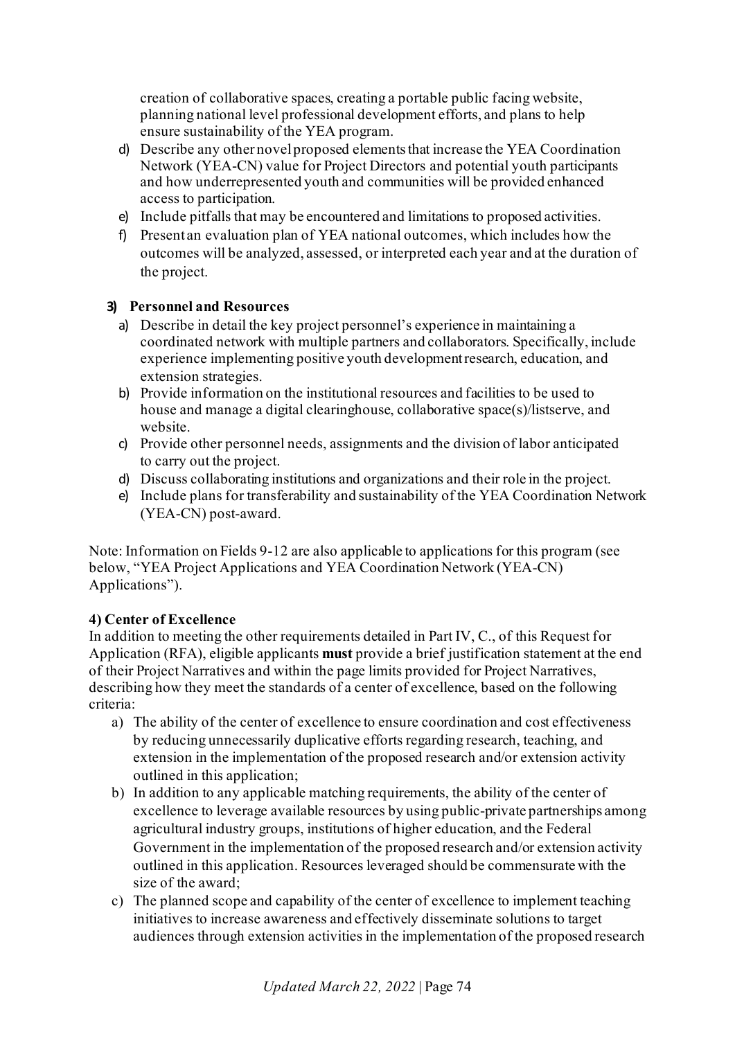creation of collaborative spaces, creating a portable public facing website, planning national level professional development efforts, and plans to help ensure sustainability of the YEA program.

d) Describe any other novel proposed elements that increase the YEA Coordination Network (YEA-CN) value for Project Directors and potential youth participants and how underrepresented youth and communities will be provided enhanced access to participation.
e) Include pitfalls that may be encountered and limitations to proposed activities.
f) Present an evaluation plan of YEA national outcomes, which includes how the outcomes will be analyzed, assessed, or interpreted each year and at the duration of the project.

**3) Personnel and Resources**

a) Describe in detail the key project personnel's experience in maintaining a coordinated network with multiple partners and collaborators. Specifically, include experience implementing positive youth development research, education, and extension strategies.
b) Provide information on the institutional resources and facilities to be used to house and manage a digital clearinghouse, collaborative space(s)/listserve, and website.
c) Provide other personnel needs, assignments and the division of labor anticipated to carry out the project.
d) Discuss collaborating institutions and organizations and their role in the project.
e) Include plans for transferability and sustainability of the YEA Coordination Network (YEA-CN) post-award.

Note: Information on Fields 9-12 are also applicable to applications for this program (see below, "YEA Project Applications and YEA Coordination Network (YEA-CN) Applications").

**4) Center of Excellence**

In addition to meeting the other requirements detailed in Part IV, C., of this Request for Application (RFA), eligible applicants **must** provide a brief justification statement at the end of their Project Narratives and within the page limits provided for Project Narratives, describing how they meet the standards of a center of excellence, based on the following criteria:

a) The ability of the center of excellence to ensure coordination and cost effectiveness by reducing unnecessarily duplicative efforts regarding research, teaching, and extension in the implementation of the proposed research and/or extension activity outlined in this application;
b) In addition to any applicable matching requirements, the ability of the center of excellence to leverage available resources by using public-private partnerships among agricultural industry groups, institutions of higher education, and the Federal Government in the implementation of the proposed research and/or extension activity outlined in this application. Resources leveraged should be commensurate with the size of the award;
c) The planned scope and capability of the center of excellence to implement teaching initiatives to increase awareness and effectively disseminate solutions to target audiences through extension activities in the implementation of the proposed research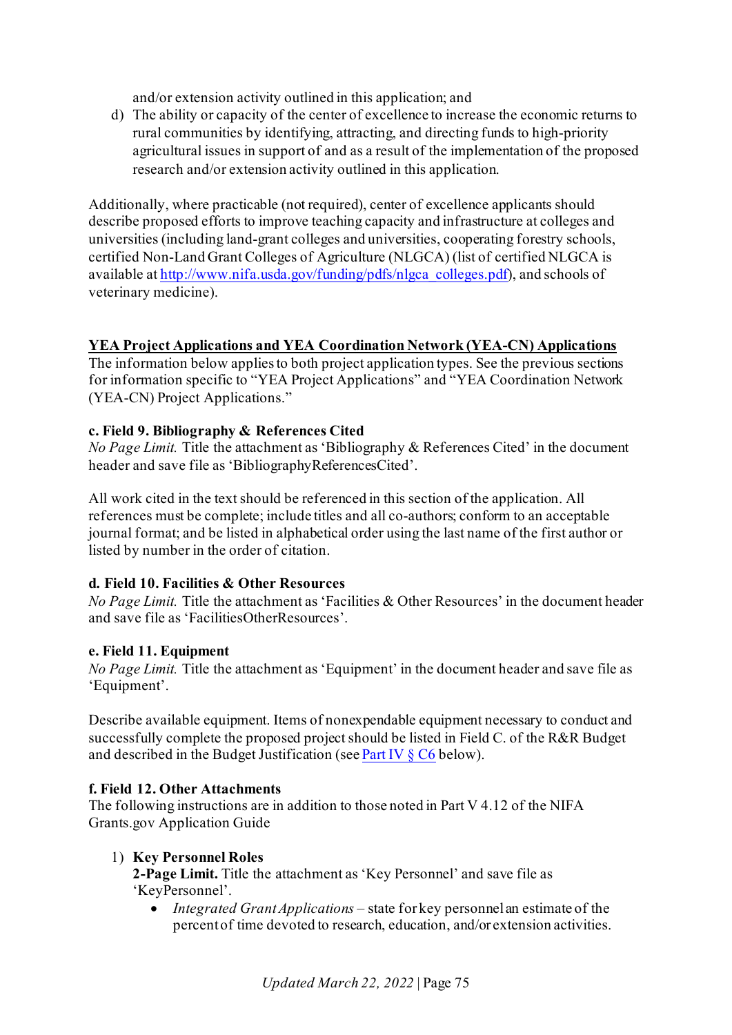and/or extension activity outlined in this application; and

d) The ability or capacity of the center of excellence to increase the economic returns to rural communities by identifying, attracting, and directing funds to high-priority agricultural issues in support of and as a result of the implementation of the proposed research and/or extension activity outlined in this application.

Additionally, where practicable (not required), center of excellence applicants should describe proposed efforts to improve teaching capacity and infrastructure at colleges and universities (including land-grant colleges and universities, cooperating forestry schools, certified Non-Land Grant Colleges of Agriculture (NLGCA) (list of certified NLGCA is available at [http://www.nifa.usda.gov/funding/pdfs/nlgca_colleges.pdf](http://www.nifa.usda.gov/funding/pdfs/nlgca_colleges.pdf)), and schools of veterinary medicine).

**YEA Project Applications and YEA Coordination Network (YEA-CN) Applications**

The information below applies to both project application types. See the previous sections for information specific to "YEA Project Applications" and "YEA Coordination Network (YEA-CN) Project Applications."

**c. Field 9. Bibliography & References Cited**

*No Page Limit.* Title the attachment as 'Bibliography & References Cited' in the document header and save file as 'BibliographyReferencesCited'.

All work cited in the text should be referenced in this section of the application. All references must be complete; include titles and all co-authors; conform to an acceptable journal format; and be listed in alphabetical order using the last name of the first author or listed by number in the order of citation.

**d. Field 10. Facilities & Other Resources**

*No Page Limit.* Title the attachment as 'Facilities & Other Resources' in the document header and save file as 'FacilitiesOtherResources'.

**e. Field 11. Equipment**

*No Page Limit.* Title the attachment as 'Equipment' in the document header and save file as 'Equipment'.

Describe available equipment. Items of nonexpendable equipment necessary to conduct and successfully complete the proposed project should be listed in Field C. of the R&R Budget and described in the Budget Justification (see Part IV § C6 below).

**f. Field 12. Other Attachments**

The following instructions are in addition to those noted in Part V 4.12 of the NIFA Grants.gov Application Guide

1) **Key Personnel Roles**
   **2-Page Limit.** Title the attachment as 'Key Personnel' and save file as 'KeyPersonnel'.
   - *Integrated Grant Applications* – state for key personnel an estimate of the percent of time devoted to research, education, and/or extension activities.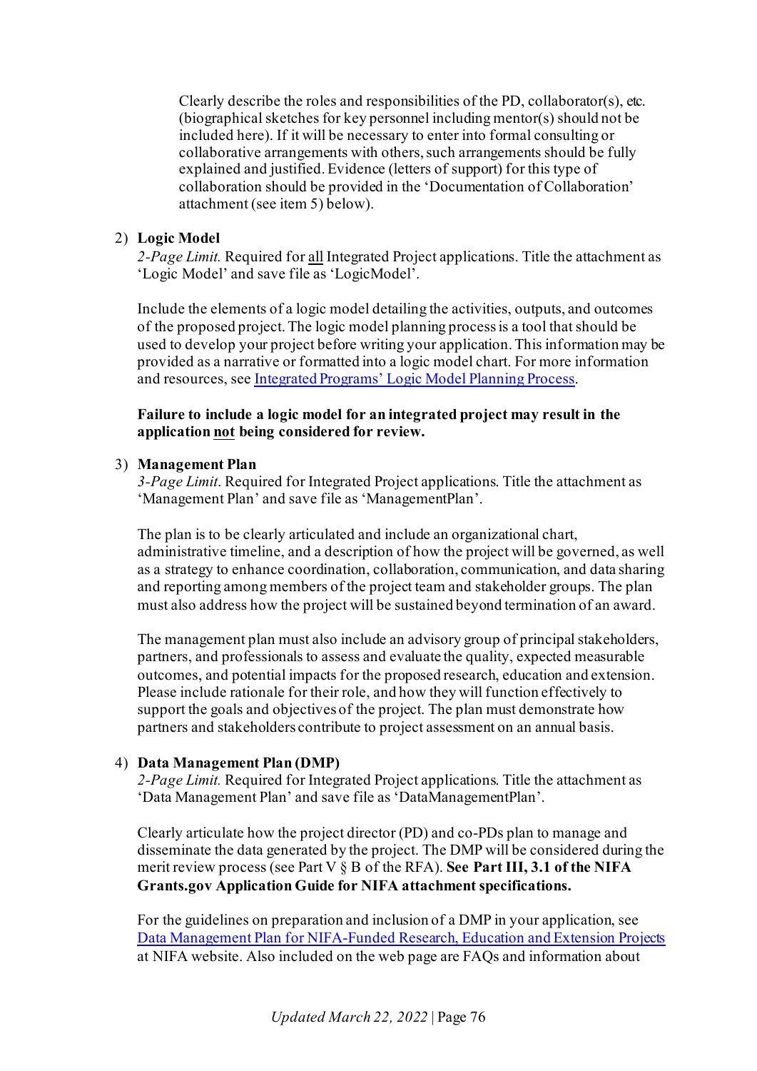Clearly describe the roles and responsibilities of the PD, collaborator(s), etc. (biographical sketches for key personnel including mentor(s) should not be included here). If it will be necessary to enter into formal consulting or collaborative arrangements with others, such arrangements should be fully explained and justified. Evidence (letters of support) for this type of collaboration should be provided in the 'Documentation of Collaboration' attachment (see item 5) below).

2) **Logic Model**
*2-Page Limit.* Required for <u>all</u> Integrated Project applications. Title the attachment as 'Logic Model' and save file as 'LogicModel'.

Include the elements of a logic model detailing the activities, outputs, and outcomes of the proposed project. The logic model planning process is a tool that should be used to develop your project before writing your application. This information may be provided as a narrative or formatted into a logic model chart. For more information and resources, see [Integrated Programs' Logic Model Planning Process](#).

**Failure to include a logic model for an integrated project may result in the application <u>not</u> being considered for review.**

3) **Management Plan**
*3-Page Limit.* Required for Integrated Project applications. Title the attachment as 'Management Plan' and save file as 'ManagementPlan'.

The plan is to be clearly articulated and include an organizational chart, administrative timeline, and a description of how the project will be governed, as well as a strategy to enhance coordination, collaboration, communication, and data sharing and reporting among members of the project team and stakeholder groups. The plan must also address how the project will be sustained beyond termination of an award.

The management plan must also include an advisory group of principal stakeholders, partners, and professionals to assess and evaluate the quality, expected measurable outcomes, and potential impacts for the proposed research, education and extension. Please include rationale for their role, and how they will function effectively to support the goals and objectives of the project. The plan must demonstrate how partners and stakeholders contribute to project assessment on an annual basis.

4) **Data Management Plan (DMP)**
*2-Page Limit.* Required for Integrated Project applications. Title the attachment as 'Data Management Plan' and save file as 'DataManagementPlan'.

Clearly articulate how the project director (PD) and co-PDs plan to manage and disseminate the data generated by the project. The DMP will be considered during the merit review process (see Part V § B of the RFA). **See Part III, 3.1 of the NIFA Grants.gov Application Guide for NIFA attachment specifications.**

For the guidelines on preparation and inclusion of a DMP in your application, see [Data Management Plan for NIFA-Funded Research, Education and Extension Projects](#) at NIFA website. Also included on the web page are FAQs and information about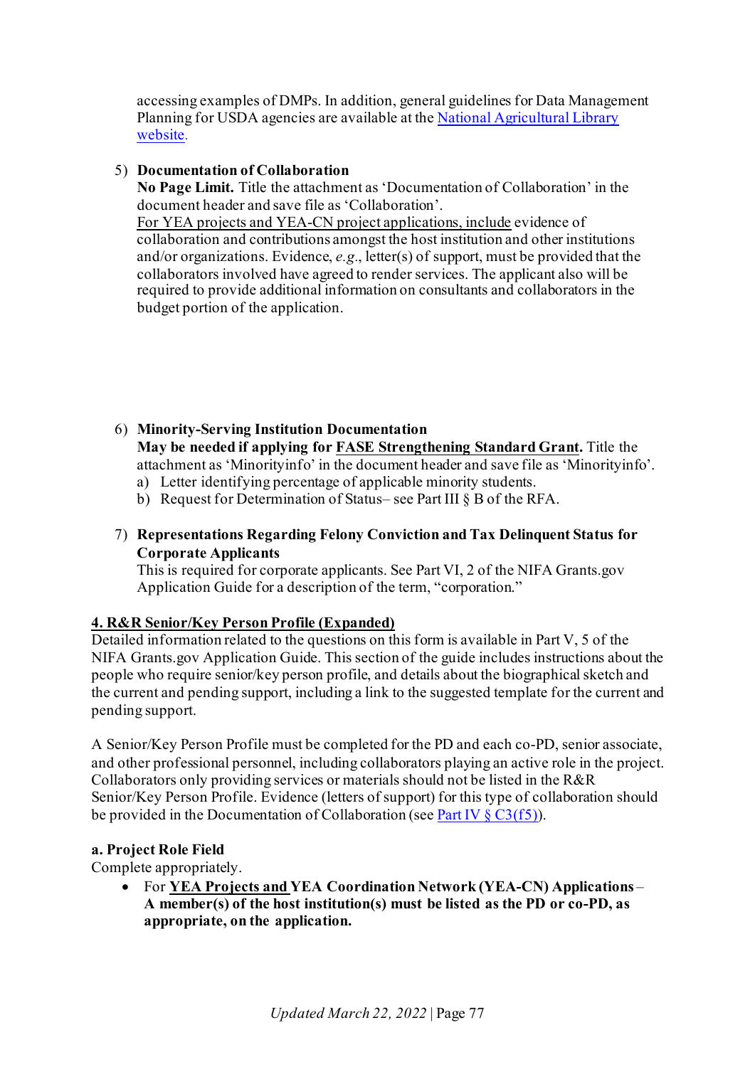accessing examples of DMPs. In addition, general guidelines for Data Management Planning for USDA agencies are available at the [National Agricultural Library website](National Agricultural Library website).

5) **Documentation of Collaboration**
   **No Page Limit.** Title the attachment as 'Documentation of Collaboration' in the document header and save file as 'Collaboration'.
   For YEA projects and YEA-CN project applications, include evidence of collaboration and contributions amongst the host institution and other institutions and/or organizations. Evidence, *e.g*., letter(s) of support, must be provided that the collaborators involved have agreed to render services. The applicant also will be required to provide additional information on consultants and collaborators in the budget portion of the application.

6) **Minority-Serving Institution Documentation**
   **May be needed if applying for FASE Strengthening Standard Grant.** Title the attachment as 'Minorityinfo' in the document header and save file as 'Minorityinfo'.
   a) Letter identifying percentage of applicable minority students.
   b) Request for Determination of Status– see Part III § B of the RFA.

7) **Representations Regarding Felony Conviction and Tax Delinquent Status for Corporate Applicants**
   This is required for corporate applicants. See Part VI, 2 of the NIFA Grants.gov Application Guide for a description of the term, "corporation."

**4. R&R Senior/Key Person Profile (Expanded)**

Detailed information related to the questions on this form is available in Part V, 5 of the NIFA Grants.gov Application Guide. This section of the guide includes instructions about the people who require senior/key person profile, and details about the biographical sketch and the current and pending support, including a link to the suggested template for the current and pending support.

A Senior/Key Person Profile must be completed for the PD and each co-PD, senior associate, and other professional personnel, including collaborators playing an active role in the project. Collaborators only providing services or materials should not be listed in the R&R Senior/Key Person Profile. Evidence (letters of support) for this type of collaboration should be provided in the Documentation of Collaboration (see Part IV § C3(f5)).

**a. Project Role Field**

Complete appropriately.

- For **YEA Projects and YEA Coordination Network (YEA-CN) Applications** – **A member(s) of the host institution(s) must be listed as the PD or co-PD, as appropriate, on the application.**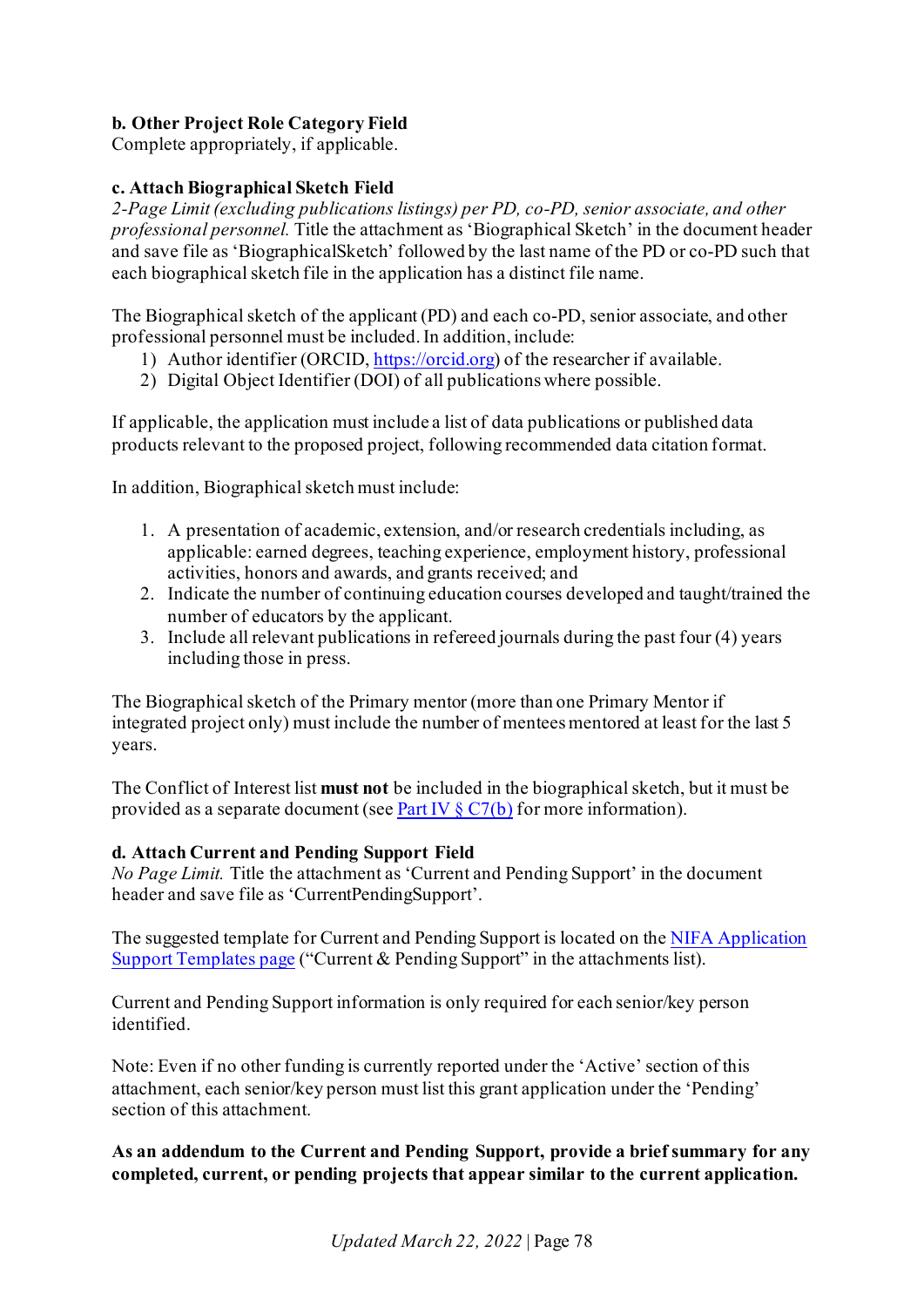**b. Other Project Role Category Field**
Complete appropriately, if applicable.

**c. Attach Biographical Sketch Field**
*2-Page Limit (excluding publications listings) per PD, co-PD, senior associate, and other professional personnel.* Title the attachment as 'Biographical Sketch' in the document header and save file as 'BiographicalSketch' followed by the last name of the PD or co-PD such that each biographical sketch file in the application has a distinct file name.

The Biographical sketch of the applicant (PD) and each co-PD, senior associate, and other professional personnel must be included. In addition, include:

1) Author identifier (ORCID, [https://orcid.org](https://orcid.org)) of the researcher if available.
2) Digital Object Identifier (DOI) of all publications where possible.

If applicable, the application must include a list of data publications or published data products relevant to the proposed project, following recommended data citation format.

In addition, Biographical sketch must include:

1. A presentation of academic, extension, and/or research credentials including, as applicable: earned degrees, teaching experience, employment history, professional activities, honors and awards, and grants received; and
2. Indicate the number of continuing education courses developed and taught/trained the number of educators by the applicant.
3. Include all relevant publications in refereed journals during the past four (4) years including those in press.

The Biographical sketch of the Primary mentor (more than one Primary Mentor if integrated project only) must include the number of mentees mentored at least for the last 5 years.

The Conflict of Interest list **must not** be included in the biographical sketch, but it must be provided as a separate document (see Part IV § C7(b) for more information).

**d. Attach Current and Pending Support Field**
*No Page Limit.* Title the attachment as 'Current and Pending Support' in the document header and save file as 'CurrentPendingSupport'.

The suggested template for Current and Pending Support is located on the NIFA Application Support Templates page ("Current & Pending Support" in the attachments list).

Current and Pending Support information is only required for each senior/key person identified.

Note: Even if no other funding is currently reported under the 'Active' section of this attachment, each senior/key person must list this grant application under the 'Pending' section of this attachment.

**As an addendum to the Current and Pending Support, provide a brief summary for any completed, current, or pending projects that appear similar to the current application.**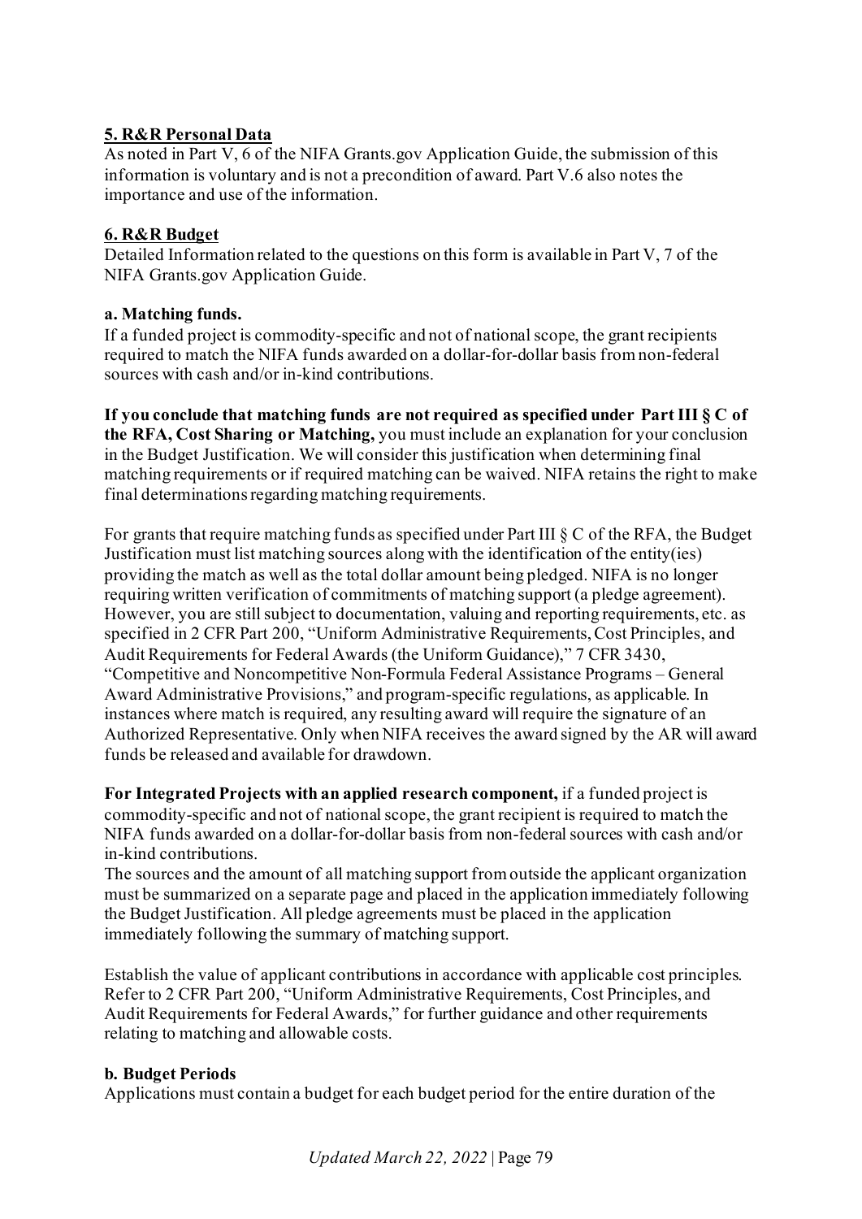**5. R&R Personal Data**

As noted in Part V, 6 of the NIFA Grants.gov Application Guide, the submission of this information is voluntary and is not a precondition of award. Part V.6 also notes the importance and use of the information.

**6. R&R Budget**

Detailed Information related to the questions on this form is available in Part V, 7 of the NIFA Grants.gov Application Guide.

**a. Matching funds.**

If a funded project is commodity-specific and not of national scope, the grant recipients required to match the NIFA funds awarded on a dollar-for-dollar basis from non-federal sources with cash and/or in-kind contributions.

**If you conclude that matching funds are not required as specified under Part III § C of the RFA, Cost Sharing or Matching,** you must include an explanation for your conclusion in the Budget Justification. We will consider this justification when determining final matching requirements or if required matching can be waived. NIFA retains the right to make final determinations regarding matching requirements.

For grants that require matching funds as specified under Part III § C of the RFA, the Budget Justification must list matching sources along with the identification of the entity(ies) providing the match as well as the total dollar amount being pledged. NIFA is no longer requiring written verification of commitments of matching support (a pledge agreement). However, you are still subject to documentation, valuing and reporting requirements, etc. as specified in 2 CFR Part 200, "Uniform Administrative Requirements, Cost Principles, and Audit Requirements for Federal Awards (the Uniform Guidance)," 7 CFR 3430, "Competitive and Noncompetitive Non-Formula Federal Assistance Programs – General Award Administrative Provisions," and program-specific regulations, as applicable. In instances where match is required, any resulting award will require the signature of an Authorized Representative. Only when NIFA receives the award signed by the AR will award funds be released and available for drawdown.

**For Integrated Projects with an applied research component,** if a funded project is commodity-specific and not of national scope, the grant recipient is required to match the NIFA funds awarded on a dollar-for-dollar basis from non-federal sources with cash and/or in-kind contributions.

The sources and the amount of all matching support from outside the applicant organization must be summarized on a separate page and placed in the application immediately following the Budget Justification. All pledge agreements must be placed in the application immediately following the summary of matching support.

Establish the value of applicant contributions in accordance with applicable cost principles. Refer to 2 CFR Part 200, "Uniform Administrative Requirements, Cost Principles, and Audit Requirements for Federal Awards," for further guidance and other requirements relating to matching and allowable costs.

**b. Budget Periods**

Applications must contain a budget for each budget period for the entire duration of the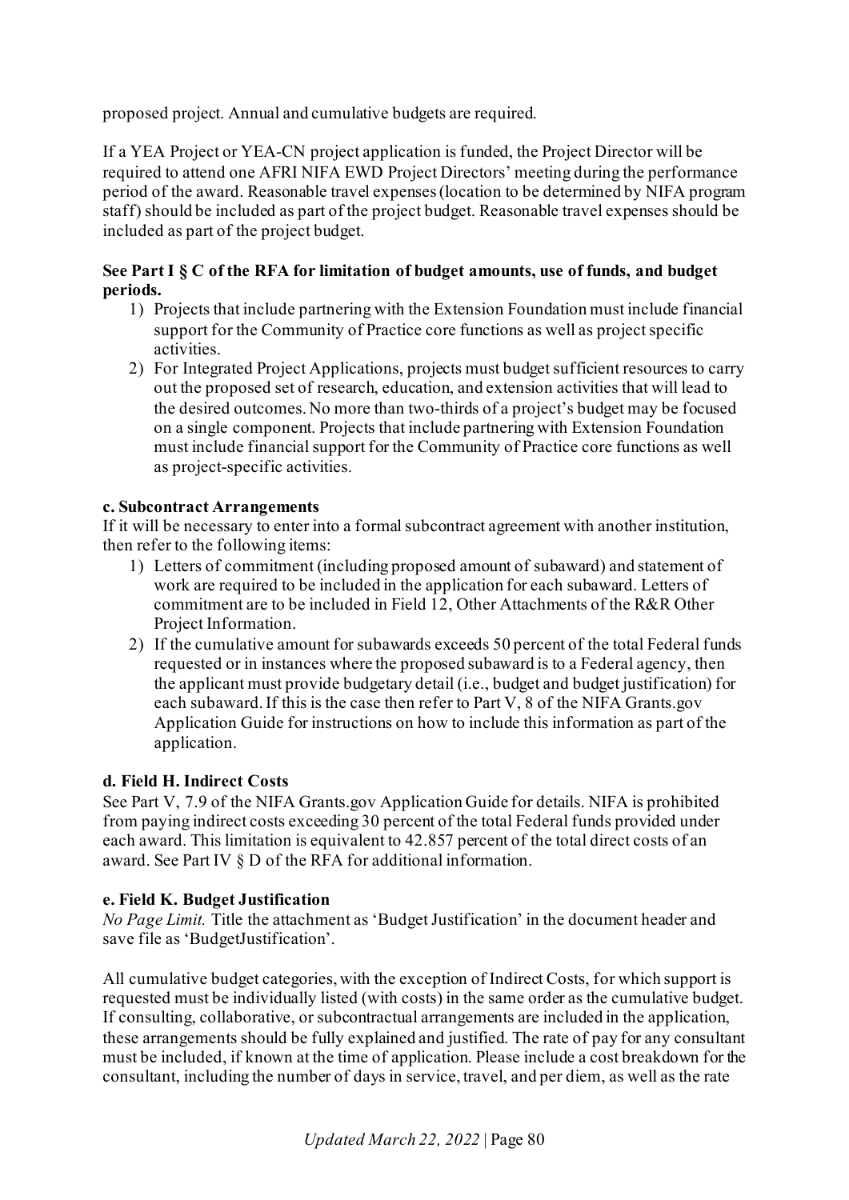proposed project. Annual and cumulative budgets are required.

If a YEA Project or YEA-CN project application is funded, the Project Director will be required to attend one AFRI NIFA EWD Project Directors' meeting during the performance period of the award. Reasonable travel expenses (location to be determined by NIFA program staff) should be included as part of the project budget. Reasonable travel expenses should be included as part of the project budget.

**See Part I § C of the RFA for limitation of budget amounts, use of funds, and budget periods.**

1) Projects that include partnering with the Extension Foundation must include financial support for the Community of Practice core functions as well as project specific activities.
2) For Integrated Project Applications, projects must budget sufficient resources to carry out the proposed set of research, education, and extension activities that will lead to the desired outcomes. No more than two-thirds of a project's budget may be focused on a single component. Projects that include partnering with Extension Foundation must include financial support for the Community of Practice core functions as well as project-specific activities.

**c. Subcontract Arrangements**

If it will be necessary to enter into a formal subcontract agreement with another institution, then refer to the following items:

1) Letters of commitment (including proposed amount of subaward) and statement of work are required to be included in the application for each subaward. Letters of commitment are to be included in Field 12, Other Attachments of the R&R Other Project Information.
2) If the cumulative amount for subawards exceeds 50 percent of the total Federal funds requested or in instances where the proposed subaward is to a Federal agency, then the applicant must provide budgetary detail (i.e., budget and budget justification) for each subaward. If this is the case then refer to Part V, 8 of the NIFA Grants.gov Application Guide for instructions on how to include this information as part of the application.

**d. Field H. Indirect Costs**

See Part V, 7.9 of the NIFA Grants.gov Application Guide for details. NIFA is prohibited from paying indirect costs exceeding 30 percent of the total Federal funds provided under each award. This limitation is equivalent to 42.857 percent of the total direct costs of an award. See Part IV § D of the RFA for additional information.

**e. Field K. Budget Justification**

*No Page Limit.* Title the attachment as 'Budget Justification' in the document header and save file as 'BudgetJustification'.

All cumulative budget categories, with the exception of Indirect Costs, for which support is requested must be individually listed (with costs) in the same order as the cumulative budget. If consulting, collaborative, or subcontractual arrangements are included in the application, these arrangements should be fully explained and justified. The rate of pay for any consultant must be included, if known at the time of application. Please include a cost breakdown for the consultant, including the number of days in service, travel, and per diem, as well as the rate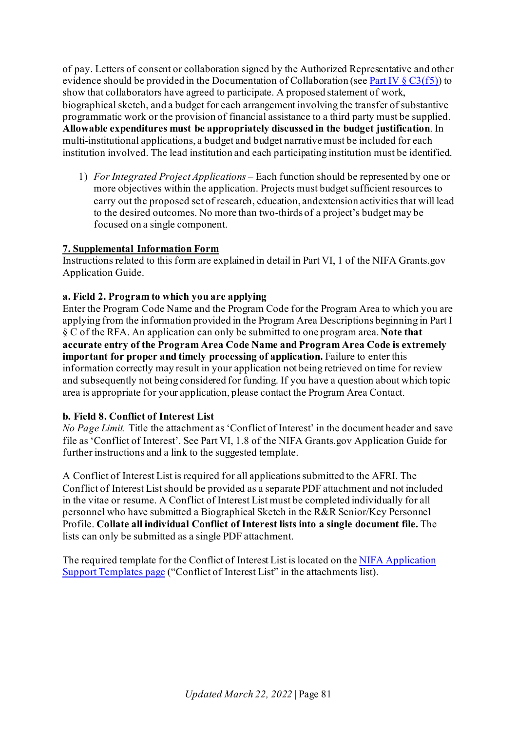of pay. Letters of consent or collaboration signed by the Authorized Representative and other evidence should be provided in the Documentation of Collaboration (see [Part IV § C3(f5)]) to show that collaborators have agreed to participate. A proposed statement of work, biographical sketch, and a budget for each arrangement involving the transfer of substantive programmatic work or the provision of financial assistance to a third party must be supplied. **Allowable expenditures must be appropriately discussed in the budget justification**. In multi-institutional applications, a budget and budget narrative must be included for each institution involved. The lead institution and each participating institution must be identified.

1) *For Integrated Project Applications* – Each function should be represented by one or more objectives within the application. Projects must budget sufficient resources to carry out the proposed set of research, education, andextension activities that will lead to the desired outcomes. No more than two-thirds of a project's budget may be focused on a single component.

**7. Supplemental Information Form**

Instructions related to this form are explained in detail in Part VI, 1 of the NIFA Grants.gov Application Guide.

**a. Field 2. Program to which you are applying**

Enter the Program Code Name and the Program Code for the Program Area to which you are applying from the information provided in the Program Area Descriptions beginning in Part I § C of the RFA. An application can only be submitted to one program area. **Note that accurate entry of the Program Area Code Name and Program Area Code is extremely important for proper and timely processing of application.** Failure to enter this information correctly may result in your application not being retrieved on time for review and subsequently not being considered for funding. If you have a question about which topic area is appropriate for your application, please contact the Program Area Contact.

**b. Field 8. Conflict of Interest List**

*No Page Limit.* Title the attachment as 'Conflict of Interest' in the document header and save file as 'Conflict of Interest'. See Part VI, 1.8 of the NIFA Grants.gov Application Guide for further instructions and a link to the suggested template.

A Conflict of Interest List is required for all applications submitted to the AFRI. The Conflict of Interest List should be provided as a separate PDF attachment and not included in the vitae or resume. A Conflict of Interest List must be completed individually for all personnel who have submitted a Biographical Sketch in the R&R Senior/Key Personnel Profile. **Collate all individual Conflict of Interest lists into a single document file.** The lists can only be submitted as a single PDF attachment.

The required template for the Conflict of Interest List is located on the [NIFA Application Support Templates page] ("Conflict of Interest List" in the attachments list).